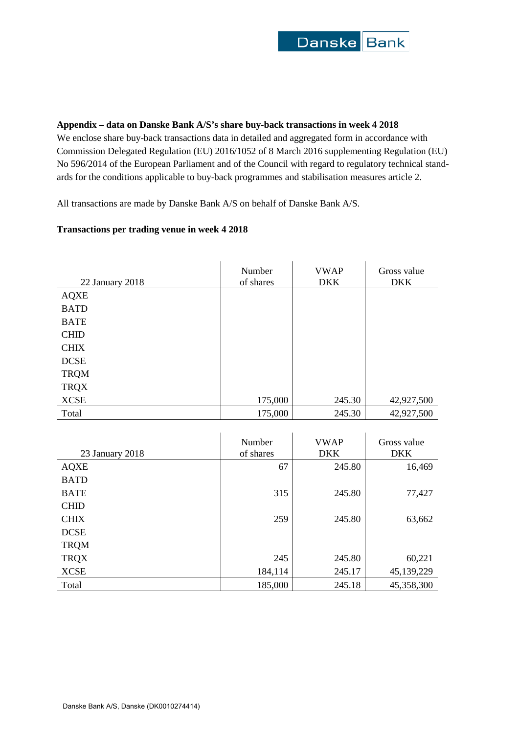**Appendix – data on Danske Bank A/S's share buy-back transactions in week 4 2018**

We enclose share buy-back transactions data in detailed and aggregated form in accordance with Commission Delegated Regulation (EU) 2016/1052 of 8 March 2016 supplementing Regulation (EU) No 596/2014 of the European Parliament and of the Council with regard to regulatory technical standards for the conditions applicable to buy-back programmes and stabilisation measures article 2.

All transactions are made by Danske Bank A/S on behalf of Danske Bank A/S.

**Transactions per trading venue in week 4 2018**

| 22 January 2018 | Number of shares | VWAP DKK | Gross value DKK |
|---|---|---|---|
| AQXE | | | |
| BATD | | | |
| BATE | | | |
| CHID | | | |
| CHIX | | | |
| DCSE | | | |
| TRQM | | | |
| TRQX | | | |
| XCSE | 175,000 | 245.30 | 42,927,500 |
| Total | 175,000 | 245.30 | 42,927,500 |

| 23 January 2018 | Number of shares | VWAP DKK | Gross value DKK |
|---|---|---|---|
| AQXE | 67 | 245.80 | 16,469 |
| BATD | | | |
| BATE | 315 | 245.80 | 77,427 |
| CHID | | | |
| CHIX | 259 | 245.80 | 63,662 |
| DCSE | | | |
| TRQM | | | |
| TRQX | 245 | 245.80 | 60,221 |
| XCSE | 184,114 | 245.17 | 45,139,229 |
| Total | 185,000 | 245.18 | 45,358,300 |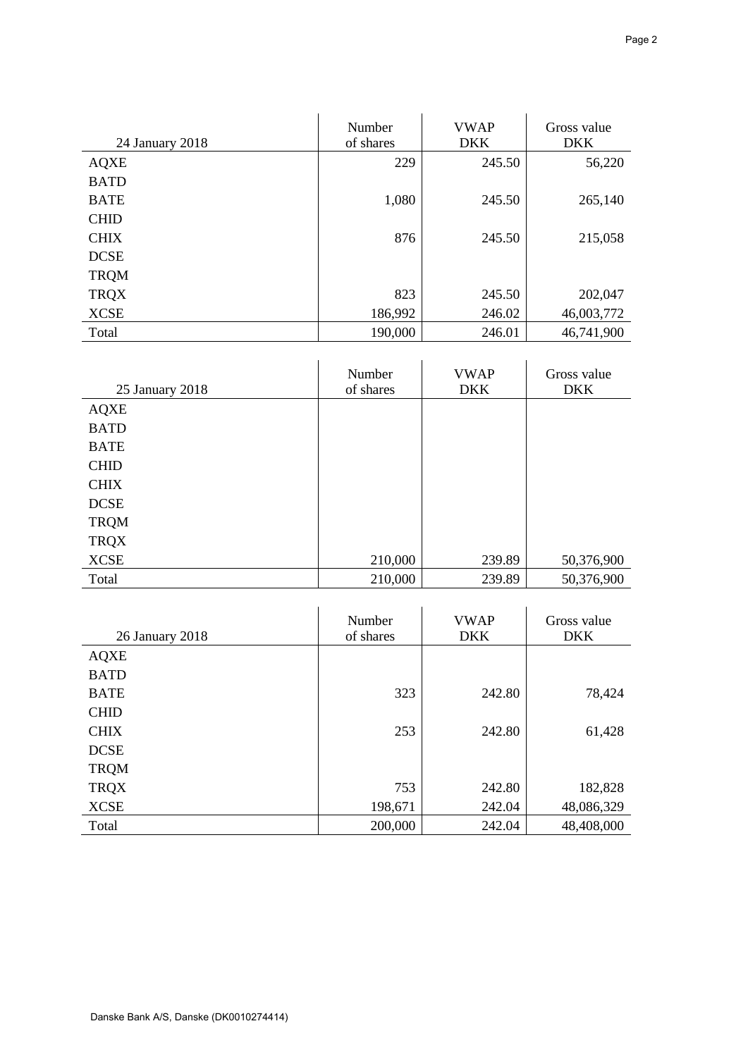| 24 January 2018 | Number of shares | VWAP DKK | Gross value DKK |
|---|---|---|---|
| AQXE | 229 | 245.50 | 56,220 |
| BATD | | | |
| BATE | 1,080 | 245.50 | 265,140 |
| CHID | | | |
| CHIX | 876 | 245.50 | 215,058 |
| DCSE | | | |
| TRQM | | | |
| TRQX | 823 | 245.50 | 202,047 |
| XCSE | 186,992 | 246.02 | 46,003,772 |
| Total | 190,000 | 246.01 | 46,741,900 |

| 25 January 2018 | Number of shares | VWAP DKK | Gross value DKK |
|---|---|---|---|
| AQXE | | | |
| BATD | | | |
| BATE | | | |
| CHID | | | |
| CHIX | | | |
| DCSE | | | |
| TRQM | | | |
| TRQX | | | |
| XCSE | 210,000 | 239.89 | 50,376,900 |
| Total | 210,000 | 239.89 | 50,376,900 |

| 26 January 2018 | Number of shares | VWAP DKK | Gross value DKK |
|---|---|---|---|
| AQXE | | | |
| BATD | | | |
| BATE | 323 | 242.80 | 78,424 |
| CHID | | | |
| CHIX | 253 | 242.80 | 61,428 |
| DCSE | | | |
| TRQM | | | |
| TRQX | 753 | 242.80 | 182,828 |
| XCSE | 198,671 | 242.04 | 48,086,329 |
| Total | 200,000 | 242.04 | 48,408,000 |

Danske Bank A/S, Danske (DK0010274414)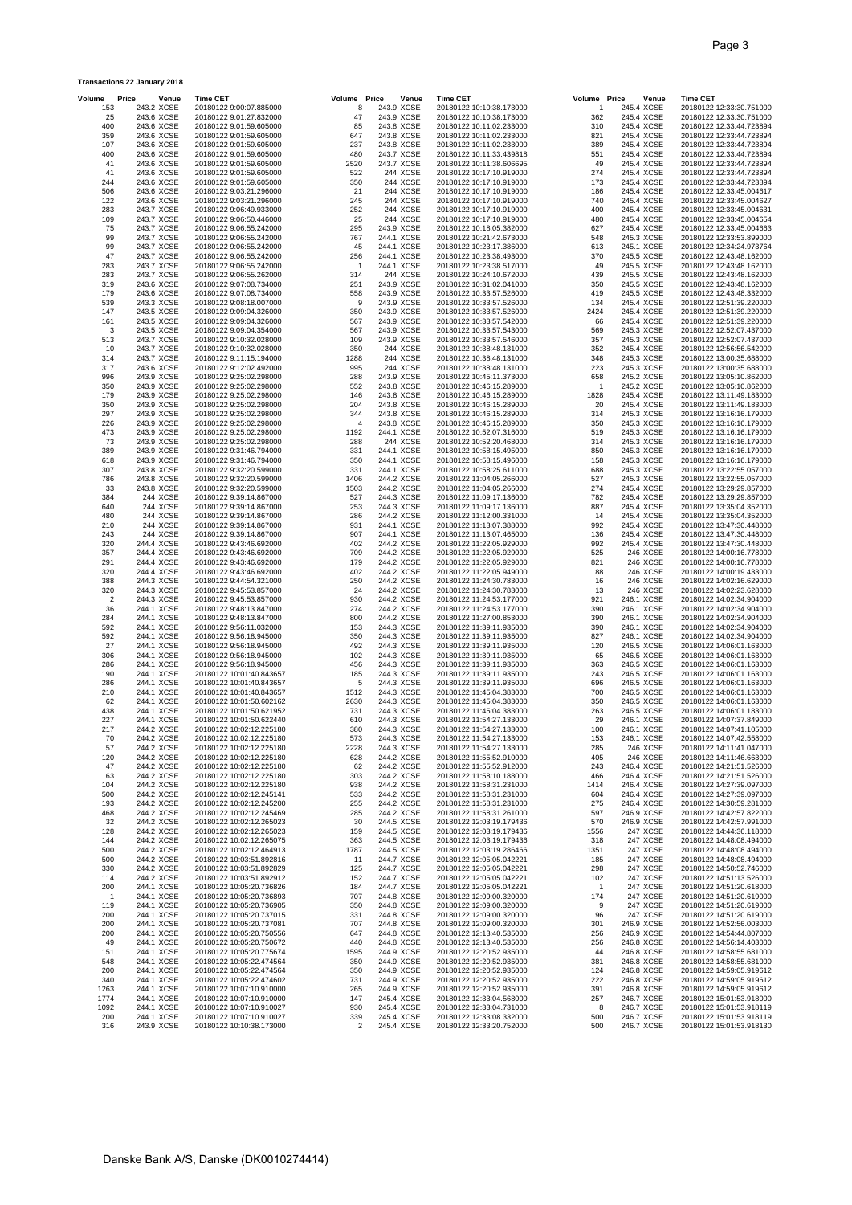**Transactions 22 January 2018**

| Volume | Price | Venue | Time CET |
|---|---|---|---|
| 153 | 243.2 | XCSE | 20180122 9:00:07.885000 |
| 25 | 243.6 | XCSE | 20180122 9:01:27.832000 |
| 400 | 243.6 | XCSE | 20180122 9:01:59.605000 |
| 359 | 243.6 | XCSE | 20180122 9:01:59.605000 |
| 107 | 243.6 | XCSE | 20180122 9:01:59.605000 |
| 400 | 243.6 | XCSE | 20180122 9:01:59.605000 |
| 41 | 243.6 | XCSE | 20180122 9:01:59.605000 |
| 41 | 243.6 | XCSE | 20180122 9:01:59.605000 |
| 244 | 243.6 | XCSE | 20180122 9:01:59.605000 |
| 506 | 243.6 | XCSE | 20180122 9:03:21.296000 |
| 122 | 243.6 | XCSE | 20180122 9:03:21.296000 |
| 283 | 243.7 | XCSE | 20180122 9:06:49.933000 |
| 109 | 243.7 | XCSE | 20180122 9:06:50.446000 |
| 75 | 243.7 | XCSE | 20180122 9:06:55.242000 |
| 99 | 243.7 | XCSE | 20180122 9:06:55.242000 |
| 99 | 243.7 | XCSE | 20180122 9:06:55.242000 |
| 47 | 243.7 | XCSE | 20180122 9:06:55.242000 |
| 283 | 243.7 | XCSE | 20180122 9:06:55.242000 |
| 283 | 243.7 | XCSE | 20180122 9:06:55.262000 |
| 319 | 243.6 | XCSE | 20180122 9:07:08.734000 |
| 179 | 243.6 | XCSE | 20180122 9:07:08.734000 |
| 539 | 243.3 | XCSE | 20180122 9:08:18.007000 |
| 147 | 243.5 | XCSE | 20180122 9:09:04.326000 |
| 161 | 243.5 | XCSE | 20180122 9:09:04.326000 |
| 3 | 243.5 | XCSE | 20180122 9:09:04.354000 |
| 513 | 243.7 | XCSE | 20180122 9:10:32.028000 |
| 10 | 243.7 | XCSE | 20180122 9:10:32.028000 |
| 314 | 243.7 | XCSE | 20180122 9:11:15.194000 |
| 317 | 243.6 | XCSE | 20180122 9:12:02.492000 |
| 996 | 243.9 | XCSE | 20180122 9:25:02.298000 |
| 350 | 243.9 | XCSE | 20180122 9:25:02.298000 |
| 179 | 243.9 | XCSE | 20180122 9:25:02.298000 |
| 350 | 243.9 | XCSE | 20180122 9:25:02.298000 |
| 297 | 243.9 | XCSE | 20180122 9:25:02.298000 |
| 226 | 243.9 | XCSE | 20180122 9:25:02.298000 |
| 473 | 243.9 | XCSE | 20180122 9:25:02.298000 |
| 73 | 243.9 | XCSE | 20180122 9:25:02.298000 |
| 389 | 243.9 | XCSE | 20180122 9:31:46.794000 |
| 618 | 243.9 | XCSE | 20180122 9:31:46.794000 |
| 307 | 243.8 | XCSE | 20180122 9:32:20.599000 |
| 786 | 243.8 | XCSE | 20180122 9:32:20.599000 |
| 33 | 243.8 | XCSE | 20180122 9:32:20.599000 |
| 384 | 244 | XCSE | 20180122 9:39:14.867000 |
| 640 | 244 | XCSE | 20180122 9:39:14.867000 |
| 480 | 244 | XCSE | 20180122 9:39:14.867000 |
| 210 | 244 | XCSE | 20180122 9:39:14.867000 |
| 243 | 244 | XCSE | 20180122 9:39:14.867000 |
| 320 | 244.4 | XCSE | 20180122 9:43:46.692000 |
| 357 | 244.4 | XCSE | 20180122 9:43:46.692000 |
| 291 | 244.4 | XCSE | 20180122 9:43:46.692000 |
| 320 | 244.4 | XCSE | 20180122 9:43:46.692000 |
| 388 | 244.3 | XCSE | 20180122 9:44:54.321000 |
| 320 | 244.3 | XCSE | 20180122 9:45:53.857000 |
| 2 | 244.3 | XCSE | 20180122 9:45:53.857000 |
| 36 | 244.1 | XCSE | 20180122 9:48:13.847000 |
| 284 | 244.1 | XCSE | 20180122 9:48:13.847000 |
| 592 | 244.1 | XCSE | 20180122 9:56:11.032000 |
| 592 | 244.1 | XCSE | 20180122 9:56:18.945000 |
| 27 | 244.1 | XCSE | 20180122 9:56:18.945000 |
| 306 | 244.1 | XCSE | 20180122 9:56:18.945000 |
| 286 | 244.1 | XCSE | 20180122 9:56:18.945000 |
| 190 | 244.1 | XCSE | 20180122 10:01:40.843657 |
| 286 | 244.1 | XCSE | 20180122 10:01:40.843657 |
| 210 | 244.1 | XCSE | 20180122 10:01:40.843657 |
| 62 | 244.1 | XCSE | 20180122 10:01:50.602162 |
| 438 | 244.1 | XCSE | 20180122 10:01:50.621952 |
| 227 | 244.1 | XCSE | 20180122 10:01:50.622440 |
| 217 | 244.2 | XCSE | 20180122 10:02:12.225180 |
| 70 | 244.2 | XCSE | 20180122 10:02:12.225180 |
| 57 | 244.2 | XCSE | 20180122 10:02:12.225180 |
| 120 | 244.2 | XCSE | 20180122 10:02:12.225180 |
| 47 | 244.2 | XCSE | 20180122 10:02:12.225180 |
| 63 | 244.2 | XCSE | 20180122 10:02:12.225180 |
| 104 | 244.2 | XCSE | 20180122 10:02:12.225180 |
| 500 | 244.2 | XCSE | 20180122 10:02:12.245141 |
| 193 | 244.2 | XCSE | 20180122 10:02:12.245200 |
| 468 | 244.2 | XCSE | 20180122 10:02:12.245469 |
| 32 | 244.2 | XCSE | 20180122 10:02:12.265023 |
| 128 | 244.2 | XCSE | 20180122 10:02:12.265023 |
| 144 | 244.2 | XCSE | 20180122 10:02:12.265075 |
| 500 | 244.2 | XCSE | 20180122 10:02:12.464913 |
| 500 | 244.2 | XCSE | 20180122 10:03:51.892816 |
| 330 | 244.2 | XCSE | 20180122 10:03:51.892829 |
| 114 | 244.2 | XCSE | 20180122 10:03:51.892912 |
| 200 | 244.1 | XCSE | 20180122 10:05:20.736826 |
| 1 | 244.1 | XCSE | 20180122 10:05:20.736893 |
| 119 | 244.1 | XCSE | 20180122 10:05:20.736905 |
| 200 | 244.1 | XCSE | 20180122 10:05:20.737015 |
| 200 | 244.1 | XCSE | 20180122 10:05:20.737081 |
| 200 | 244.1 | XCSE | 20180122 10:05:20.750556 |
| 49 | 244.1 | XCSE | 20180122 10:05:20.750672 |
| 151 | 244.1 | XCSE | 20180122 10:05:20.775674 |
| 548 | 244.1 | XCSE | 20180122 10:05:22.474564 |
| 200 | 244.1 | XCSE | 20180122 10:05:22.474564 |
| 340 | 244.1 | XCSE | 20180122 10:05:22.474602 |
| 1263 | 244.1 | XCSE | 20180122 10:07:10.910000 |
| 1774 | 244.1 | XCSE | 20180122 10:07:10.910000 |
| 1092 | 244.1 | XCSE | 20180122 10:07:10.910027 |
| 200 | 244.1 | XCSE | 20180122 10:07:10.910027 |
| 316 | 243.9 | XCSE | 20180122 10:10:38.173000 |
| 8 | 243.9 | XCSE | 20180122 10:10:38.173000 |
| 47 | 243.9 | XCSE | 20180122 10:10:38.173000 |
| 85 | 243.8 | XCSE | 20180122 10:11:02.233000 |
| 647 | 243.8 | XCSE | 20180122 10:11:02.233000 |
| 237 | 243.8 | XCSE | 20180122 10:11:02.233000 |
| 480 | 243.7 | XCSE | 20180122 10:11:33.439818 |
| 2520 | 243.7 | XCSE | 20180122 10:11:38.606695 |
| 522 | 244 | XCSE | 20180122 10:17:10.919000 |
| 350 | 244 | XCSE | 20180122 10:17:10.919000 |
| 21 | 244 | XCSE | 20180122 10:17:10.919000 |
| 245 | 244 | XCSE | 20180122 10:17:10.919000 |
| 252 | 244 | XCSE | 20180122 10:17:10.919000 |
| 25 | 244 | XCSE | 20180122 10:17:10.919000 |
| 295 | 243.9 | XCSE | 20180122 10:18:05.382000 |
| 767 | 244.1 | XCSE | 20180122 10:21:42.673000 |
| 45 | 244.1 | XCSE | 20180122 10:23:17.386000 |
| 256 | 244.1 | XCSE | 20180122 10:23:38.493000 |
| 1 | 244.1 | XCSE | 20180122 10:23:38.517000 |
| 314 | 244 | XCSE | 20180122 10:24:10.672000 |
| 251 | 243.9 | XCSE | 20180122 10:31:02.041000 |
| 558 | 243.9 | XCSE | 20180122 10:33:57.526000 |
| 9 | 243.9 | XCSE | 20180122 10:33:57.526000 |
| 350 | 243.9 | XCSE | 20180122 10:33:57.526000 |
| 567 | 243.9 | XCSE | 20180122 10:33:57.542000 |
| 567 | 243.9 | XCSE | 20180122 10:33:57.543000 |
| 109 | 243.9 | XCSE | 20180122 10:33:57.546000 |
| 350 | 244 | XCSE | 20180122 10:38:48.131000 |
| 1288 | 244 | XCSE | 20180122 10:38:48.131000 |
| 995 | 244 | XCSE | 20180122 10:38:48.131000 |
| 288 | 243.9 | XCSE | 20180122 10:45:11.373000 |
| 552 | 243.8 | XCSE | 20180122 10:46:15.289000 |
| 146 | 243.8 | XCSE | 20180122 10:46:15.289000 |
| 204 | 243.8 | XCSE | 20180122 10:46:15.289000 |
| 344 | 243.8 | XCSE | 20180122 10:46:15.289000 |
| 4 | 243.8 | XCSE | 20180122 10:46:15.289000 |
| 1192 | 244.1 | XCSE | 20180122 10:52:07.316000 |
| 288 | 244 | XCSE | 20180122 10:52:20.468000 |
| 331 | 244.1 | XCSE | 20180122 10:58:15.495000 |
| 350 | 244.1 | XCSE | 20180122 10:58:15.496000 |
| 331 | 244.1 | XCSE | 20180122 10:58:25.611000 |
| 1406 | 244.2 | XCSE | 20180122 11:04:05.266000 |
| 1503 | 244.2 | XCSE | 20180122 11:04:05.266000 |
| 527 | 244.3 | XCSE | 20180122 11:09:17.136000 |
| 253 | 244.3 | XCSE | 20180122 11:09:17.136000 |
| 286 | 244.2 | XCSE | 20180122 11:12:00.331000 |
| 931 | 244.1 | XCSE | 20180122 11:13:07.388000 |
| 907 | 244.1 | XCSE | 20180122 11:13:07.465000 |
| 402 | 244.2 | XCSE | 20180122 11:22:05.929000 |
| 709 | 244.2 | XCSE | 20180122 11:22:05.929000 |
| 179 | 244.2 | XCSE | 20180122 11:22:05.929000 |
| 402 | 244.2 | XCSE | 20180122 11:22:05.949000 |
| 250 | 244.2 | XCSE | 20180122 11:24:30.783000 |
| 24 | 244.2 | XCSE | 20180122 11:24:30.783000 |
| 930 | 244.2 | XCSE | 20180122 11:24:53.177000 |
| 274 | 244.2 | XCSE | 20180122 11:24:53.177000 |
| 800 | 244.2 | XCSE | 20180122 11:27:00.853000 |
| 153 | 244.3 | XCSE | 20180122 11:39:11.935000 |
| 350 | 244.3 | XCSE | 20180122 11:39:11.935000 |
| 492 | 244.3 | XCSE | 20180122 11:39:11.935000 |
| 102 | 244.3 | XCSE | 20180122 11:39:11.935000 |
| 456 | 244.3 | XCSE | 20180122 11:39:11.935000 |
| 185 | 244.3 | XCSE | 20180122 11:39:11.935000 |
| 5 | 244.3 | XCSE | 20180122 11:39:11.935000 |
| 1512 | 244.3 | XCSE | 20180122 11:45:04.383000 |
| 2630 | 244.3 | XCSE | 20180122 11:45:04.383000 |
| 731 | 244.3 | XCSE | 20180122 11:45:04.383000 |
| 610 | 244.3 | XCSE | 20180122 11:54:27.133000 |
| 380 | 244.3 | XCSE | 20180122 11:54:27.133000 |
| 573 | 244.3 | XCSE | 20180122 11:54:27.133000 |
| 2228 | 244.3 | XCSE | 20180122 11:54:27.133000 |
| 628 | 244.2 | XCSE | 20180122 11:55:52.910000 |
| 62 | 244.2 | XCSE | 20180122 11:55:52.912000 |
| 303 | 244.2 | XCSE | 20180122 11:58:10.188000 |
| 938 | 244.2 | XCSE | 20180122 11:58:31.231000 |
| 533 | 244.2 | XCSE | 20180122 11:58:31.231000 |
| 255 | 244.2 | XCSE | 20180122 11:58:31.231000 |
| 285 | 244.2 | XCSE | 20180122 11:58:31.261000 |
| 30 | 244.5 | XCSE | 20180122 12:03:19.179436 |
| 159 | 244.5 | XCSE | 20180122 12:03:19.179436 |
| 363 | 244.5 | XCSE | 20180122 12:03:19.179436 |
| 1787 | 244.5 | XCSE | 20180122 12:03:19.286466 |
| 11 | 244.7 | XCSE | 20180122 12:05:05.042221 |
| 125 | 244.7 | XCSE | 20180122 12:05:05.042221 |
| 152 | 244.7 | XCSE | 20180122 12:05:05.042221 |
| 184 | 244.7 | XCSE | 20180122 12:05:05.042221 |
| 707 | 244.8 | XCSE | 20180122 12:09:00.320000 |
| 350 | 244.8 | XCSE | 20180122 12:09:00.320000 |
| 331 | 244.8 | XCSE | 20180122 12:09:00.320000 |
| 707 | 244.8 | XCSE | 20180122 12:09:00.320000 |
| 647 | 244.8 | XCSE | 20180122 12:13:40.535000 |
| 440 | 244.8 | XCSE | 20180122 12:13:40.535000 |
| 1595 | 244.9 | XCSE | 20180122 12:20:52.935000 |
| 350 | 244.9 | XCSE | 20180122 12:20:52.935000 |
| 350 | 244.9 | XCSE | 20180122 12:20:52.935000 |
| 731 | 244.9 | XCSE | 20180122 12:20:52.935000 |
| 265 | 244.9 | XCSE | 20180122 12:20:52.935000 |
| 147 | 245.4 | XCSE | 20180122 12:33:04.568000 |
| 930 | 245.4 | XCSE | 20180122 12:33:04.731000 |
| 339 | 245.4 | XCSE | 20180122 12:33:08.332000 |
| 2 | 245.4 | XCSE | 20180122 12:33:20.752000 |
| 1 | 245.4 | XCSE | 20180122 12:33:30.751000 |
| 362 | 245.4 | XCSE | 20180122 12:33:30.751000 |
| 310 | 245.4 | XCSE | 20180122 12:33:44.723894 |
| 821 | 245.4 | XCSE | 20180122 12:33:44.723894 |
| 389 | 245.4 | XCSE | 20180122 12:33:44.723894 |
| 551 | 245.4 | XCSE | 20180122 12:33:44.723894 |
| 49 | 245.4 | XCSE | 20180122 12:33:44.723894 |
| 274 | 245.4 | XCSE | 20180122 12:33:44.723894 |
| 173 | 245.4 | XCSE | 20180122 12:33:44.723894 |
| 186 | 245.4 | XCSE | 20180122 12:33:45.004617 |
| 740 | 245.4 | XCSE | 20180122 12:33:45.004627 |
| 400 | 245.4 | XCSE | 20180122 12:33:45.004631 |
| 480 | 245.4 | XCSE | 20180122 12:33:45.004654 |
| 627 | 245.4 | XCSE | 20180122 12:33:45.004663 |
| 548 | 245.3 | XCSE | 20180122 12:33:53.899000 |
| 613 | 245.1 | XCSE | 20180122 12:34:24.973764 |
| 370 | 245.5 | XCSE | 20180122 12:43:48.162000 |
| 49 | 245.5 | XCSE | 20180122 12:43:48.162000 |
| 439 | 245.5 | XCSE | 20180122 12:43:48.162000 |
| 350 | 245.5 | XCSE | 20180122 12:43:48.162000 |
| 419 | 245.5 | XCSE | 20180122 12:43:48.332000 |
| 134 | 245.4 | XCSE | 20180122 12:51:39.220000 |
| 2424 | 245.4 | XCSE | 20180122 12:51:39.220000 |
| 66 | 245.4 | XCSE | 20180122 12:51:39.220000 |
| 569 | 245.3 | XCSE | 20180122 12:52:07.437000 |
| 357 | 245.3 | XCSE | 20180122 12:52:07.437000 |
| 352 | 245.4 | XCSE | 20180122 12:56:56.542000 |
| 348 | 245.3 | XCSE | 20180122 13:00:35.688000 |
| 223 | 245.3 | XCSE | 20180122 13:00:35.688000 |
| 658 | 245.2 | XCSE | 20180122 13:05:10.862000 |
| 1 | 245.2 | XCSE | 20180122 13:05:10.862000 |
| 1828 | 245.4 | XCSE | 20180122 13:11:49.183000 |
| 20 | 245.4 | XCSE | 20180122 13:11:49.183000 |
| 314 | 245.3 | XCSE | 20180122 13:16:16.179000 |
| 350 | 245.3 | XCSE | 20180122 13:16:16.179000 |
| 519 | 245.3 | XCSE | 20180122 13:16:16.179000 |
| 314 | 245.3 | XCSE | 20180122 13:16:16.179000 |
| 850 | 245.3 | XCSE | 20180122 13:16:16.179000 |
| 158 | 245.3 | XCSE | 20180122 13:16:16.179000 |
| 688 | 245.3 | XCSE | 20180122 13:22:55.057000 |
| 527 | 245.3 | XCSE | 20180122 13:22:55.057000 |
| 274 | 245.4 | XCSE | 20180122 13:29:29.857000 |
| 782 | 245.4 | XCSE | 20180122 13:29:29.857000 |
| 887 | 245.4 | XCSE | 20180122 13:35:04.352000 |
| 14 | 245.4 | XCSE | 20180122 13:35:04.352000 |
| 992 | 245.4 | XCSE | 20180122 13:47:30.448000 |
| 136 | 245.4 | XCSE | 20180122 13:47:30.448000 |
| 992 | 245.4 | XCSE | 20180122 13:47:30.448000 |
| 525 | 246 | XCSE | 20180122 14:00:16.778000 |
| 821 | 246 | XCSE | 20180122 14:00:16.778000 |
| 88 | 246 | XCSE | 20180122 14:00:19.433000 |
| 16 | 246 | XCSE | 20180122 14:02:16.629000 |
| 13 | 246 | XCSE | 20180122 14:02:23.628000 |
| 921 | 246.1 | XCSE | 20180122 14:02:34.904000 |
| 390 | 246.1 | XCSE | 20180122 14:02:34.904000 |
| 390 | 246.1 | XCSE | 20180122 14:02:34.904000 |
| 390 | 246.1 | XCSE | 20180122 14:02:34.904000 |
| 827 | 246.1 | XCSE | 20180122 14:02:34.904000 |
| 120 | 246.5 | XCSE | 20180122 14:06:01.163000 |
| 65 | 246.5 | XCSE | 20180122 14:06:01.163000 |
| 363 | 246.5 | XCSE | 20180122 14:06:01.163000 |
| 243 | 246.5 | XCSE | 20180122 14:06:01.163000 |
| 696 | 246.5 | XCSE | 20180122 14:06:01.163000 |
| 700 | 246.5 | XCSE | 20180122 14:06:01.163000 |
| 350 | 246.5 | XCSE | 20180122 14:06:01.163000 |
| 263 | 246.5 | XCSE | 20180122 14:06:01.183000 |
| 29 | 246.1 | XCSE | 20180122 14:07:37.849000 |
| 100 | 246.1 | XCSE | 20180122 14:07:41.105000 |
| 153 | 246.1 | XCSE | 20180122 14:07:42.558000 |
| 285 | 246 | XCSE | 20180122 14:11:41.047000 |
| 405 | 246 | XCSE | 20180122 14:11:46.663000 |
| 243 | 246.4 | XCSE | 20180122 14:21:51.526000 |
| 466 | 246.4 | XCSE | 20180122 14:21:51.526000 |
| 1414 | 246.4 | XCSE | 20180122 14:27:39.097000 |
| 604 | 246.4 | XCSE | 20180122 14:27:39.097000 |
| 275 | 246.4 | XCSE | 20180122 14:30:59.281000 |
| 597 | 246.9 | XCSE | 20180122 14:42:57.822000 |
| 570 | 246.9 | XCSE | 20180122 14:42:57.991000 |
| 1556 | 247 | XCSE | 20180122 14:44:36.118000 |
| 318 | 247 | XCSE | 20180122 14:48:08.494000 |
| 1351 | 247 | XCSE | 20180122 14:48:08.494000 |
| 185 | 247 | XCSE | 20180122 14:48:08.494000 |
| 298 | 247 | XCSE | 20180122 14:50:52.746000 |
| 102 | 247 | XCSE | 20180122 14:51:13.526000 |
| 1 | 247 | XCSE | 20180122 14:51:20.618000 |
| 174 | 247 | XCSE | 20180122 14:51:20.619000 |
| 9 | 247 | XCSE | 20180122 14:51:20.619000 |
| 96 | 247 | XCSE | 20180122 14:51:20.619000 |
| 301 | 246.9 | XCSE | 20180122 14:52:56.003000 |
| 256 | 246.9 | XCSE | 20180122 14:54:44.807000 |
| 256 | 246.8 | XCSE | 20180122 14:56:14.403000 |
| 44 | 246.8 | XCSE | 20180122 14:58:55.681000 |
| 381 | 246.8 | XCSE | 20180122 14:58:55.681000 |
| 124 | 246.8 | XCSE | 20180122 14:59:05.919612 |
| 222 | 246.8 | XCSE | 20180122 14:59:05.919612 |
| 391 | 246.8 | XCSE | 20180122 14:59:05.919612 |
| 257 | 246.7 | XCSE | 20180122 15:01:53.918000 |
| 8 | 246.7 | XCSE | 20180122 15:01:53.918119 |
| 500 | 246.7 | XCSE | 20180122 15:01:53.918119 |
| 500 | 246.7 | XCSE | 20180122 15:01:53.918130 |

Danske Bank A/S, Danske (DK0010274414)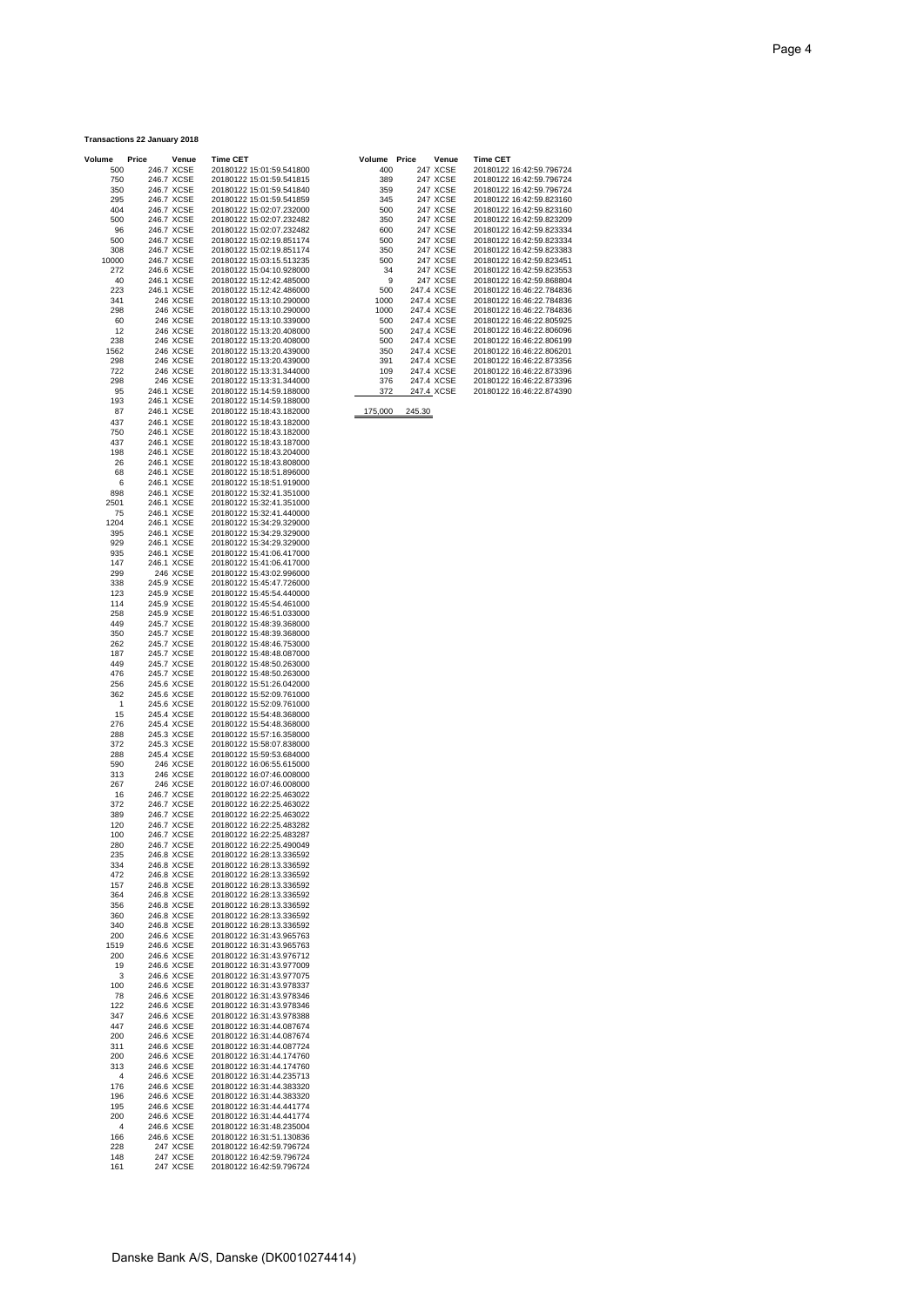**Transactions 22 January 2018**

| Volume | Price | Venue | Time CET |
|---|---|---|---|
| 500 | 246.7 | XCSE | 20180122 15:01:59.541800 |
| 750 | 246.7 | XCSE | 20180122 15:01:59.541815 |
| 350 | 246.7 | XCSE | 20180122 15:01:59.541840 |
| 295 | 246.7 | XCSE | 20180122 15:01:59.541859 |
| 404 | 246.7 | XCSE | 20180122 15:02:07.232000 |
| 500 | 246.7 | XCSE | 20180122 15:02:07.232482 |
| 96 | 246.7 | XCSE | 20180122 15:02:07.232482 |
| 500 | 246.7 | XCSE | 20180122 15:02:19.851174 |
| 308 | 246.7 | XCSE | 20180122 15:02:19.851174 |
| 10000 | 246.7 | XCSE | 20180122 15:03:15.513235 |
| 272 | 246.6 | XCSE | 20180122 15:04:10.928000 |
| 40 | 246.1 | XCSE | 20180122 15:12:42.485000 |
| 223 | 246.1 | XCSE | 20180122 15:12:42.486000 |
| 341 | 246 | XCSE | 20180122 15:13:10.290000 |
| 298 | 246 | XCSE | 20180122 15:13:10.290000 |
| 60 | 246 | XCSE | 20180122 15:13:10.339000 |
| 12 | 246 | XCSE | 20180122 15:13:20.408000 |
| 238 | 246 | XCSE | 20180122 15:13:20.408000 |
| 1562 | 246 | XCSE | 20180122 15:13:20.439000 |
| 298 | 246 | XCSE | 20180122 15:13:20.439000 |
| 722 | 246 | XCSE | 20180122 15:13:31.344000 |
| 298 | 246 | XCSE | 20180122 15:13:31.344000 |
| 95 | 246.1 | XCSE | 20180122 15:14:59.188000 |
| 193 | 246.1 | XCSE | 20180122 15:14:59.188000 |
| 87 | 246.1 | XCSE | 20180122 15:18:43.182000 |
| 437 | 246.1 | XCSE | 20180122 15:18:43.182000 |
| 750 | 246.1 | XCSE | 20180122 15:18:43.182000 |
| 437 | 246.1 | XCSE | 20180122 15:18:43.187000 |
| 198 | 246.1 | XCSE | 20180122 15:18:43.204000 |
| 26 | 246.1 | XCSE | 20180122 15:18:43.808000 |
| 68 | 246.1 | XCSE | 20180122 15:18:51.896000 |
| 6 | 246.1 | XCSE | 20180122 15:18:51.919000 |
| 898 | 246.1 | XCSE | 20180122 15:32:41.351000 |
| 2501 | 246.1 | XCSE | 20180122 15:32:41.351000 |
| 75 | 246.1 | XCSE | 20180122 15:32:41.440000 |
| 1204 | 246.1 | XCSE | 20180122 15:34:29.329000 |
| 395 | 246.1 | XCSE | 20180122 15:34:29.329000 |
| 929 | 246.1 | XCSE | 20180122 15:34:29.329000 |
| 935 | 246.1 | XCSE | 20180122 15:41:06.417000 |
| 147 | 246.1 | XCSE | 20180122 15:41:06.417000 |
| 299 | 246 | XCSE | 20180122 15:43:02.996000 |
| 338 | 245.9 | XCSE | 20180122 15:45:47.726000 |
| 123 | 245.9 | XCSE | 20180122 15:45:54.440000 |
| 114 | 245.9 | XCSE | 20180122 15:45:54.461000 |
| 258 | 245.9 | XCSE | 20180122 15:46:51.033000 |
| 449 | 245.7 | XCSE | 20180122 15:48:39.368000 |
| 350 | 245.7 | XCSE | 20180122 15:48:39.368000 |
| 262 | 245.7 | XCSE | 20180122 15:48:46.753000 |
| 187 | 245.7 | XCSE | 20180122 15:48:48.087000 |
| 449 | 245.7 | XCSE | 20180122 15:48:50.263000 |
| 476 | 245.7 | XCSE | 20180122 15:48:50.263000 |
| 256 | 245.6 | XCSE | 20180122 15:51:26.042000 |
| 362 | 245.6 | XCSE | 20180122 15:52:09.761000 |
| 1 | 245.6 | XCSE | 20180122 15:52:09.761000 |
| 15 | 245.4 | XCSE | 20180122 15:54:48.368000 |
| 276 | 245.4 | XCSE | 20180122 15:54:48.368000 |
| 288 | 245.3 | XCSE | 20180122 15:57:16.358000 |
| 372 | 245.3 | XCSE | 20180122 15:58:07.838000 |
| 288 | 245.4 | XCSE | 20180122 15:59:53.684000 |
| 590 | 246 | XCSE | 20180122 16:06:55.615000 |
| 313 | 246 | XCSE | 20180122 16:07:46.008000 |
| 267 | 246 | XCSE | 20180122 16:07:46.008000 |
| 16 | 246.7 | XCSE | 20180122 16:22:25.463022 |
| 372 | 246.7 | XCSE | 20180122 16:22:25.463022 |
| 389 | 246.7 | XCSE | 20180122 16:22:25.463022 |
| 120 | 246.7 | XCSE | 20180122 16:22:25.483282 |
| 100 | 246.7 | XCSE | 20180122 16:22:25.483287 |
| 280 | 246.7 | XCSE | 20180122 16:22:25.490049 |
| 235 | 246.8 | XCSE | 20180122 16:28:13.336592 |
| 334 | 246.8 | XCSE | 20180122 16:28:13.336592 |
| 472 | 246.8 | XCSE | 20180122 16:28:13.336592 |
| 157 | 246.8 | XCSE | 20180122 16:28:13.336592 |
| 364 | 246.8 | XCSE | 20180122 16:28:13.336592 |
| 356 | 246.8 | XCSE | 20180122 16:28:13.336592 |
| 360 | 246.8 | XCSE | 20180122 16:28:13.336592 |
| 340 | 246.8 | XCSE | 20180122 16:28:13.336592 |
| 200 | 246.6 | XCSE | 20180122 16:31:43.965763 |
| 1519 | 246.6 | XCSE | 20180122 16:31:43.965763 |
| 200 | 246.6 | XCSE | 20180122 16:31:43.976712 |
| 19 | 246.6 | XCSE | 20180122 16:31:43.977009 |
| 3 | 246.6 | XCSE | 20180122 16:31:43.977075 |
| 100 | 246.6 | XCSE | 20180122 16:31:43.978337 |
| 78 | 246.6 | XCSE | 20180122 16:31:43.978346 |
| 122 | 246.6 | XCSE | 20180122 16:31:43.978346 |
| 347 | 246.6 | XCSE | 20180122 16:31:43.978388 |
| 447 | 246.6 | XCSE | 20180122 16:31:44.087674 |
| 200 | 246.6 | XCSE | 20180122 16:31:44.087674 |
| 311 | 246.6 | XCSE | 20180122 16:31:44.087724 |
| 200 | 246.6 | XCSE | 20180122 16:31:44.174760 |
| 313 | 246.6 | XCSE | 20180122 16:31:44.174760 |
| 4 | 246.6 | XCSE | 20180122 16:31:44.235713 |
| 176 | 246.6 | XCSE | 20180122 16:31:44.383320 |
| 196 | 246.6 | XCSE | 20180122 16:31:44.383320 |
| 195 | 246.6 | XCSE | 20180122 16:31:44.441774 |
| 200 | 246.6 | XCSE | 20180122 16:31:44.441774 |
| 4 | 246.6 | XCSE | 20180122 16:31:48.235004 |
| 166 | 246.6 | XCSE | 20180122 16:31:51.130836 |
| 228 | 247 | XCSE | 20180122 16:42:59.796724 |
| 148 | 247 | XCSE | 20180122 16:42:59.796724 |
| 161 | 247 | XCSE | 20180122 16:42:59.796724 |
| 400 | 247 | XCSE | 20180122 16:42:59.796724 |
| 389 | 247 | XCSE | 20180122 16:42:59.796724 |
| 359 | 247 | XCSE | 20180122 16:42:59.796724 |
| 345 | 247 | XCSE | 20180122 16:42:59.823160 |
| 500 | 247 | XCSE | 20180122 16:42:59.823160 |
| 350 | 247 | XCSE | 20180122 16:42:59.823209 |
| 600 | 247 | XCSE | 20180122 16:42:59.823334 |
| 500 | 247 | XCSE | 20180122 16:42:59.823334 |
| 350 | 247 | XCSE | 20180122 16:42:59.823383 |
| 500 | 247 | XCSE | 20180122 16:42:59.823451 |
| 34 | 247 | XCSE | 20180122 16:42:59.823553 |
| 9 | 247 | XCSE | 20180122 16:42:59.868804 |
| 500 | 247.4 | XCSE | 20180122 16:46:22.784836 |
| 1000 | 247.4 | XCSE | 20180122 16:46:22.784836 |
| 1000 | 247.4 | XCSE | 20180122 16:46:22.784836 |
| 500 | 247.4 | XCSE | 20180122 16:46:22.805925 |
| 500 | 247.4 | XCSE | 20180122 16:46:22.806096 |
| 500 | 247.4 | XCSE | 20180122 16:46:22.806199 |
| 350 | 247.4 | XCSE | 20180122 16:46:22.806201 |
| 391 | 247.4 | XCSE | 20180122 16:46:22.873356 |
| 109 | 247.4 | XCSE | 20180122 16:46:22.873396 |
| 376 | 247.4 | XCSE | 20180122 16:46:22.873396 |
| 372 | 247.4 | XCSE | 20180122 16:46:22.874390 |
| 175,000 | 245.30 | | |

Danske Bank A/S, Danske (DK0010274414)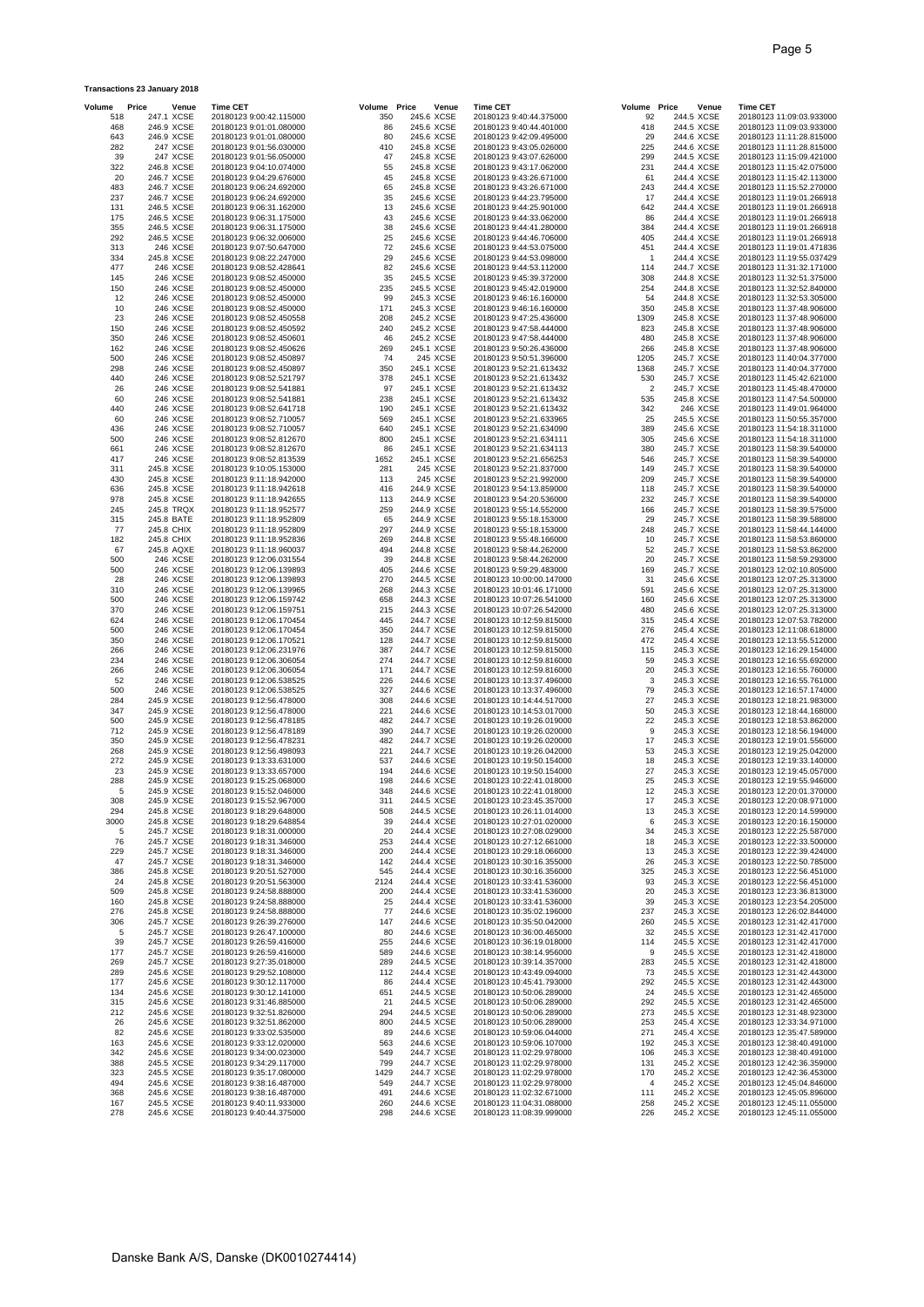**Transactions 23 January 2018**

| Volume | Price | Venue | Time CET |
|---|---|---|---|
| 518 | 247.1 | XCSE | 20180123 9:00:42.115000 |
| 468 | 246.9 | XCSE | 20180123 9:01:01.080000 |
| 643 | 246.9 | XCSE | 20180123 9:01:01.080000 |
| 282 | 247 | XCSE | 20180123 9:01:56.030000 |
| 39 | 247 | XCSE | 20180123 9:01:56.050000 |
| 322 | 246.8 | XCSE | 20180123 9:04:10.074000 |
| 20 | 246.7 | XCSE | 20180123 9:04:29.676000 |
| 483 | 246.7 | XCSE | 20180123 9:06:24.692000 |
| 237 | 246.7 | XCSE | 20180123 9:06:24.692000 |
| 131 | 246.5 | XCSE | 20180123 9:06:31.162000 |
| 175 | 246.5 | XCSE | 20180123 9:06:31.175000 |
| 355 | 246.5 | XCSE | 20180123 9:06:31.175000 |
| 292 | 246.5 | XCSE | 20180123 9:06:32.006000 |
| 313 | 246 | XCSE | 20180123 9:07:50.647000 |
| 334 | 245.8 | XCSE | 20180123 9:08:22.247000 |
| 477 | 246 | XCSE | 20180123 9:08:52.428641 |
| 145 | 246 | XCSE | 20180123 9:08:52.450000 |
| 150 | 246 | XCSE | 20180123 9:08:52.450000 |
| 12 | 246 | XCSE | 20180123 9:08:52.450000 |
| 10 | 246 | XCSE | 20180123 9:08:52.450000 |
| 23 | 246 | XCSE | 20180123 9:08:52.450558 |
| 150 | 246 | XCSE | 20180123 9:08:52.450592 |
| 350 | 246 | XCSE | 20180123 9:08:52.450601 |
| 162 | 246 | XCSE | 20180123 9:08:52.450626 |
| 500 | 246 | XCSE | 20180123 9:08:52.450897 |
| 298 | 246 | XCSE | 20180123 9:08:52.450897 |
| 440 | 246 | XCSE | 20180123 9:08:52.521797 |
| 26 | 246 | XCSE | 20180123 9:08:52.541881 |
| 60 | 246 | XCSE | 20180123 9:08:52.541881 |
| 440 | 246 | XCSE | 20180123 9:08:52.641718 |
| 60 | 246 | XCSE | 20180123 9:08:52.710057 |
| 436 | 246 | XCSE | 20180123 9:08:52.710057 |
| 500 | 246 | XCSE | 20180123 9:08:52.812670 |
| 661 | 246 | XCSE | 20180123 9:08:52.812670 |
| 417 | 246 | XCSE | 20180123 9:08:52.813539 |
| 311 | 245.8 | XCSE | 20180123 9:10:05.153000 |
| 430 | 245.8 | XCSE | 20180123 9:11:18.942000 |
| 636 | 245.8 | XCSE | 20180123 9:11:18.942618 |
| 978 | 245.8 | XCSE | 20180123 9:11:18.942655 |
| 245 | 245.8 | TRQX | 20180123 9:11:18.952577 |
| 315 | 245.8 | BATE | 20180123 9:11:18.952809 |
| 77 | 245.8 | CHIX | 20180123 9:11:18.952809 |
| 182 | 245.8 | CHIX | 20180123 9:11:18.952836 |
| 67 | 245.8 | AQXE | 20180123 9:11:18.960037 |
| 500 | 246 | XCSE | 20180123 9:12:06.031554 |
| 500 | 246 | XCSE | 20180123 9:12:06.139893 |
| 28 | 246 | XCSE | 20180123 9:12:06.139893 |
| 310 | 246 | XCSE | 20180123 9:12:06.139965 |
| 500 | 246 | XCSE | 20180123 9:12:06.159742 |
| 370 | 246 | XCSE | 20180123 9:12:06.159751 |
| 624 | 246 | XCSE | 20180123 9:12:06.170454 |
| 500 | 246 | XCSE | 20180123 9:12:06.170454 |
| 350 | 246 | XCSE | 20180123 9:12:06.170521 |
| 266 | 246 | XCSE | 20180123 9:12:06.231976 |
| 234 | 246 | XCSE | 20180123 9:12:06.306054 |
| 266 | 246 | XCSE | 20180123 9:12:06.306054 |
| 52 | 246 | XCSE | 20180123 9:12:06.538525 |
| 500 | 246 | XCSE | 20180123 9:12:06.538525 |
| 284 | 245.9 | XCSE | 20180123 9:12:56.478000 |
| 347 | 245.9 | XCSE | 20180123 9:12:56.478000 |
| 500 | 245.9 | XCSE | 20180123 9:12:56.478185 |
| 712 | 245.9 | XCSE | 20180123 9:12:56.478189 |
| 350 | 245.9 | XCSE | 20180123 9:12:56.478231 |
| 268 | 245.9 | XCSE | 20180123 9:12:56.498093 |
| 272 | 245.9 | XCSE | 20180123 9:13:33.631000 |
| 23 | 245.9 | XCSE | 20180123 9:13:33.657000 |
| 288 | 245.9 | XCSE | 20180123 9:15:25.068000 |
| 5 | 245.9 | XCSE | 20180123 9:15:52.946000 |
| 308 | 245.9 | XCSE | 20180123 9:15:52.967000 |
| 294 | 245.8 | XCSE | 20180123 9:18:29.648000 |
| 3000 | 245.8 | XCSE | 20180123 9:18:29.648854 |
| 5 | 245.7 | XCSE | 20180123 9:18:31.000000 |
| 76 | 245.7 | XCSE | 20180123 9:18:31.346000 |
| 229 | 245.7 | XCSE | 20180123 9:18:31.346000 |
| 47 | 245.7 | XCSE | 20180123 9:18:31.346000 |
| 386 | 245.8 | XCSE | 20180123 9:20:51.527000 |
| 24 | 245.8 | XCSE | 20180123 9:20:51.563000 |
| 509 | 245.8 | XCSE | 20180123 9:24:58.888000 |
| 160 | 245.8 | XCSE | 20180123 9:24:58.888000 |
| 276 | 245.8 | XCSE | 20180123 9:24:58.888000 |
| 306 | 245.7 | XCSE | 20180123 9:26:39.276000 |
| 5 | 245.7 | XCSE | 20180123 9:26:47.100000 |
| 39 | 245.7 | XCSE | 20180123 9:26:59.416000 |
| 177 | 245.7 | XCSE | 20180123 9:26:59.416000 |
| 269 | 245.7 | XCSE | 20180123 9:27:35.018000 |
| 289 | 245.6 | XCSE | 20180123 9:29:52.108000 |
| 177 | 245.6 | XCSE | 20180123 9:30:12.117000 |
| 134 | 245.6 | XCSE | 20180123 9:30:12.141000 |
| 315 | 245.6 | XCSE | 20180123 9:31:46.885000 |
| 212 | 245.6 | XCSE | 20180123 9:32:51.826000 |
| 26 | 245.6 | XCSE | 20180123 9:32:51.862000 |
| 82 | 245.6 | XCSE | 20180123 9:33:02.535000 |
| 163 | 245.6 | XCSE | 20180123 9:33:12.020000 |
| 342 | 245.6 | XCSE | 20180123 9:34:00.023000 |
| 388 | 245.5 | XCSE | 20180123 9:34:29.117000 |
| 323 | 245.5 | XCSE | 20180123 9:35:17.080000 |
| 494 | 245.6 | XCSE | 20180123 9:38:16.487000 |
| 368 | 245.6 | XCSE | 20180123 9:38:16.487000 |
| 167 | 245.5 | XCSE | 20180123 9:40:11.933000 |
| 278 | 245.6 | XCSE | 20180123 9:40:44.375000 |
| 350 | 245.6 | XCSE | 20180123 9:40:44.375000 |
| 86 | 245.6 | XCSE | 20180123 9:40:44.401000 |
| 80 | 245.6 | XCSE | 20180123 9:42:09.495000 |
| 410 | 245.8 | XCSE | 20180123 9:43:05.026000 |
| 47 | 245.8 | XCSE | 20180123 9:43:07.626000 |
| 55 | 245.8 | XCSE | 20180123 9:43:17.062000 |
| 45 | 245.8 | XCSE | 20180123 9:43:26.671000 |
| 65 | 245.8 | XCSE | 20180123 9:43:26.671000 |
| 35 | 245.6 | XCSE | 20180123 9:44:23.795000 |
| 13 | 245.6 | XCSE | 20180123 9:44:25.901000 |
| 43 | 245.6 | XCSE | 20180123 9:44:33.062000 |
| 38 | 245.6 | XCSE | 20180123 9:44:41.280000 |
| 25 | 245.6 | XCSE | 20180123 9:44:46.706000 |
| 72 | 245.6 | XCSE | 20180123 9:44:53.075000 |
| 29 | 245.6 | XCSE | 20180123 9:44:53.098000 |
| 82 | 245.6 | XCSE | 20180123 9:44:53.112000 |
| 35 | 245.5 | XCSE | 20180123 9:45:39.372000 |
| 235 | 245.5 | XCSE | 20180123 9:45:42.019000 |
| 99 | 245.3 | XCSE | 20180123 9:46:16.160000 |
| 171 | 245.3 | XCSE | 20180123 9:46:16.160000 |
| 208 | 245.2 | XCSE | 20180123 9:47:25.436000 |
| 240 | 245.2 | XCSE | 20180123 9:47:58.444000 |
| 46 | 245.2 | XCSE | 20180123 9:47:58.444000 |
| 269 | 245.1 | XCSE | 20180123 9:50:26.436000 |
| 74 | 245 | XCSE | 20180123 9:50:51.396000 |
| 350 | 245.1 | XCSE | 20180123 9:52:21.613432 |
| 378 | 245.1 | XCSE | 20180123 9:52:21.613432 |
| 97 | 245.1 | XCSE | 20180123 9:52:21.613432 |
| 238 | 245.1 | XCSE | 20180123 9:52:21.613432 |
| 190 | 245.1 | XCSE | 20180123 9:52:21.613432 |
| 569 | 245.1 | XCSE | 20180123 9:52:21.633965 |
| 640 | 245.1 | XCSE | 20180123 9:52:21.634090 |
| 800 | 245.1 | XCSE | 20180123 9:52:21.634111 |
| 86 | 245.1 | XCSE | 20180123 9:52:21.634113 |
| 1652 | 245.1 | XCSE | 20180123 9:52:21.656253 |
| 281 | 245 | XCSE | 20180123 9:52:21.837000 |
| 113 | 245 | XCSE | 20180123 9:52:21.992000 |
| 416 | 244.9 | XCSE | 20180123 9:54:13.859000 |
| 113 | 244.9 | XCSE | 20180123 9:54:20.536000 |
| 259 | 244.9 | XCSE | 20180123 9:55:14.552000 |
| 65 | 244.9 | XCSE | 20180123 9:55:18.153000 |
| 297 | 244.9 | XCSE | 20180123 9:55:18.153000 |
| 269 | 244.8 | XCSE | 20180123 9:55:48.166000 |
| 494 | 244.8 | XCSE | 20180123 9:58:44.262000 |
| 39 | 244.8 | XCSE | 20180123 9:58:44.262000 |
| 405 | 244.6 | XCSE | 20180123 9:59:29.483000 |
| 270 | 244.5 | XCSE | 20180123 10:00:00.147000 |
| 268 | 244.3 | XCSE | 20180123 10:01:46.171000 |
| 658 | 244.3 | XCSE | 20180123 10:07:26.541000 |
| 215 | 244.3 | XCSE | 20180123 10:07:26.542000 |
| 445 | 244.7 | XCSE | 20180123 10:12:59.815000 |
| 350 | 244.7 | XCSE | 20180123 10:12:59.815000 |
| 128 | 244.7 | XCSE | 20180123 10:12:59.815000 |
| 387 | 244.7 | XCSE | 20180123 10:12:59.815000 |
| 274 | 244.7 | XCSE | 20180123 10:12:59.816000 |
| 171 | 244.7 | XCSE | 20180123 10:12:59.816000 |
| 226 | 244.6 | XCSE | 20180123 10:13:37.496000 |
| 327 | 244.6 | XCSE | 20180123 10:13:37.496000 |
| 308 | 244.6 | XCSE | 20180123 10:14:44.517000 |
| 221 | 244.6 | XCSE | 20180123 10:14:53.017000 |
| 482 | 244.7 | XCSE | 20180123 10:19:26.019000 |
| 390 | 244.7 | XCSE | 20180123 10:19:26.020000 |
| 482 | 244.7 | XCSE | 20180123 10:19:26.020000 |
| 221 | 244.7 | XCSE | 20180123 10:19:26.042000 |
| 537 | 244.6 | XCSE | 20180123 10:19:50.154000 |
| 194 | 244.6 | XCSE | 20180123 10:19:50.154000 |
| 198 | 244.6 | XCSE | 20180123 10:22:41.018000 |
| 348 | 244.6 | XCSE | 20180123 10:22:41.018000 |
| 311 | 244.5 | XCSE | 20180123 10:23:45.357000 |
| 508 | 244.5 | XCSE | 20180123 10:26:11.014000 |
| 39 | 244.4 | XCSE | 20180123 10:27:01.020000 |
| 20 | 244.4 | XCSE | 20180123 10:27:08.029000 |
| 253 | 244.4 | XCSE | 20180123 10:27:12.661000 |
| 200 | 244.4 | XCSE | 20180123 10:29:18.066000 |
| 142 | 244.4 | XCSE | 20180123 10:30:16.355000 |
| 545 | 244.4 | XCSE | 20180123 10:30:16.356000 |
| 2124 | 244.4 | XCSE | 20180123 10:33:41.536000 |
| 200 | 244.4 | XCSE | 20180123 10:33:41.536000 |
| 25 | 244.4 | XCSE | 20180123 10:33:41.536000 |
| 77 | 244.6 | XCSE | 20180123 10:35:02.196000 |
| 147 | 244.6 | XCSE | 20180123 10:35:50.042000 |
| 80 | 244.6 | XCSE | 20180123 10:36:00.465000 |
| 255 | 244.6 | XCSE | 20180123 10:36:19.018000 |
| 589 | 244.6 | XCSE | 20180123 10:38:14.956000 |
| 289 | 244.5 | XCSE | 20180123 10:39:14.357000 |
| 112 | 244.4 | XCSE | 20180123 10:43:49.094000 |
| 86 | 244.4 | XCSE | 20180123 10:45:41.793000 |
| 651 | 244.5 | XCSE | 20180123 10:50:06.289000 |
| 21 | 244.5 | XCSE | 20180123 10:50:06.289000 |
| 294 | 244.5 | XCSE | 20180123 10:50:06.289000 |
| 800 | 244.5 | XCSE | 20180123 10:50:06.289000 |
| 89 | 244.6 | XCSE | 20180123 10:59:06.044000 |
| 563 | 244.6 | XCSE | 20180123 10:59:06.107000 |
| 549 | 244.7 | XCSE | 20180123 11:02:29.978000 |
| 799 | 244.7 | XCSE | 20180123 11:02:29.978000 |
| 1429 | 244.7 | XCSE | 20180123 11:02:29.978000 |
| 549 | 244.7 | XCSE | 20180123 11:02:29.978000 |
| 491 | 244.6 | XCSE | 20180123 11:02:32.671000 |
| 260 | 244.6 | XCSE | 20180123 11:04:31.088000 |
| 298 | 244.6 | XCSE | 20180123 11:08:39.999000 |
| 92 | 244.5 | XCSE | 20180123 11:09:03.933000 |
| 418 | 244.5 | XCSE | 20180123 11:09:03.933000 |
| 29 | 244.6 | XCSE | 20180123 11:11:28.815000 |
| 225 | 244.6 | XCSE | 20180123 11:11:28.815000 |
| 299 | 244.5 | XCSE | 20180123 11:15:09.421000 |
| 231 | 244.4 | XCSE | 20180123 11:15:42.075000 |
| 61 | 244.4 | XCSE | 20180123 11:15:42.113000 |
| 243 | 244.4 | XCSE | 20180123 11:15:52.270000 |
| 17 | 244.4 | XCSE | 20180123 11:19:01.266918 |
| 642 | 244.4 | XCSE | 20180123 11:19:01.266918 |
| 86 | 244.4 | XCSE | 20180123 11:19:01.266918 |
| 384 | 244.4 | XCSE | 20180123 11:19:01.266918 |
| 405 | 244.4 | XCSE | 20180123 11:19:01.266918 |
| 451 | 244.4 | XCSE | 20180123 11:19:01.471836 |
| 1 | 244.4 | XCSE | 20180123 11:19:55.037429 |
| 114 | 244.7 | XCSE | 20180123 11:31:32.171000 |
| 308 | 244.8 | XCSE | 20180123 11:32:51.375000 |
| 254 | 244.8 | XCSE | 20180123 11:32:52.840000 |
| 54 | 244.8 | XCSE | 20180123 11:32:53.305000 |
| 350 | 245.8 | XCSE | 20180123 11:37:48.906000 |
| 1309 | 245.8 | XCSE | 20180123 11:37:48.906000 |
| 823 | 245.8 | XCSE | 20180123 11:37:48.906000 |
| 480 | 245.8 | XCSE | 20180123 11:37:48.906000 |
| 266 | 245.8 | XCSE | 20180123 11:37:48.906000 |
| 1205 | 245.7 | XCSE | 20180123 11:40:04.377000 |
| 1368 | 245.7 | XCSE | 20180123 11:40:04.377000 |
| 530 | 245.7 | XCSE | 20180123 11:45:42.621000 |
| 2 | 245.7 | XCSE | 20180123 11:45:48.470000 |
| 535 | 245.8 | XCSE | 20180123 11:47:54.500000 |
| 342 | 246 | XCSE | 20180123 11:49:01.964000 |
| 25 | 245.5 | XCSE | 20180123 11:50:55.357000 |
| 389 | 245.6 | XCSE | 20180123 11:54:18.311000 |
| 305 | 245.6 | XCSE | 20180123 11:54:18.311000 |
| 380 | 245.7 | XCSE | 20180123 11:58:39.540000 |
| 546 | 245.7 | XCSE | 20180123 11:58:39.540000 |
| 149 | 245.7 | XCSE | 20180123 11:58:39.540000 |
| 209 | 245.7 | XCSE | 20180123 11:58:39.540000 |
| 118 | 245.7 | XCSE | 20180123 11:58:39.540000 |
| 232 | 245.7 | XCSE | 20180123 11:58:39.540000 |
| 166 | 245.7 | XCSE | 20180123 11:58:39.575000 |
| 29 | 245.7 | XCSE | 20180123 11:58:39.588000 |
| 248 | 245.7 | XCSE | 20180123 11:58:44.144000 |
| 10 | 245.7 | XCSE | 20180123 11:58:53.860000 |
| 52 | 245.7 | XCSE | 20180123 11:58:53.862000 |
| 20 | 245.7 | XCSE | 20180123 11:58:59.293000 |
| 169 | 245.7 | XCSE | 20180123 12:02:10.805000 |
| 31 | 245.6 | XCSE | 20180123 12:07:25.313000 |
| 591 | 245.6 | XCSE | 20180123 12:07:25.313000 |
| 160 | 245.6 | XCSE | 20180123 12:07:25.313000 |
| 480 | 245.6 | XCSE | 20180123 12:07:25.313000 |
| 315 | 245.4 | XCSE | 20180123 12:07:53.782000 |
| 276 | 245.4 | XCSE | 20180123 12:11:08.618000 |
| 472 | 245.4 | XCSE | 20180123 12:13:55.512000 |
| 115 | 245.3 | XCSE | 20180123 12:16:29.154000 |
| 59 | 245.3 | XCSE | 20180123 12:16:55.692000 |
| 20 | 245.3 | XCSE | 20180123 12:16:55.760000 |
| 3 | 245.3 | XCSE | 20180123 12:16:55.761000 |
| 79 | 245.3 | XCSE | 20180123 12:16:57.174000 |
| 27 | 245.3 | XCSE | 20180123 12:18:21.983000 |
| 50 | 245.3 | XCSE | 20180123 12:18:44.168000 |
| 22 | 245.3 | XCSE | 20180123 12:18:53.862000 |
| 9 | 245.3 | XCSE | 20180123 12:18:56.194000 |
| 17 | 245.3 | XCSE | 20180123 12:19:01.556000 |
| 53 | 245.3 | XCSE | 20180123 12:19:25.042000 |
| 18 | 245.3 | XCSE | 20180123 12:19:33.140000 |
| 27 | 245.3 | XCSE | 20180123 12:19:45.057000 |
| 25 | 245.3 | XCSE | 20180123 12:19:55.946000 |
| 12 | 245.3 | XCSE | 20180123 12:20:01.370000 |
| 17 | 245.3 | XCSE | 20180123 12:20:08.971000 |
| 13 | 245.3 | XCSE | 20180123 12:20:14.599000 |
| 6 | 245.3 | XCSE | 20180123 12:20:16.150000 |
| 34 | 245.3 | XCSE | 20180123 12:22:25.587000 |
| 18 | 245.3 | XCSE | 20180123 12:22:33.500000 |
| 13 | 245.3 | XCSE | 20180123 12:22:39.424000 |
| 26 | 245.3 | XCSE | 20180123 12:22:50.785000 |
| 325 | 245.3 | XCSE | 20180123 12:22:56.451000 |
| 93 | 245.3 | XCSE | 20180123 12:22:56.451000 |
| 20 | 245.3 | XCSE | 20180123 12:23:36.813000 |
| 39 | 245.3 | XCSE | 20180123 12:23:54.205000 |
| 237 | 245.3 | XCSE | 20180123 12:26:02.844000 |
| 260 | 245.5 | XCSE | 20180123 12:31:42.417000 |
| 32 | 245.5 | XCSE | 20180123 12:31:42.417000 |
| 114 | 245.5 | XCSE | 20180123 12:31:42.417000 |
| 9 | 245.5 | XCSE | 20180123 12:31:42.418000 |
| 283 | 245.5 | XCSE | 20180123 12:31:42.418000 |
| 73 | 245.5 | XCSE | 20180123 12:31:42.443000 |
| 292 | 245.5 | XCSE | 20180123 12:31:42.443000 |
| 24 | 245.5 | XCSE | 20180123 12:31:42.465000 |
| 292 | 245.5 | XCSE | 20180123 12:31:42.465000 |
| 273 | 245.5 | XCSE | 20180123 12:31:48.923000 |
| 253 | 245.4 | XCSE | 20180123 12:33:34.971000 |
| 271 | 245.4 | XCSE | 20180123 12:35:47.589000 |
| 192 | 245.3 | XCSE | 20180123 12:38:40.491000 |
| 106 | 245.3 | XCSE | 20180123 12:38:40.491000 |
| 131 | 245.2 | XCSE | 20180123 12:42:36.359000 |
| 170 | 245.2 | XCSE | 20180123 12:42:36.453000 |
| 4 | 245.2 | XCSE | 20180123 12:45:04.846000 |
| 111 | 245.2 | XCSE | 20180123 12:45:05.896000 |
| 258 | 245.2 | XCSE | 20180123 12:45:11.055000 |
| 226 | 245.2 | XCSE | 20180123 12:45:11.055000 |

Danske Bank A/S, Danske (DK0010274414)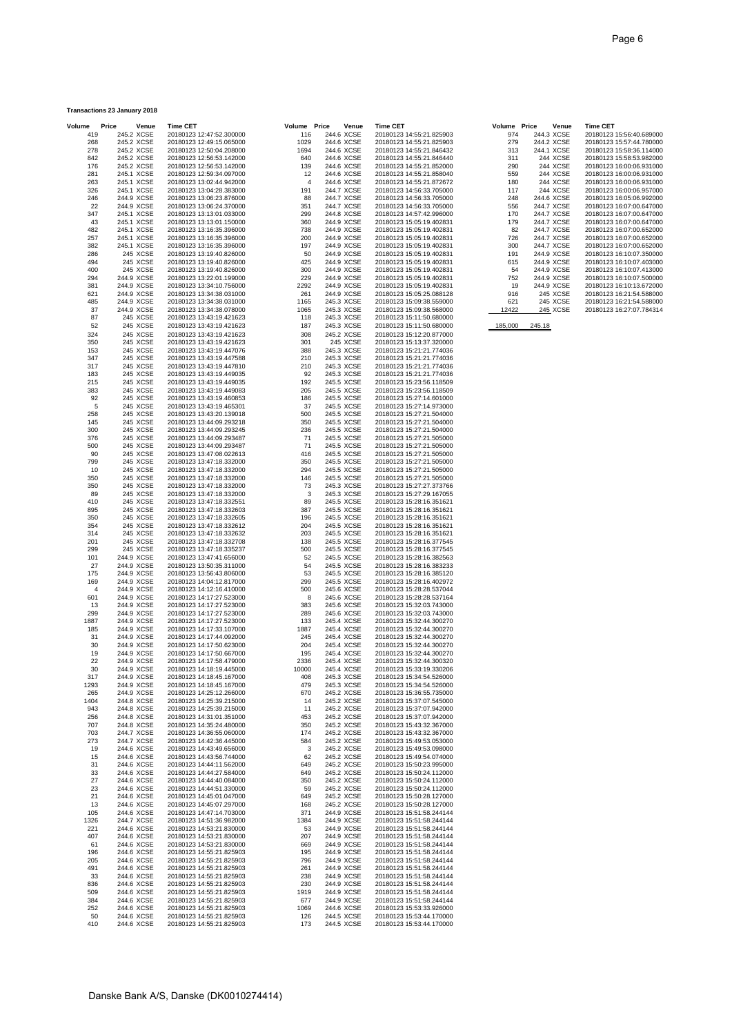**Transactions 23 January 2018**

| Volume | Price | Venue | Time CET |
|---|---|---|---|
| 419 | 245.2 | XCSE | 20180123 12:47:52.300000 |
| 268 | 245.2 | XCSE | 20180123 12:49:15.065000 |
| 278 | 245.2 | XCSE | 20180123 12:50:04.208000 |
| 842 | 245.2 | XCSE | 20180123 12:56:53.142000 |
| 176 | 245.2 | XCSE | 20180123 12:56:53.142000 |
| 281 | 245.1 | XCSE | 20180123 12:59:34.097000 |
| 263 | 245.1 | XCSE | 20180123 13:02:44.942000 |
| 326 | 245.1 | XCSE | 20180123 13:04:28.383000 |
| 246 | 244.9 | XCSE | 20180123 13:06:23.876000 |
| 22 | 244.9 | XCSE | 20180123 13:06:24.370000 |
| 347 | 245.1 | XCSE | 20180123 13:13:01.033000 |
| 43 | 245.1 | XCSE | 20180123 13:13:01.150000 |
| 482 | 245.1 | XCSE | 20180123 13:16:35.396000 |
| 257 | 245.1 | XCSE | 20180123 13:16:35.396000 |
| 382 | 245.1 | XCSE | 20180123 13:16:35.396000 |
| 286 | 245 | XCSE | 20180123 13:19:40.826000 |
| 494 | 245 | XCSE | 20180123 13:19:40.826000 |
| 400 | 245 | XCSE | 20180123 13:19:40.826000 |
| 294 | 244.9 | XCSE | 20180123 13:22:01.199000 |
| 381 | 244.9 | XCSE | 20180123 13:34:10.756000 |
| 621 | 244.9 | XCSE | 20180123 13:34:38.031000 |
| 485 | 244.9 | XCSE | 20180123 13:34:38.031000 |
| 37 | 244.9 | XCSE | 20180123 13:34:38.078000 |
| 87 | 245 | XCSE | 20180123 13:43:19.421623 |
| 52 | 245 | XCSE | 20180123 13:43:19.421623 |
| 324 | 245 | XCSE | 20180123 13:43:19.421623 |
| 350 | 245 | XCSE | 20180123 13:43:19.421623 |
| 153 | 245 | XCSE | 20180123 13:43:19.447076 |
| 347 | 245 | XCSE | 20180123 13:43:19.447588 |
| 317 | 245 | XCSE | 20180123 13:43:19.447810 |
| 183 | 245 | XCSE | 20180123 13:43:19.449035 |
| 215 | 245 | XCSE | 20180123 13:43:19.449035 |
| 383 | 245 | XCSE | 20180123 13:43:19.449083 |
| 92 | 245 | XCSE | 20180123 13:43:19.460853 |
| 5 | 245 | XCSE | 20180123 13:43:19.465301 |
| 258 | 245 | XCSE | 20180123 13:43:20.139018 |
| 145 | 245 | XCSE | 20180123 13:44:09.293218 |
| 300 | 245 | XCSE | 20180123 13:44:09.293245 |
| 376 | 245 | XCSE | 20180123 13:44:09.293487 |
| 500 | 245 | XCSE | 20180123 13:44:09.293487 |
| 90 | 245 | XCSE | 20180123 13:47:08.022613 |
| 799 | 245 | XCSE | 20180123 13:47:18.332000 |
| 10 | 245 | XCSE | 20180123 13:47:18.332000 |
| 350 | 245 | XCSE | 20180123 13:47:18.332000 |
| 350 | 245 | XCSE | 20180123 13:47:18.332000 |
| 89 | 245 | XCSE | 20180123 13:47:18.332000 |
| 410 | 245 | XCSE | 20180123 13:47:18.332551 |
| 895 | 245 | XCSE | 20180123 13:47:18.332603 |
| 350 | 245 | XCSE | 20180123 13:47:18.332605 |
| 354 | 245 | XCSE | 20180123 13:47:18.332612 |
| 314 | 245 | XCSE | 20180123 13:47:18.332632 |
| 201 | 245 | XCSE | 20180123 13:47:18.332708 |
| 299 | 245 | XCSE | 20180123 13:47:18.335237 |
| 101 | 244.9 | XCSE | 20180123 13:47:41.656000 |
| 27 | 244.9 | XCSE | 20180123 13:50:35.311000 |
| 175 | 244.9 | XCSE | 20180123 13:56:43.806000 |
| 169 | 244.9 | XCSE | 20180123 14:04:12.817000 |
| 4 | 244.9 | XCSE | 20180123 14:12:16.410000 |
| 601 | 244.9 | XCSE | 20180123 14:17:27.523000 |
| 13 | 244.9 | XCSE | 20180123 14:17:27.523000 |
| 299 | 244.9 | XCSE | 20180123 14:17:27.523000 |
| 1887 | 244.9 | XCSE | 20180123 14:17:27.523000 |
| 185 | 244.9 | XCSE | 20180123 14:17:33.107000 |
| 31 | 244.9 | XCSE | 20180123 14:17:44.092000 |
| 30 | 244.9 | XCSE | 20180123 14:17:50.623000 |
| 19 | 244.9 | XCSE | 20180123 14:17:50.667000 |
| 22 | 244.9 | XCSE | 20180123 14:17:58.479000 |
| 30 | 244.9 | XCSE | 20180123 14:18:19.445000 |
| 317 | 244.9 | XCSE | 20180123 14:18:45.167000 |
| 1293 | 244.9 | XCSE | 20180123 14:18:45.167000 |
| 265 | 244.9 | XCSE | 20180123 14:25:12.266000 |
| 1404 | 244.8 | XCSE | 20180123 14:25:39.215000 |
| 943 | 244.8 | XCSE | 20180123 14:25:39.215000 |
| 256 | 244.8 | XCSE | 20180123 14:31:01.351000 |
| 707 | 244.8 | XCSE | 20180123 14:35:24.480000 |
| 703 | 244.7 | XCSE | 20180123 14:36:55.060000 |
| 273 | 244.7 | XCSE | 20180123 14:42:36.445000 |
| 19 | 244.6 | XCSE | 20180123 14:43:49.656000 |
| 15 | 244.6 | XCSE | 20180123 14:43:56.744000 |
| 31 | 244.6 | XCSE | 20180123 14:44:11.562000 |
| 33 | 244.6 | XCSE | 20180123 14:44:27.584000 |
| 27 | 244.6 | XCSE | 20180123 14:44:40.084000 |
| 23 | 244.6 | XCSE | 20180123 14:44:51.330000 |
| 21 | 244.6 | XCSE | 20180123 14:45:01.047000 |
| 13 | 244.6 | XCSE | 20180123 14:45:07.297000 |
| 105 | 244.6 | XCSE | 20180123 14:47:14.703000 |
| 1326 | 244.7 | XCSE | 20180123 14:51:36.982000 |
| 221 | 244.6 | XCSE | 20180123 14:53:21.830000 |
| 407 | 244.6 | XCSE | 20180123 14:53:21.830000 |
| 61 | 244.6 | XCSE | 20180123 14:53:21.830000 |
| 196 | 244.6 | XCSE | 20180123 14:55:21.825903 |
| 205 | 244.6 | XCSE | 20180123 14:55:21.825903 |
| 491 | 244.6 | XCSE | 20180123 14:55:21.825903 |
| 33 | 244.6 | XCSE | 20180123 14:55:21.825903 |
| 836 | 244.6 | XCSE | 20180123 14:55:21.825903 |
| 509 | 244.6 | XCSE | 20180123 14:55:21.825903 |
| 384 | 244.6 | XCSE | 20180123 14:55:21.825903 |
| 252 | 244.6 | XCSE | 20180123 14:55:21.825903 |
| 50 | 244.6 | XCSE | 20180123 14:55:21.825903 |
| 410 | 244.6 | XCSE | 20180123 14:55:21.825903 |
| 116 | 244.6 | XCSE | 20180123 14:55:21.825903 |
| 1029 | 244.6 | XCSE | 20180123 14:55:21.825903 |
| 1694 | 244.6 | XCSE | 20180123 14:55:21.846432 |
| 640 | 244.6 | XCSE | 20180123 14:55:21.846440 |
| 139 | 244.6 | XCSE | 20180123 14:55:21.852000 |
| 12 | 244.6 | XCSE | 20180123 14:55:21.858040 |
| 4 | 244.6 | XCSE | 20180123 14:55:21.872672 |
| 191 | 244.7 | XCSE | 20180123 14:56:33.705000 |
| 88 | 244.7 | XCSE | 20180123 14:56:33.705000 |
| 351 | 244.7 | XCSE | 20180123 14:56:33.705000 |
| 299 | 244.8 | XCSE | 20180123 14:57:42.996000 |
| 360 | 244.9 | XCSE | 20180123 15:05:19.402831 |
| 738 | 244.9 | XCSE | 20180123 15:05:19.402831 |
| 200 | 244.9 | XCSE | 20180123 15:05:19.402831 |
| 197 | 244.9 | XCSE | 20180123 15:05:19.402831 |
| 50 | 244.9 | XCSE | 20180123 15:05:19.402831 |
| 425 | 244.9 | XCSE | 20180123 15:05:19.402831 |
| 300 | 244.9 | XCSE | 20180123 15:05:19.402831 |
| 229 | 244.9 | XCSE | 20180123 15:05:19.402831 |
| 2292 | 244.9 | XCSE | 20180123 15:05:19.402831 |
| 261 | 244.9 | XCSE | 20180123 15:05:25.088128 |
| 1165 | 245.3 | XCSE | 20180123 15:09:38.559000 |
| 1065 | 245.3 | XCSE | 20180123 15:09:38.568000 |
| 118 | 245.3 | XCSE | 20180123 15:11:50.680000 |
| 187 | 245.3 | XCSE | 20180123 15:11:50.680000 |
| 308 | 245.2 | XCSE | 20180123 15:12:20.877000 |
| 301 | 245 | XCSE | 20180123 15:13:37.320000 |
| 388 | 245.3 | XCSE | 20180123 15:21:21.774036 |
| 210 | 245.3 | XCSE | 20180123 15:21:21.774036 |
| 210 | 245.3 | XCSE | 20180123 15:21:21.774036 |
| 92 | 245.3 | XCSE | 20180123 15:21:21.774036 |
| 192 | 245.5 | XCSE | 20180123 15:23:56.118509 |
| 205 | 245.5 | XCSE | 20180123 15:23:56.118509 |
| 186 | 245.5 | XCSE | 20180123 15:27:14.601000 |
| 37 | 245.5 | XCSE | 20180123 15:27:14.973000 |
| 500 | 245.5 | XCSE | 20180123 15:27:21.504000 |
| 350 | 245.5 | XCSE | 20180123 15:27:21.504000 |
| 236 | 245.5 | XCSE | 20180123 15:27:21.504000 |
| 71 | 245.5 | XCSE | 20180123 15:27:21.505000 |
| 71 | 245.5 | XCSE | 20180123 15:27:21.505000 |
| 416 | 245.5 | XCSE | 20180123 15:27:21.505000 |
| 350 | 245.5 | XCSE | 20180123 15:27:21.505000 |
| 294 | 245.5 | XCSE | 20180123 15:27:21.505000 |
| 146 | 245.5 | XCSE | 20180123 15:27:21.505000 |
| 73 | 245.3 | XCSE | 20180123 15:27:27.373766 |
| 3 | 245.3 | XCSE | 20180123 15:27:29.167055 |
| 89 | 245.5 | XCSE | 20180123 15:28:16.351621 |
| 387 | 245.5 | XCSE | 20180123 15:28:16.351621 |
| 196 | 245.5 | XCSE | 20180123 15:28:16.351621 |
| 204 | 245.5 | XCSE | 20180123 15:28:16.351621 |
| 203 | 245.5 | XCSE | 20180123 15:28:16.351621 |
| 138 | 245.5 | XCSE | 20180123 15:28:16.377545 |
| 500 | 245.5 | XCSE | 20180123 15:28:16.377545 |
| 52 | 245.5 | XCSE | 20180123 15:28:16.382563 |
| 54 | 245.5 | XCSE | 20180123 15:28:16.383233 |
| 53 | 245.5 | XCSE | 20180123 15:28:16.385120 |
| 299 | 245.5 | XCSE | 20180123 15:28:16.402972 |
| 500 | 245.6 | XCSE | 20180123 15:28:28.537044 |
| 8 | 245.6 | XCSE | 20180123 15:28:28.537164 |
| 383 | 245.6 | XCSE | 20180123 15:32:03.743000 |
| 289 | 245.6 | XCSE | 20180123 15:32:03.743000 |
| 133 | 245.4 | XCSE | 20180123 15:32:44.300270 |
| 1887 | 245.4 | XCSE | 20180123 15:32:44.300270 |
| 245 | 245.4 | XCSE | 20180123 15:32:44.300270 |
| 204 | 245.4 | XCSE | 20180123 15:32:44.300270 |
| 195 | 245.4 | XCSE | 20180123 15:32:44.300270 |
| 2336 | 245.4 | XCSE | 20180123 15:32:44.300320 |
| 10000 | 245.4 | XCSE | 20180123 15:33:19.330206 |
| 408 | 245.3 | XCSE | 20180123 15:34:54.526000 |
| 479 | 245.3 | XCSE | 20180123 15:34:54.526000 |
| 670 | 245.2 | XCSE | 20180123 15:36:55.735000 |
| 14 | 245.2 | XCSE | 20180123 15:37:07.545000 |
| 11 | 245.2 | XCSE | 20180123 15:37:07.942000 |
| 453 | 245.2 | XCSE | 20180123 15:37:07.942000 |
| 350 | 245.2 | XCSE | 20180123 15:43:32.367000 |
| 174 | 245.2 | XCSE | 20180123 15:43:32.367000 |
| 584 | 245.2 | XCSE | 20180123 15:49:53.053000 |
| 3 | 245.2 | XCSE | 20180123 15:49:53.098000 |
| 62 | 245.2 | XCSE | 20180123 15:49:54.074000 |
| 649 | 245.2 | XCSE | 20180123 15:50:23.995000 |
| 649 | 245.2 | XCSE | 20180123 15:50:24.112000 |
| 350 | 245.2 | XCSE | 20180123 15:50:24.112000 |
| 59 | 245.2 | XCSE | 20180123 15:50:24.112000 |
| 649 | 245.2 | XCSE | 20180123 15:50:28.127000 |
| 168 | 245.2 | XCSE | 20180123 15:50:28.127000 |
| 371 | 244.9 | XCSE | 20180123 15:51:58.244144 |
| 1384 | 244.9 | XCSE | 20180123 15:51:58.244144 |
| 53 | 244.9 | XCSE | 20180123 15:51:58.244144 |
| 207 | 244.9 | XCSE | 20180123 15:51:58.244144 |
| 669 | 244.9 | XCSE | 20180123 15:51:58.244144 |
| 195 | 244.9 | XCSE | 20180123 15:51:58.244144 |
| 796 | 244.9 | XCSE | 20180123 15:51:58.244144 |
| 261 | 244.9 | XCSE | 20180123 15:51:58.244144 |
| 238 | 244.9 | XCSE | 20180123 15:51:58.244144 |
| 230 | 244.9 | XCSE | 20180123 15:51:58.244144 |
| 1919 | 244.9 | XCSE | 20180123 15:51:58.244144 |
| 677 | 244.9 | XCSE | 20180123 15:51:58.244144 |
| 1069 | 244.6 | XCSE | 20180123 15:53:33.926000 |
| 126 | 244.5 | XCSE | 20180123 15:53:44.170000 |
| 173 | 244.5 | XCSE | 20180123 15:53:44.170000 |
| 974 | 244.3 | XCSE | 20180123 15:56:40.689000 |
| 279 | 244.2 | XCSE | 20180123 15:57:44.780000 |
| 313 | 244.1 | XCSE | 20180123 15:58:36.114000 |
| 311 | 244 | XCSE | 20180123 15:58:53.982000 |
| 290 | 244 | XCSE | 20180123 16:00:06.931000 |
| 559 | 244 | XCSE | 20180123 16:00:06.931000 |
| 180 | 244 | XCSE | 20180123 16:00:06.931000 |
| 117 | 244 | XCSE | 20180123 16:00:06.957000 |
| 248 | 244.6 | XCSE | 20180123 16:05:06.992000 |
| 556 | 244.7 | XCSE | 20180123 16:07:00.647000 |
| 170 | 244.7 | XCSE | 20180123 16:07:00.647000 |
| 179 | 244.7 | XCSE | 20180123 16:07:00.647000 |
| 82 | 244.7 | XCSE | 20180123 16:07:00.652000 |
| 726 | 244.7 | XCSE | 20180123 16:07:00.652000 |
| 300 | 244.7 | XCSE | 20180123 16:07:00.652000 |
| 191 | 244.9 | XCSE | 20180123 16:10:07.350000 |
| 615 | 244.9 | XCSE | 20180123 16:10:07.403000 |
| 54 | 244.9 | XCSE | 20180123 16:10:07.413000 |
| 752 | 244.9 | XCSE | 20180123 16:10:07.500000 |
| 19 | 244.9 | XCSE | 20180123 16:10:13.672000 |
| 916 | 245 | XCSE | 20180123 16:21:54.588000 |
| 621 | 245 | XCSE | 20180123 16:21:54.588000 |
| 12422 | 245 | XCSE | 20180123 16:27:07.784314 |
| 185,000 | 245.18 | | |

Danske Bank A/S, Danske (DK0010274414)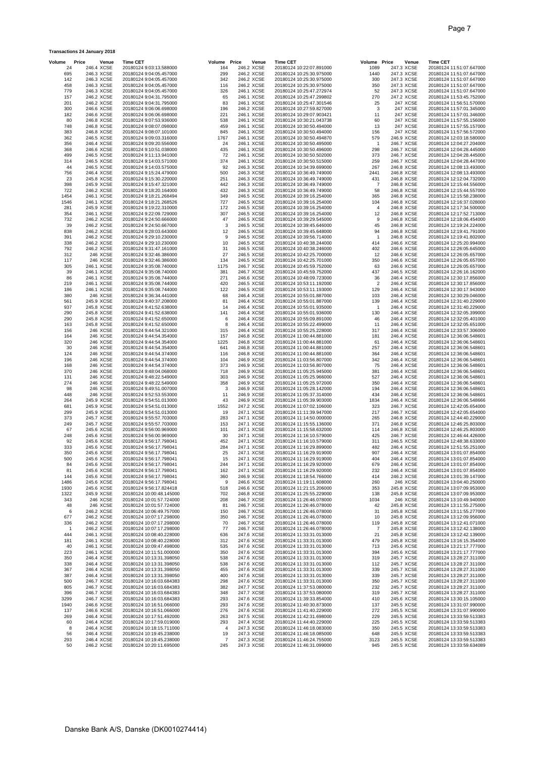**Transactions 24 January 2018**

| Volume | Price | Venue | Time CET |
|---|---|---|---|
| 24 | 246.4 | XCSE | 20180124 9:03:13.588000 |
| 695 | 246.3 | XCSE | 20180124 9:04:05.457000 |
| 142 | 246.3 | XCSE | 20180124 9:04:05.457000 |
| 458 | 246.3 | XCSE | 20180124 9:04:05.457000 |
| 779 | 246.3 | XCSE | 20180124 9:04:05.457000 |
| 157 | 246.2 | XCSE | 20180124 9:04:31.795000 |
| 201 | 246.2 | XCSE | 20180124 9:04:31.795000 |
| 300 | 246.6 | XCSE | 20180124 9:06:06.698000 |
| 182 | 246.6 | XCSE | 20180124 9:06:06.698000 |
| 80 | 246.8 | XCSE | 20180124 9:07:53.936000 |
| 748 | 246.8 | XCSE | 20180124 9:08:07.098000 |
| 383 | 246.8 | XCSE | 20180124 9:08:07.101000 |
| 362 | 246.5 | XCSE | 20180124 9:09:03.316000 |
| 356 | 246.4 | XCSE | 20180124 9:09:20.556000 |
| 368 | 246.6 | XCSE | 20180124 9:10:51.038000 |
| 499 | 246.5 | XCSE | 20180124 9:11:13.941000 |
| 314 | 246.5 | XCSE | 20180124 9:14:03.571000 |
| 44 | 246.5 | XCSE | 20180124 9:14:03.575000 |
| 756 | 246.4 | XCSE | 20180124 9:15:24.479000 |
| 23 | 245.8 | XCSE | 20180124 9:15:30.220000 |
| 398 | 245.9 | XCSE | 20180124 9:15:47.321000 |
| 722 | 246.2 | XCSE | 20180124 9:18:20.164000 |
| 1454 | 246.1 | XCSE | 20180124 9:18:21.268494 |
| 1546 | 246.1 | XCSE | 20180124 9:18:21.268526 |
| 281 | 245.9 | XCSE | 20180124 9:19:22.310000 |
| 354 | 246.1 | XCSE | 20180124 9:22:09.729000 |
| 732 | 246.2 | XCSE | 20180124 9:24:50.666000 |
| 39 | 246.2 | XCSE | 20180124 9:24:50.667000 |
| 838 | 246.2 | XCSE | 20180124 9:28:03.643000 |
| 391 | 246.2 | XCSE | 20180124 9:29:10.230000 |
| 338 | 246.2 | XCSE | 20180124 9:29:10.230000 |
| 792 | 246.2 | XCSE | 20180124 9:31:47.161000 |
| 312 | 246 | XCSE | 20180124 9:32:46.386000 |
| 117 | 246 | XCSE | 20180124 9:32:46.386000 |
| 305 | 246.1 | XCSE | 20180124 9:35:08.740000 |
| 39 | 246.1 | XCSE | 20180124 9:35:08.740000 |
| 86 | 246.1 | XCSE | 20180124 9:35:08.744000 |
| 219 | 246.1 | XCSE | 20180124 9:35:08.744000 |
| 186 | 246.1 | XCSE | 20180124 9:35:08.744000 |
| 380 | 246 | XCSE | 20180124 9:36:34.441000 |
| 561 | 245.9 | XCSE | 20180124 9:40:37.208000 |
| 937 | 245.8 | XCSE | 20180124 9:41:52.638000 |
| 290 | 245.8 | XCSE | 20180124 9:41:52.638000 |
| 290 | 245.8 | XCSE | 20180124 9:41:52.650000 |
| 163 | 245.8 | XCSE | 20180124 9:41:52.650000 |
| 156 | 246 | XCSE | 20180124 9:44:54.321000 |
| 164 | 246 | XCSE | 20180124 9:44:54.354000 |
| 320 | 246 | XCSE | 20180124 9:44:54.354000 |
| 30 | 246 | XCSE | 20180124 9:44:54.354000 |
| 124 | 246 | XCSE | 20180124 9:44:54.374000 |
| 196 | 246 | XCSE | 20180124 9:44:54.374000 |
| 168 | 246 | XCSE | 20180124 9:44:54.374000 |
| 370 | 246 | XCSE | 20180124 9:48:04.068000 |
| 131 | 246 | XCSE | 20180124 9:48:22.549000 |
| 274 | 246 | XCSE | 20180124 9:48:22.549000 |
| 98 | 246 | XCSE | 20180124 9:49:51.007000 |
| 448 | 246 | XCSE | 20180124 9:52:53.553000 |
| 264 | 245.9 | XCSE | 20180124 9:54:51.013000 |
| 681 | 245.9 | XCSE | 20180124 9:54:51.013000 |
| 299 | 245.9 | XCSE | 20180124 9:54:51.013000 |
| 373 | 245.7 | XCSE | 20180124 9:55:57.703000 |
| 249 | 245.7 | XCSE | 20180124 9:55:57.703000 |
| 67 | 245.6 | XCSE | 20180124 9:56:00.969000 |
| 248 | 245.6 | XCSE | 20180124 9:56:00.969000 |
| 92 | 245.6 | XCSE | 20180124 9:56:17.798041 |
| 333 | 245.6 | XCSE | 20180124 9:56:17.798041 |
| 350 | 245.6 | XCSE | 20180124 9:56:17.798041 |
| 500 | 245.6 | XCSE | 20180124 9:56:17.798041 |
| 84 | 245.6 | XCSE | 20180124 9:56:17.798041 |
| 81 | 245.6 | XCSE | 20180124 9:56:17.798041 |
| 144 | 245.6 | XCSE | 20180124 9:56:17.798041 |
| 1486 | 245.6 | XCSE | 20180124 9:56:17.798041 |
| 1930 | 245.6 | XCSE | 20180124 9:56:17.824418 |
| 1322 | 245.9 | XCSE | 20180124 10:00:48.145000 |
| 343 | 246 | XCSE | 20180124 10:01:57.724000 |
| 48 | 246 | XCSE | 20180124 10:01:57.724000 |
| 6 | 246.2 | XCSE | 20180124 10:06:49.757000 |
| 677 | 246.2 | XCSE | 20180124 10:07:17.298000 |
| 336 | 246.2 | XCSE | 20180124 10:07:17.298000 |
| 1 | 246.2 | XCSE | 20180124 10:07:17.298000 |
| 444 | 246.1 | XCSE | 20180124 10:08:40.228000 |
| 181 | 246.1 | XCSE | 20180124 10:08:40.228000 |
| 40 | 246.1 | XCSE | 20180124 10:09:47.498000 |
| 223 | 246.1 | XCSE | 20180124 10:11:51.000000 |
| 350 | 246.4 | XCSE | 20180124 10:13:31.398050 |
| 338 | 246.4 | XCSE | 20180124 10:13:31.398050 |
| 367 | 246.4 | XCSE | 20180124 10:13:31.398050 |
| 387 | 246.4 | XCSE | 20180124 10:13:31.398050 |
| 500 | 246.7 | XCSE | 20180124 10:16:03.684383 |
| 805 | 246.7 | XCSE | 20180124 10:16:03.684383 |
| 396 | 246.7 | XCSE | 20180124 10:16:03.684383 |
| 3299 | 246.7 | XCSE | 20180124 10:16:03.684383 |
| 1940 | 246.6 | XCSE | 20180124 10:16:51.066000 |
| 137 | 246.6 | XCSE | 20180124 10:16:51.066000 |
| 269 | 246.4 | XCSE | 20180124 10:17:51.492000 |
| 60 | 246.4 | XCSE | 20180124 10:17:59.019000 |
| 8 | 246.4 | XCSE | 20180124 10:18:15.711000 |
| 56 | 246.4 | XCSE | 20180124 10:19:45.238000 |
| 293 | 246.4 | XCSE | 20180124 10:19:45.238000 |
| 50 | 246.2 | XCSE | 20180124 10:20:11.695000 |
| 164 | 246.2 | XCSE | 20180124 10:22:07.891000 |
| 299 | 246.2 | XCSE | 20180124 10:25:30.975000 |
| 342 | 246.2 | XCSE | 20180124 10:25:30.975000 |
| 116 | 246.2 | XCSE | 20180124 10:25:30.975000 |
| 326 | 246.1 | XCSE | 20180124 10:25:47.272974 |
| 65 | 246.1 | XCSE | 20180124 10:25:47.299802 |
| 83 | 246.1 | XCSE | 20180124 10:25:47.301546 |
| 196 | 246.2 | XCSE | 20180124 10:27:59.827000 |
| 221 | 246.1 | XCSE | 20180124 10:29:07.903421 |
| 538 | 246.1 | XCSE | 20180124 10:30:21.043738 |
| 459 | 246.1 | XCSE | 20180124 10:30:50.494000 |
| 845 | 246.1 | XCSE | 20180124 10:30:50.494000 |
| 1767 | 246.1 | XCSE | 20180124 10:30:50.494870 |
| 24 | 246.1 | XCSE | 20180124 10:30:50.495000 |
| 435 | 246.1 | XCSE | 20180124 10:30:50.496000 |
| 72 | 246.1 | XCSE | 20180124 10:30:50.502000 |
| 374 | 246.1 | XCSE | 20180124 10:30:50.515000 |
| 92 | 246.3 | XCSE | 20180124 10:34:39.699000 |
| 500 | 246.3 | XCSE | 20180124 10:36:49.749000 |
| 251 | 246.3 | XCSE | 20180124 10:36:49.749000 |
| 442 | 246.3 | XCSE | 20180124 10:36:49.749000 |
| 432 | 246.3 | XCSE | 20180124 10:36:49.749000 |
| 349 | 246.5 | XCSE | 20180124 10:39:16.254000 |
| 727 | 246.5 | XCSE | 20180124 10:39:16.254000 |
| 172 | 246.5 | XCSE | 20180124 10:39:16.254000 |
| 307 | 246.5 | XCSE | 20180124 10:39:16.254000 |
| 47 | 246.5 | XCSE | 20180124 10:39:29.545000 |
| 3 | 246.5 | XCSE | 20180124 10:39:45.646000 |
| 12 | 246.5 | XCSE | 20180124 10:39:45.648000 |
| 9 | 246.5 | XCSE | 20180124 10:39:56.714000 |
| 10 | 246.5 | XCSE | 20180124 10:40:38.244000 |
| 31 | 246.5 | XCSE | 20180124 10:40:38.246000 |
| 27 | 246.5 | XCSE | 20180124 10:42:25.700000 |
| 134 | 246.5 | XCSE | 20180124 10:42:25.701000 |
| 1175 | 246.7 | XCSE | 20180124 10:45:59.752000 |
| 381 | 246.7 | XCSE | 20180124 10:45:59.752000 |
| 271 | 246.6 | XCSE | 20180124 10:48:09.723000 |
| 420 | 246.5 | XCSE | 20180124 10:53:11.192000 |
| 122 | 246.5 | XCSE | 20180124 10:53:11.193000 |
| 68 | 246.4 | XCSE | 20180124 10:55:01.887000 |
| 81 | 246.4 | XCSE | 20180124 10:55:01.887000 |
| 14 | 246.4 | XCSE | 20180124 10:55:01.935000 |
| 141 | 246.4 | XCSE | 20180124 10:55:01.936000 |
| 6 | 246.4 | XCSE | 20180124 10:55:09.891000 |
| 8 | 246.4 | XCSE | 20180124 10:55:22.499000 |
| 315 | 246.4 | XCSE | 20180124 10:55:25.228000 |
| 157 | 246.8 | XCSE | 20180124 11:00:44.881000 |
| 1225 | 246.8 | XCSE | 20180124 11:00:44.881000 |
| 641 | 246.8 | XCSE | 20180124 11:00:44.881000 |
| 116 | 246.8 | XCSE | 20180124 11:00:44.881000 |
| 104 | 246.9 | XCSE | 20180124 11:03:56.807000 |
| 373 | 246.9 | XCSE | 20180124 11:03:56.807000 |
| 718 | 246.9 | XCSE | 20180124 11:05:25.945000 |
| 303 | 246.9 | XCSE | 20180124 11:05:25.966000 |
| 358 | 246.9 | XCSE | 20180124 11:05:25.972000 |
| 3 | 246.9 | XCSE | 20180124 11:05:28.142000 |
| 11 | 246.9 | XCSE | 20180124 11:05:37.314000 |
| 43 | 246.9 | XCSE | 20180124 11:05:39.903000 |
| 1552 | 247.2 | XCSE | 20180124 11:07:02.106000 |
| 19 | 247.1 | XCSE | 20180124 11:11:39.947000 |
| 283 | 247.1 | XCSE | 20180124 11:14:50.000000 |
| 153 | 247.1 | XCSE | 20180124 11:15:55.136000 |
| 101 | 247.1 | XCSE | 20180124 11:15:58.632000 |
| 30 | 247.1 | XCSE | 20180124 11:16:10.579000 |
| 452 | 247.1 | XCSE | 20180124 11:16:10.579000 |
| 284 | 247.1 | XCSE | 20180124 11:16:29.899000 |
| 25 | 247.1 | XCSE | 20180124 11:16:29.919000 |
| 15 | 247.1 | XCSE | 20180124 11:16:29.919000 |
| 244 | 247.1 | XCSE | 20180124 11:16:29.920000 |
| 162 | 247.1 | XCSE | 20180124 11:16:29.920000 |
| 360 | 246.9 | XCSE | 20180124 11:18:54.766000 |
| 9 | 246.6 | XCSE | 20180124 11:19:11.608000 |
| 518 | 246.6 | XCSE | 20180124 11:21:15.206000 |
| 702 | 246.8 | XCSE | 20180124 11:25:55.229000 |
| 208 | 246.7 | XCSE | 20180124 11:26:46.078000 |
| 81 | 246.7 | XCSE | 20180124 11:26:46.078000 |
| 150 | 246.7 | XCSE | 20180124 11:26:46.078000 |
| 350 | 246.7 | XCSE | 20180124 11:26:46.078000 |
| 70 | 246.7 | XCSE | 20180124 11:26:46.078000 |
| 77 | 246.7 | XCSE | 20180124 11:26:46.078000 |
| 636 | 247.6 | XCSE | 20180124 11:33:31.013000 |
| 312 | 247.6 | XCSE | 20180124 11:33:31.013000 |
| 535 | 247.6 | XCSE | 20180124 11:33:31.013000 |
| 350 | 247.6 | XCSE | 20180124 11:33:31.013000 |
| 538 | 247.6 | XCSE | 20180124 11:33:31.013000 |
| 538 | 247.6 | XCSE | 20180124 11:33:31.013000 |
| 455 | 247.6 | XCSE | 20180124 11:33:31.013000 |
| 400 | 247.6 | XCSE | 20180124 11:33:31.013000 |
| 298 | 247.6 | XCSE | 20180124 11:33:31.013000 |
| 382 | 247.7 | XCSE | 20180124 11:37:53.080000 |
| 348 | 247.7 | XCSE | 20180124 11:37:53.080000 |
| 293 | 247.6 | XCSE | 20180124 11:39:33.854000 |
| 293 | 247.6 | XCSE | 20180124 11:40:30.873000 |
| 276 | 247.6 | XCSE | 20180124 11:41:40.229000 |
| 263 | 247.5 | XCSE | 20180124 11:42:31.698000 |
| 293 | 247.4 | XCSE | 20180124 11:44:40.229000 |
| 4 | 247.3 | XCSE | 20180124 11:46:18.083000 |
| 19 | 247.3 | XCSE | 20180124 11:46:18.085000 |
| 7 | 247.3 | XCSE | 20180124 11:46:24.755000 |
| 245 | 247.3 | XCSE | 20180124 11:46:31.099000 |
| 1089 | 247.3 | XCSE | 20180124 11:51:07.647000 |
| 1440 | 247.3 | XCSE | 20180124 11:51:07.647000 |
| 300 | 247.3 | XCSE | 20180124 11:51:07.647000 |
| 350 | 247.3 | XCSE | 20180124 11:51:07.647000 |
| 52 | 247.3 | XCSE | 20180124 11:51:07.647000 |
| 270 | 247.2 | XCSE | 20180124 11:53:45.752000 |
| 25 | 247 | XCSE | 20180124 11:56:51.570000 |
| 3 | 247 | XCSE | 20180124 11:57:01.345000 |
| 11 | 247 | XCSE | 20180124 11:57:01.346000 |
| 60 | 247 | XCSE | 20180124 11:57:55.156000 |
| 13 | 247 | XCSE | 20180124 11:57:55.157000 |
| 156 | 247 | XCSE | 20180124 11:57:56.572000 |
| 579 | 246.9 | XCSE | 20180124 12:03:18.580000 |
| 1 | 246.7 | XCSE | 20180124 12:04:27.204000 |
| 298 | 246.7 | XCSE | 20180124 12:04:28.445000 |
| 373 | 246.7 | XCSE | 20180124 12:04:28.445000 |
| 259 | 246.7 | XCSE | 20180124 12:04:28.447000 |
| 267 | 246.8 | XCSE | 20180124 12:08:13.493000 |
| 2441 | 246.8 | XCSE | 20180124 12:08:13.493000 |
| 431 | 246.8 | XCSE | 20180124 12:12:04.732000 |
| 7 | 246.8 | XCSE | 20180124 12:15:44.556000 |
| 58 | 246.8 | XCSE | 20180124 12:15:44.557000 |
| 365 | 246.8 | XCSE | 20180124 12:15:58.238000 |
| 104 | 246.8 | XCSE | 20180124 12:16:37.028000 |
| 4 | 246.8 | XCSE | 20180124 12:17:34.500000 |
| 12 | 246.8 | XCSE | 20180124 12:17:52.713000 |
| 9 | 246.8 | XCSE | 20180124 12:18:06.454000 |
| 45 | 246.8 | XCSE | 20180124 12:19:24.224000 |
| 94 | 246.8 | XCSE | 20180124 12:19:41.791000 |
| 1 | 246.8 | XCSE | 20180124 12:19:41.802000 |
| 414 | 246.6 | XCSE | 20180124 12:25:20.994000 |
| 402 | 246.6 | XCSE | 20180124 12:26:05.645000 |
| 12 | 246.6 | XCSE | 20180124 12:26:05.657000 |
| 350 | 246.6 | XCSE | 20180124 12:26:05.657000 |
| 63 | 246.6 | XCSE | 20180124 12:26:05.657000 |
| 437 | 246.5 | XCSE | 20180124 12:26:16.162000 |
| 36 | 246.4 | XCSE | 20180124 12:30:17.856000 |
| 2 | 246.4 | XCSE | 20180124 12:30:17.856000 |
| 129 | 246.4 | XCSE | 20180124 12:30:17.943000 |
| 103 | 246.4 | XCSE | 20180124 12:30:29.046000 |
| 139 | 246.4 | XCSE | 20180124 12:31:40.229000 |
| 1 | 246.4 | XCSE | 20180124 12:31:40.229000 |
| 130 | 246.4 | XCSE | 20180124 12:32:05.399000 |
| 46 | 246.4 | XCSE | 20180124 12:32:05.401000 |
| 11 | 246.4 | XCSE | 20180124 12:32:05.651000 |
| 317 | 246.4 | XCSE | 20180124 12:33:57.306000 |
| 181 | 246.4 | XCSE | 20180124 12:36:06.548601 |
| 61 | 246.4 | XCSE | 20180124 12:36:06.548601 |
| 257 | 246.4 | XCSE | 20180124 12:36:06.548601 |
| 364 | 246.4 | XCSE | 20180124 12:36:06.548601 |
| 342 | 246.4 | XCSE | 20180124 12:36:06.548601 |
| 75 | 246.4 | XCSE | 20180124 12:36:06.548601 |
| 381 | 246.4 | XCSE | 20180124 12:36:06.548601 |
| 527 | 246.4 | XCSE | 20180124 12:36:06.548601 |
| 350 | 246.4 | XCSE | 20180124 12:36:06.548601 |
| 194 | 246.4 | XCSE | 20180124 12:36:06.548601 |
| 434 | 246.4 | XCSE | 20180124 12:36:06.548601 |
| 1834 | 246.4 | XCSE | 20180124 12:36:06.548666 |
| 323 | 246.7 | XCSE | 20180124 12:42:05.654000 |
| 217 | 246.7 | XCSE | 20180124 12:42:05.654000 |
| 265 | 246.8 | XCSE | 20180124 12:44:40.229000 |
| 371 | 246.8 | XCSE | 20180124 12:46:25.803000 |
| 114 | 246.8 | XCSE | 20180124 12:46:25.803000 |
| 425 | 246.7 | XCSE | 20180124 12:46:44.426000 |
| 311 | 246.5 | XCSE | 20180124 12:48:38.633000 |
| 482 | 246.4 | XCSE | 20180124 12:51:55.251000 |
| 907 | 246.4 | XCSE | 20180124 13:01:07.854000 |
| 404 | 246.4 | XCSE | 20180124 13:01:07.854000 |
| 679 | 246.4 | XCSE | 20180124 13:01:07.854000 |
| 232 | 246.4 | XCSE | 20180124 13:01:07.854000 |
| 414 | 246.2 | XCSE | 20180124 13:01:39.147000 |
| 260 | 246 | XCSE | 20180124 13:04:40.250000 |
| 353 | 245.8 | XCSE | 20180124 13:07:09.953000 |
| 138 | 245.8 | XCSE | 20180124 13:07:09.953000 |
| 1034 | 246 | XCSE | 20180124 13:10:49.940000 |
| 42 | 245.8 | XCSE | 20180124 13:11:55.275000 |
| 31 | 245.8 | XCSE | 20180124 13:11:55.277000 |
| 10 | 245.8 | XCSE | 20180124 13:12:09.956000 |
| 119 | 245.8 | XCSE | 20180124 13:12:41.071000 |
| 7 | 245.8 | XCSE | 20180124 13:12:42.138000 |
| 21 | 245.8 | XCSE | 20180124 13:12:42.139000 |
| 479 | 245.8 | XCSE | 20180124 13:16:15.354000 |
| 713 | 245.6 | XCSE | 20180124 13:21:17.777000 |
| 394 | 245.6 | XCSE | 20180124 13:21:17.777000 |
| 319 | 245.7 | XCSE | 20180124 13:28:27.311000 |
| 112 | 245.7 | XCSE | 20180124 13:28:27.311000 |
| 339 | 245.7 | XCSE | 20180124 13:28:27.311000 |
| 339 | 245.7 | XCSE | 20180124 13:28:27.311000 |
| 350 | 245.7 | XCSE | 20180124 13:28:27.311000 |
| 232 | 245.7 | XCSE | 20180124 13:28:27.311000 |
| 319 | 245.7 | XCSE | 20180124 13:28:27.311000 |
| 410 | 245.6 | XCSE | 20180124 13:30:15.105000 |
| 137 | 245.5 | XCSE | 20180124 13:31:07.990000 |
| 272 | 245.5 | XCSE | 20180124 13:31:07.990000 |
| 229 | 245.5 | XCSE | 20180124 13:33:59.513383 |
| 225 | 245.5 | XCSE | 20180124 13:33:59.513383 |
| 350 | 245.5 | XCSE | 20180124 13:33:59.513383 |
| 648 | 245.5 | XCSE | 20180124 13:33:59.513383 |
| 3123 | 245.5 | XCSE | 20180124 13:33:59.513383 |
| 945 | 245.5 | XCSE | 20180124 13:33:59.634089 |

Danske Bank A/S, Danske (DK0010274414)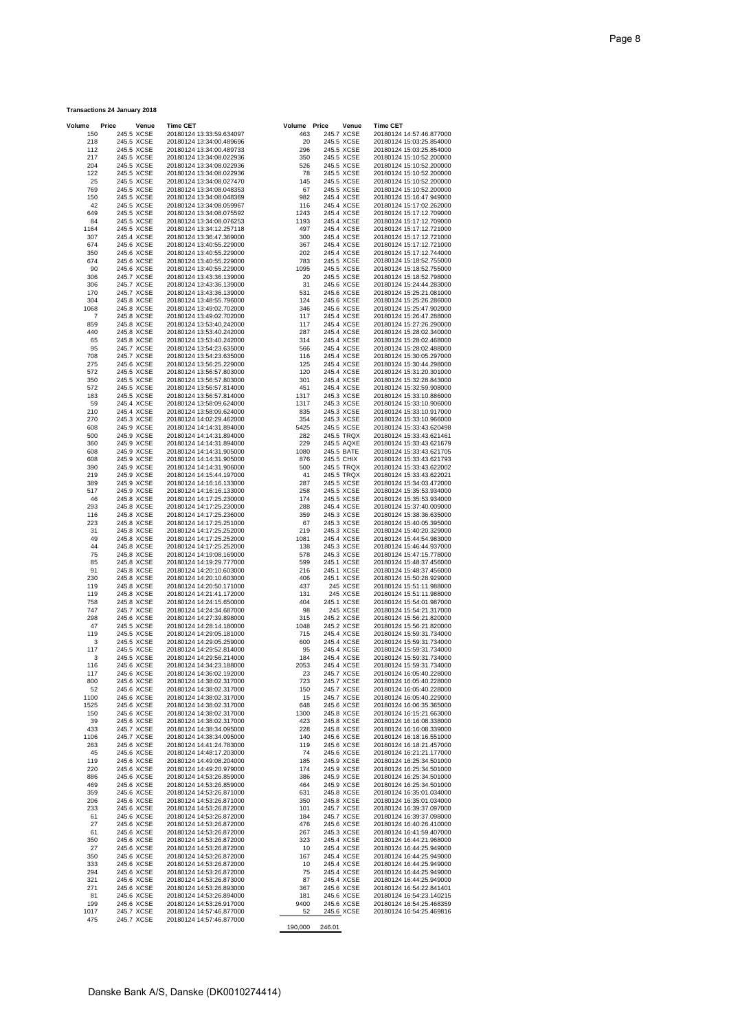**Transactions 24 January 2018**

| Volume | Price | Venue | Time CET |
|---|---|---|---|
| 150 | 245.5 | XCSE | 20180124 13:33:59.634097 |
| 218 | 245.5 | XCSE | 20180124 13:34:00.489696 |
| 112 | 245.5 | XCSE | 20180124 13:34:00.489733 |
| 217 | 245.5 | XCSE | 20180124 13:34:08.022936 |
| 204 | 245.5 | XCSE | 20180124 13:34:08.022936 |
| 122 | 245.5 | XCSE | 20180124 13:34:08.022936 |
| 25 | 245.5 | XCSE | 20180124 13:34:08.027470 |
| 769 | 245.5 | XCSE | 20180124 13:34:08.048353 |
| 150 | 245.5 | XCSE | 20180124 13:34:08.048369 |
| 42 | 245.5 | XCSE | 20180124 13:34:08.059967 |
| 649 | 245.5 | XCSE | 20180124 13:34:08.075592 |
| 84 | 245.5 | XCSE | 20180124 13:34:08.076253 |
| 1164 | 245.5 | XCSE | 20180124 13:34:12.257118 |
| 307 | 245.4 | XCSE | 20180124 13:36:47.369000 |
| 674 | 245.6 | XCSE | 20180124 13:40:55.229000 |
| 350 | 245.6 | XCSE | 20180124 13:40:55.229000 |
| 674 | 245.6 | XCSE | 20180124 13:40:55.229000 |
| 90 | 245.6 | XCSE | 20180124 13:40:55.229000 |
| 306 | 245.7 | XCSE | 20180124 13:43:36.139000 |
| 306 | 245.7 | XCSE | 20180124 13:43:36.139000 |
| 170 | 245.7 | XCSE | 20180124 13:43:36.139000 |
| 304 | 245.8 | XCSE | 20180124 13:48:55.796000 |
| 1068 | 245.8 | XCSE | 20180124 13:49:02.702000 |
| 7 | 245.8 | XCSE | 20180124 13:49:02.702000 |
| 859 | 245.8 | XCSE | 20180124 13:53:40.242000 |
| 440 | 245.8 | XCSE | 20180124 13:53:40.242000 |
| 65 | 245.8 | XCSE | 20180124 13:53:40.242000 |
| 95 | 245.7 | XCSE | 20180124 13:54:23.635000 |
| 708 | 245.7 | XCSE | 20180124 13:54:23.635000 |
| 275 | 245.6 | XCSE | 20180124 13:56:25.229000 |
| 572 | 245.5 | XCSE | 20180124 13:56:57.803000 |
| 350 | 245.5 | XCSE | 20180124 13:56:57.803000 |
| 572 | 245.5 | XCSE | 20180124 13:56:57.814000 |
| 183 | 245.5 | XCSE | 20180124 13:56:57.814000 |
| 59 | 245.4 | XCSE | 20180124 13:58:09.624000 |
| 210 | 245.4 | XCSE | 20180124 13:58:09.624000 |
| 270 | 245.3 | XCSE | 20180124 14:02:29.462000 |
| 608 | 245.9 | XCSE | 20180124 14:14:31.894000 |
| 500 | 245.9 | XCSE | 20180124 14:14:31.894000 |
| 360 | 245.9 | XCSE | 20180124 14:14:31.894000 |
| 608 | 245.9 | XCSE | 20180124 14:14:31.905000 |
| 608 | 245.9 | XCSE | 20180124 14:14:31.905000 |
| 390 | 245.9 | XCSE | 20180124 14:14:31.906000 |
| 219 | 245.9 | XCSE | 20180124 14:15:44.197000 |
| 389 | 245.9 | XCSE | 20180124 14:16:16.133000 |
| 517 | 245.9 | XCSE | 20180124 14:16:16.133000 |
| 46 | 245.8 | XCSE | 20180124 14:17:25.230000 |
| 293 | 245.8 | XCSE | 20180124 14:17:25.230000 |
| 116 | 245.8 | XCSE | 20180124 14:17:25.236000 |
| 223 | 245.8 | XCSE | 20180124 14:17:25.251000 |
| 31 | 245.8 | XCSE | 20180124 14:17:25.252000 |
| 49 | 245.8 | XCSE | 20180124 14:17:25.252000 |
| 44 | 245.8 | XCSE | 20180124 14:17:25.252000 |
| 75 | 245.8 | XCSE | 20180124 14:19:08.169000 |
| 85 | 245.8 | XCSE | 20180124 14:19:29.777000 |
| 91 | 245.8 | XCSE | 20180124 14:20:10.603000 |
| 230 | 245.8 | XCSE | 20180124 14:20:10.603000 |
| 119 | 245.8 | XCSE | 20180124 14:20:50.171000 |
| 119 | 245.8 | XCSE | 20180124 14:21:41.172000 |
| 758 | 245.8 | XCSE | 20180124 14:24:15.650000 |
| 747 | 245.7 | XCSE | 20180124 14:24:34.687000 |
| 298 | 245.6 | XCSE | 20180124 14:27:39.898000 |
| 47 | 245.5 | XCSE | 20180124 14:28:14.180000 |
| 119 | 245.5 | XCSE | 20180124 14:29:05.181000 |
| 3 | 245.5 | XCSE | 20180124 14:29:05.259000 |
| 117 | 245.5 | XCSE | 20180124 14:29:52.814000 |
| 3 | 245.5 | XCSE | 20180124 14:29:56.214000 |
| 116 | 245.6 | XCSE | 20180124 14:34:23.188000 |
| 117 | 245.6 | XCSE | 20180124 14:36:02.192000 |
| 800 | 245.6 | XCSE | 20180124 14:38:02.317000 |
| 52 | 245.6 | XCSE | 20180124 14:38:02.317000 |
| 1100 | 245.6 | XCSE | 20180124 14:38:02.317000 |
| 1525 | 245.6 | XCSE | 20180124 14:38:02.317000 |
| 150 | 245.6 | XCSE | 20180124 14:38:02.317000 |
| 39 | 245.6 | XCSE | 20180124 14:38:02.317000 |
| 433 | 245.7 | XCSE | 20180124 14:38:34.095000 |
| 1106 | 245.7 | XCSE | 20180124 14:38:34.095000 |
| 263 | 245.6 | XCSE | 20180124 14:41:24.783000 |
| 45 | 245.6 | XCSE | 20180124 14:48:17.203000 |
| 119 | 245.6 | XCSE | 20180124 14:49:08.204000 |
| 220 | 245.6 | XCSE | 20180124 14:49:20.979000 |
| 886 | 245.6 | XCSE | 20180124 14:53:26.859000 |
| 469 | 245.6 | XCSE | 20180124 14:53:26.859000 |
| 359 | 245.6 | XCSE | 20180124 14:53:26.871000 |
| 206 | 245.6 | XCSE | 20180124 14:53:26.871000 |
| 233 | 245.6 | XCSE | 20180124 14:53:26.872000 |
| 61 | 245.6 | XCSE | 20180124 14:53:26.872000 |
| 27 | 245.6 | XCSE | 20180124 14:53:26.872000 |
| 61 | 245.6 | XCSE | 20180124 14:53:26.872000 |
| 350 | 245.6 | XCSE | 20180124 14:53:26.872000 |
| 27 | 245.6 | XCSE | 20180124 14:53:26.872000 |
| 350 | 245.6 | XCSE | 20180124 14:53:26.872000 |
| 333 | 245.6 | XCSE | 20180124 14:53:26.872000 |
| 294 | 245.6 | XCSE | 20180124 14:53:26.872000 |
| 321 | 245.6 | XCSE | 20180124 14:53:26.873000 |
| 271 | 245.6 | XCSE | 20180124 14:53:26.893000 |
| 81 | 245.6 | XCSE | 20180124 14:53:26.894000 |
| 199 | 245.6 | XCSE | 20180124 14:53:26.917000 |
| 1017 | 245.7 | XCSE | 20180124 14:57:46.877000 |
| 475 | 245.7 | XCSE | 20180124 14:57:46.877000 |
| 463 | 245.7 | XCSE | 20180124 14:57:46.877000 |
| 20 | 245.5 | XCSE | 20180124 15:03:25.854000 |
| 296 | 245.5 | XCSE | 20180124 15:03:25.854000 |
| 350 | 245.5 | XCSE | 20180124 15:10:52.200000 |
| 526 | 245.5 | XCSE | 20180124 15:10:52.200000 |
| 78 | 245.5 | XCSE | 20180124 15:10:52.200000 |
| 145 | 245.5 | XCSE | 20180124 15:10:52.200000 |
| 67 | 245.5 | XCSE | 20180124 15:10:52.200000 |
| 982 | 245.4 | XCSE | 20180124 15:16:47.949000 |
| 116 | 245.4 | XCSE | 20180124 15:17:02.262000 |
| 1243 | 245.4 | XCSE | 20180124 15:17:12.709000 |
| 1193 | 245.4 | XCSE | 20180124 15:17:12.709000 |
| 497 | 245.4 | XCSE | 20180124 15:17:12.721000 |
| 300 | 245.4 | XCSE | 20180124 15:17:12.721000 |
| 367 | 245.4 | XCSE | 20180124 15:17:12.721000 |
| 202 | 245.4 | XCSE | 20180124 15:17:12.744000 |
| 783 | 245.5 | XCSE | 20180124 15:18:52.755000 |
| 1095 | 245.5 | XCSE | 20180124 15:18:52.755000 |
| 20 | 245.5 | XCSE | 20180124 15:18:52.798000 |
| 31 | 245.6 | XCSE | 20180124 15:24:44.283000 |
| 531 | 245.6 | XCSE | 20180124 15:25:21.081000 |
| 124 | 245.6 | XCSE | 20180124 15:25:26.286000 |
| 346 | 245.6 | XCSE | 20180124 15:25:47.902000 |
| 117 | 245.4 | XCSE | 20180124 15:26:47.288000 |
| 117 | 245.4 | XCSE | 20180124 15:27:26.290000 |
| 287 | 245.4 | XCSE | 20180124 15:28:02.340000 |
| 314 | 245.4 | XCSE | 20180124 15:28:02.468000 |
| 566 | 245.4 | XCSE | 20180124 15:28:02.488000 |
| 116 | 245.4 | XCSE | 20180124 15:30:05.297000 |
| 125 | 245.4 | XCSE | 20180124 15:30:44.298000 |
| 120 | 245.4 | XCSE | 20180124 15:31:20.301000 |
| 301 | 245.4 | XCSE | 20180124 15:32:28.843000 |
| 451 | 245.4 | XCSE | 20180124 15:32:59.908000 |
| 1317 | 245.3 | XCSE | 20180124 15:33:10.886000 |
| 1317 | 245.3 | XCSE | 20180124 15:33:10.906000 |
| 835 | 245.3 | XCSE | 20180124 15:33:10.917000 |
| 354 | 245.3 | XCSE | 20180124 15:33:10.966000 |
| 5425 | 245.5 | XCSE | 20180124 15:33:43.620498 |
| 282 | 245.5 | TRQX | 20180124 15:33:43.621461 |
| 229 | 245.5 | AQXE | 20180124 15:33:43.621679 |
| 1080 | 245.5 | BATE | 20180124 15:33:43.621705 |
| 876 | 245.5 | CHIX | 20180124 15:33:43.621793 |
| 500 | 245.5 | TRQX | 20180124 15:33:43.622002 |
| 41 | 245.5 | TRQX | 20180124 15:33:43.622021 |
| 287 | 245.5 | XCSE | 20180124 15:34:03.472000 |
| 258 | 245.5 | XCSE | 20180124 15:35:53.934000 |
| 174 | 245.5 | XCSE | 20180124 15:35:53.934000 |
| 288 | 245.4 | XCSE | 20180124 15:37:40.009000 |
| 359 | 245.3 | XCSE | 20180124 15:38:36.635000 |
| 67 | 245.3 | XCSE | 20180124 15:40:05.395000 |
| 219 | 245.3 | XCSE | 20180124 15:40:20.329000 |
| 1081 | 245.4 | XCSE | 20180124 15:44:54.983000 |
| 138 | 245.3 | XCSE | 20180124 15:46:44.937000 |
| 578 | 245.3 | XCSE | 20180124 15:47:15.778000 |
| 599 | 245.1 | XCSE | 20180124 15:48:37.456000 |
| 216 | 245.1 | XCSE | 20180124 15:48:37.456000 |
| 406 | 245.1 | XCSE | 20180124 15:50:28.929000 |
| 437 | 245 | XCSE | 20180124 15:51:11.988000 |
| 131 | 245 | XCSE | 20180124 15:51:11.988000 |
| 404 | 245.1 | XCSE | 20180124 15:54:01.987000 |
| 98 | 245 | XCSE | 20180124 15:54:21.317000 |
| 315 | 245.2 | XCSE | 20180124 15:56:21.820000 |
| 1048 | 245.2 | XCSE | 20180124 15:56:21.820000 |
| 715 | 245.4 | XCSE | 20180124 15:59:31.734000 |
| 600 | 245.4 | XCSE | 20180124 15:59:31.734000 |
| 95 | 245.4 | XCSE | 20180124 15:59:31.734000 |
| 184 | 245.4 | XCSE | 20180124 15:59:31.734000 |
| 2053 | 245.4 | XCSE | 20180124 15:59:31.734000 |
| 23 | 245.7 | XCSE | 20180124 16:05:40.228000 |
| 723 | 245.7 | XCSE | 20180124 16:05:40.228000 |
| 150 | 245.7 | XCSE | 20180124 16:05:40.228000 |
| 15 | 245.7 | XCSE | 20180124 16:05:40.229000 |
| 648 | 245.6 | XCSE | 20180124 16:06:35.365000 |
| 1300 | 245.8 | XCSE | 20180124 16:15:21.663000 |
| 423 | 245.8 | XCSE | 20180124 16:16:08.338000 |
| 228 | 245.8 | XCSE | 20180124 16:16:08.339000 |
| 140 | 245.6 | XCSE | 20180124 16:18:16.551000 |
| 119 | 245.6 | XCSE | 20180124 16:18:21.457000 |
| 74 | 245.6 | XCSE | 20180124 16:21:21.177000 |
| 185 | 245.9 | XCSE | 20180124 16:25:34.501000 |
| 174 | 245.9 | XCSE | 20180124 16:25:34.501000 |
| 386 | 245.9 | XCSE | 20180124 16:25:34.501000 |
| 464 | 245.9 | XCSE | 20180124 16:25:34.501000 |
| 631 | 245.8 | XCSE | 20180124 16:35:01.034000 |
| 350 | 245.8 | XCSE | 20180124 16:35:01.034000 |
| 101 | 245.7 | XCSE | 20180124 16:39:37.097000 |
| 184 | 245.7 | XCSE | 20180124 16:39:37.098000 |
| 476 | 245.6 | XCSE | 20180124 16:40:26.410000 |
| 267 | 245.3 | XCSE | 20180124 16:41:59.407000 |
| 323 | 245.4 | XCSE | 20180124 16:44:21.968000 |
| 10 | 245.4 | XCSE | 20180124 16:44:25.949000 |
| 167 | 245.4 | XCSE | 20180124 16:44:25.949000 |
| 10 | 245.4 | XCSE | 20180124 16:44:25.949000 |
| 75 | 245.4 | XCSE | 20180124 16:44:25.949000 |
| 87 | 245.4 | XCSE | 20180124 16:44:25.949000 |
| 367 | 245.6 | XCSE | 20180124 16:54:22.841401 |
| 181 | 245.6 | XCSE | 20180124 16:54:23.140215 |
| 9400 | 245.6 | XCSE | 20180124 16:54:25.468359 |
| 52 | 245.6 | XCSE | 20180124 16:54:25.469816 |
| 190,000 | 246.01 | | |

Danske Bank A/S, Danske (DK0010274414)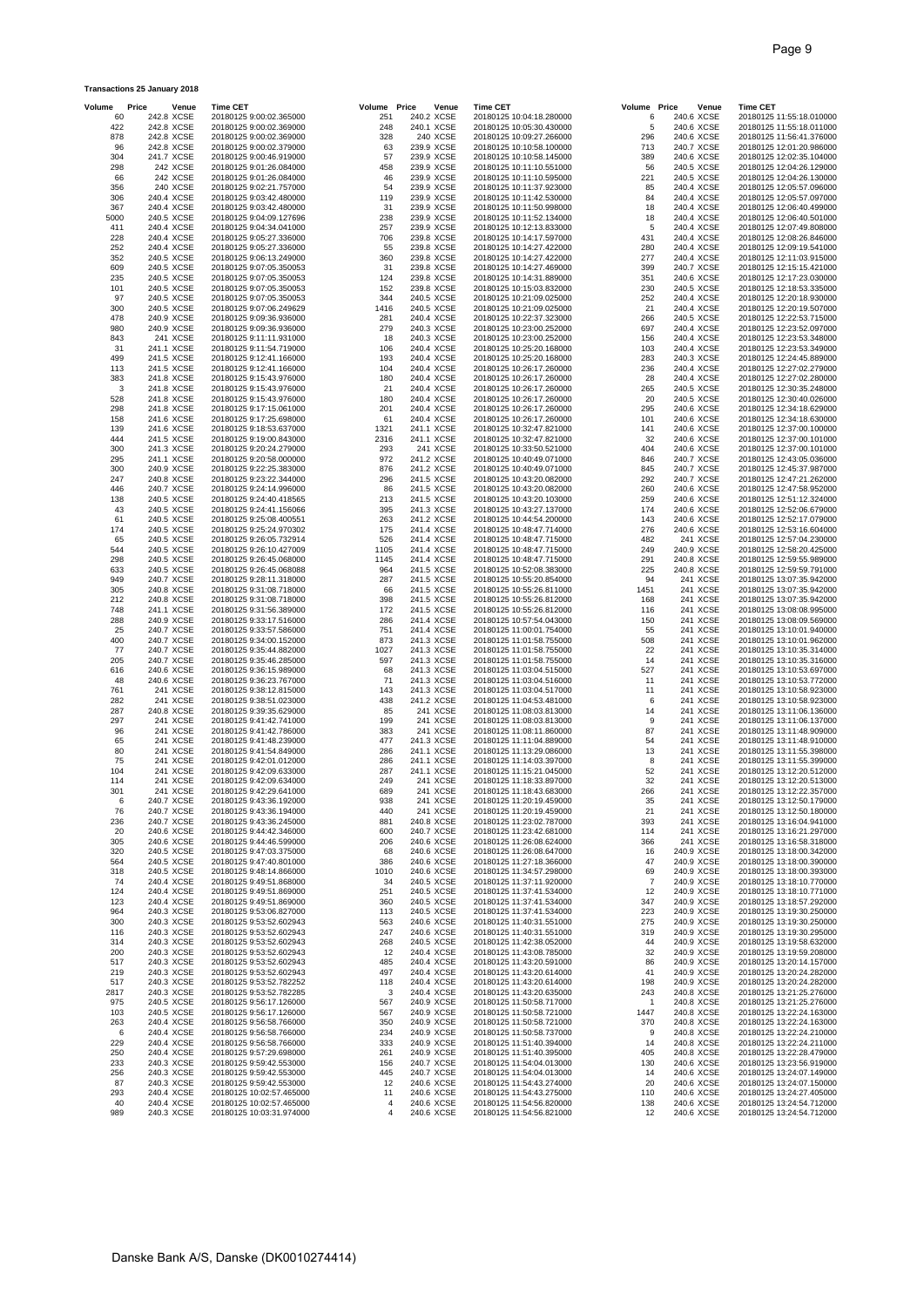**Transactions 25 January 2018**

| Volume | Price | Venue | Time CET |
|---|---|---|---|
| 60 | 242.8 | XCSE | 20180125 9:00:02.365000 |
| 422 | 242.8 | XCSE | 20180125 9:00:02.369000 |
| 878 | 242.8 | XCSE | 20180125 9:00:02.369000 |
| 96 | 242.8 | XCSE | 20180125 9:00:02.379000 |
| 304 | 241.7 | XCSE | 20180125 9:00:46.919000 |
| 298 | 242 | XCSE | 20180125 9:01:26.084000 |
| 66 | 242 | XCSE | 20180125 9:01:26.084000 |
| 356 | 240 | XCSE | 20180125 9:02:21.757000 |
| 306 | 240.4 | XCSE | 20180125 9:03:42.480000 |
| 367 | 240.4 | XCSE | 20180125 9:03:42.480000 |
| 5000 | 240.5 | XCSE | 20180125 9:04:09.127696 |
| 411 | 240.4 | XCSE | 20180125 9:04:34.041000 |
| 228 | 240.4 | XCSE | 20180125 9:05:27.336000 |
| 252 | 240.4 | XCSE | 20180125 9:05:27.336000 |
| 352 | 240.5 | XCSE | 20180125 9:06:13.249000 |
| 609 | 240.5 | XCSE | 20180125 9:07:05.350053 |
| 235 | 240.5 | XCSE | 20180125 9:07:05.350053 |
| 101 | 240.5 | XCSE | 20180125 9:07:05.350053 |
| 97 | 240.5 | XCSE | 20180125 9:07:05.350053 |
| 300 | 240.5 | XCSE | 20180125 9:07:06.249629 |
| 478 | 240.9 | XCSE | 20180125 9:09:36.936000 |
| 980 | 240.9 | XCSE | 20180125 9:09:36.936000 |
| 843 | 241 | XCSE | 20180125 9:11:11.931000 |
| 31 | 241.1 | XCSE | 20180125 9:11:54.719000 |
| 499 | 241.5 | XCSE | 20180125 9:12:41.166000 |
| 113 | 241.5 | XCSE | 20180125 9:12:41.166000 |
| 383 | 241.8 | XCSE | 20180125 9:15:43.976000 |
| 3 | 241.8 | XCSE | 20180125 9:15:43.976000 |
| 528 | 241.8 | XCSE | 20180125 9:15:43.976000 |
| 298 | 241.8 | XCSE | 20180125 9:17:15.061000 |
| 158 | 241.6 | XCSE | 20180125 9:17:25.698000 |
| 139 | 241.6 | XCSE | 20180125 9:18:53.637000 |
| 444 | 241.5 | XCSE | 20180125 9:19:00.843000 |
| 300 | 241.3 | XCSE | 20180125 9:20:24.279000 |
| 295 | 241.1 | XCSE | 20180125 9:20:58.000000 |
| 300 | 240.9 | XCSE | 20180125 9:22:25.383000 |
| 247 | 240.8 | XCSE | 20180125 9:23:22.344000 |
| 446 | 240.7 | XCSE | 20180125 9:24:14.996000 |
| 138 | 240.5 | XCSE | 20180125 9:24:40.418565 |
| 43 | 240.5 | XCSE | 20180125 9:24:41.156066 |
| 61 | 240.5 | XCSE | 20180125 9:25:08.400551 |
| 174 | 240.5 | XCSE | 20180125 9:25:24.970302 |
| 65 | 240.5 | XCSE | 20180125 9:26:05.732914 |
| 544 | 240.5 | XCSE | 20180125 9:26:10.427009 |
| 298 | 240.5 | XCSE | 20180125 9:26:45.068000 |
| 633 | 240.5 | XCSE | 20180125 9:26:45.068088 |
| 949 | 240.7 | XCSE | 20180125 9:28:11.318000 |
| 305 | 240.8 | XCSE | 20180125 9:31:08.718000 |
| 212 | 240.8 | XCSE | 20180125 9:31:08.718000 |
| 748 | 241.1 | XCSE | 20180125 9:31:56.389000 |
| 288 | 240.9 | XCSE | 20180125 9:33:17.516000 |
| 25 | 240.7 | XCSE | 20180125 9:33:57.586000 |
| 400 | 240.7 | XCSE | 20180125 9:34:00.152000 |
| 77 | 240.7 | XCSE | 20180125 9:35:44.882000 |
| 205 | 240.7 | XCSE | 20180125 9:35:46.285000 |
| 616 | 240.6 | XCSE | 20180125 9:36:15.989000 |
| 48 | 240.6 | XCSE | 20180125 9:36:23.767000 |
| 761 | 241 | XCSE | 20180125 9:38:12.815000 |
| 282 | 241 | XCSE | 20180125 9:38:51.023000 |
| 287 | 240.8 | XCSE | 20180125 9:39:35.629000 |
| 297 | 241 | XCSE | 20180125 9:41:42.741000 |
| 96 | 241 | XCSE | 20180125 9:41:42.786000 |
| 65 | 241 | XCSE | 20180125 9:41:48.239000 |
| 80 | 241 | XCSE | 20180125 9:41:54.849000 |
| 75 | 241 | XCSE | 20180125 9:42:01.012000 |
| 104 | 241 | XCSE | 20180125 9:42:09.633000 |
| 114 | 241 | XCSE | 20180125 9:42:09.634000 |
| 301 | 241 | XCSE | 20180125 9:42:29.641000 |
| 6 | 240.7 | XCSE | 20180125 9:43:36.192000 |
| 76 | 240.7 | XCSE | 20180125 9:43:36.194000 |
| 236 | 240.7 | XCSE | 20180125 9:43:36.245000 |
| 20 | 240.6 | XCSE | 20180125 9:44:42.346000 |
| 305 | 240.6 | XCSE | 20180125 9:44:46.599000 |
| 320 | 240.5 | XCSE | 20180125 9:47:03.375000 |
| 564 | 240.5 | XCSE | 20180125 9:47:40.801000 |
| 318 | 240.5 | XCSE | 20180125 9:48:14.866000 |
| 74 | 240.4 | XCSE | 20180125 9:49:51.868000 |
| 124 | 240.4 | XCSE | 20180125 9:49:51.869000 |
| 123 | 240.4 | XCSE | 20180125 9:49:51.869000 |
| 964 | 240.3 | XCSE | 20180125 9:53:06.827000 |
| 300 | 240.3 | XCSE | 20180125 9:53:52.602943 |
| 116 | 240.3 | XCSE | 20180125 9:53:52.602943 |
| 314 | 240.3 | XCSE | 20180125 9:53:52.602943 |
| 200 | 240.3 | XCSE | 20180125 9:53:52.602943 |
| 517 | 240.3 | XCSE | 20180125 9:53:52.602943 |
| 219 | 240.3 | XCSE | 20180125 9:53:52.602943 |
| 517 | 240.3 | XCSE | 20180125 9:53:52.782252 |
| 2817 | 240.3 | XCSE | 20180125 9:53:52.782285 |
| 975 | 240.5 | XCSE | 20180125 9:56:17.126000 |
| 103 | 240.5 | XCSE | 20180125 9:56:17.126000 |
| 263 | 240.4 | XCSE | 20180125 9:56:58.766000 |
| 6 | 240.4 | XCSE | 20180125 9:56:58.766000 |
| 229 | 240.4 | XCSE | 20180125 9:56:58.766000 |
| 250 | 240.4 | XCSE | 20180125 9:57:29.698000 |
| 233 | 240.3 | XCSE | 20180125 9:59:42.553000 |
| 256 | 240.3 | XCSE | 20180125 9:59:42.553000 |
| 87 | 240.3 | XCSE | 20180125 9:59:42.553000 |
| 293 | 240.4 | XCSE | 20180125 10:02:57.465000 |
| 40 | 240.4 | XCSE | 20180125 10:02:57.465000 |
| 989 | 240.3 | XCSE | 20180125 10:03:31.974000 |
| 251 | 240.2 | XCSE | 20180125 10:04:18.280000 |
| 248 | 240.1 | XCSE | 20180125 10:05:30.430000 |
| 328 | 240 | XCSE | 20180125 10:09:27.266000 |
| 63 | 239.9 | XCSE | 20180125 10:10:58.100000 |
| 57 | 239.9 | XCSE | 20180125 10:10:58.145000 |
| 458 | 239.9 | XCSE | 20180125 10:11:10.551000 |
| 46 | 239.9 | XCSE | 20180125 10:11:10.595000 |
| 54 | 239.9 | XCSE | 20180125 10:11:37.923000 |
| 119 | 239.9 | XCSE | 20180125 10:11:42.530000 |
| 31 | 239.9 | XCSE | 20180125 10:11:50.998000 |
| 238 | 239.9 | XCSE | 20180125 10:11:52.134000 |
| 257 | 239.9 | XCSE | 20180125 10:12:13.833000 |
| 706 | 239.8 | XCSE | 20180125 10:14:17.597000 |
| 55 | 239.8 | XCSE | 20180125 10:14:27.422000 |
| 360 | 239.8 | XCSE | 20180125 10:14:27.422000 |
| 31 | 239.8 | XCSE | 20180125 10:14:27.469000 |
| 124 | 239.8 | XCSE | 20180125 10:14:31.889000 |
| 152 | 239.8 | XCSE | 20180125 10:15:03.832000 |
| 344 | 240.5 | XCSE | 20180125 10:21:09.025000 |
| 1416 | 240.5 | XCSE | 20180125 10:21:09.025000 |
| 281 | 240.4 | XCSE | 20180125 10:22:37.323000 |
| 279 | 240.3 | XCSE | 20180125 10:23:00.252000 |
| 18 | 240.3 | XCSE | 20180125 10:23:00.252000 |
| 106 | 240.4 | XCSE | 20180125 10:25:20.168000 |
| 193 | 240.4 | XCSE | 20180125 10:25:20.168000 |
| 104 | 240.4 | XCSE | 20180125 10:26:17.260000 |
| 180 | 240.4 | XCSE | 20180125 10:26:17.260000 |
| 21 | 240.4 | XCSE | 20180125 10:26:17.260000 |
| 180 | 240.4 | XCSE | 20180125 10:26:17.260000 |
| 201 | 240.4 | XCSE | 20180125 10:26:17.260000 |
| 61 | 240.4 | XCSE | 20180125 10:26:17.260000 |
| 1321 | 241.1 | XCSE | 20180125 10:32:47.821000 |
| 2316 | 241.1 | XCSE | 20180125 10:32:47.821000 |
| 293 | 241 | XCSE | 20180125 10:33:50.521000 |
| 972 | 241.2 | XCSE | 20180125 10:40:49.071000 |
| 876 | 241.2 | XCSE | 20180125 10:40:49.071000 |
| 296 | 241.5 | XCSE | 20180125 10:43:20.082000 |
| 86 | 241.5 | XCSE | 20180125 10:43:20.082000 |
| 213 | 241.5 | XCSE | 20180125 10:43:20.103000 |
| 395 | 241.3 | XCSE | 20180125 10:43:27.137000 |
| 263 | 241.2 | XCSE | 20180125 10:44:54.200000 |
| 175 | 241.4 | XCSE | 20180125 10:48:47.714000 |
| 526 | 241.4 | XCSE | 20180125 10:48:47.715000 |
| 1105 | 241.4 | XCSE | 20180125 10:48:47.715000 |
| 1145 | 241.4 | XCSE | 20180125 10:48:47.715000 |
| 964 | 241.5 | XCSE | 20180125 10:52:08.383000 |
| 287 | 241.5 | XCSE | 20180125 10:55:20.854000 |
| 66 | 241.5 | XCSE | 20180125 10:55:26.811000 |
| 398 | 241.5 | XCSE | 20180125 10:55:26.812000 |
| 172 | 241.5 | XCSE | 20180125 10:55:26.812000 |
| 286 | 241.4 | XCSE | 20180125 10:57:54.043000 |
| 751 | 241.4 | XCSE | 20180125 11:00:01.754000 |
| 873 | 241.3 | XCSE | 20180125 11:01:58.755000 |
| 1027 | 241.3 | XCSE | 20180125 11:01:58.755000 |
| 597 | 241.3 | XCSE | 20180125 11:01:58.755000 |
| 68 | 241.3 | XCSE | 20180125 11:03:04.515000 |
| 71 | 241.3 | XCSE | 20180125 11:03:04.516000 |
| 143 | 241.3 | XCSE | 20180125 11:03:04.517000 |
| 438 | 241.2 | XCSE | 20180125 11:04:53.481000 |
| 85 | 241 | XCSE | 20180125 11:08:03.813000 |
| 199 | 241 | XCSE | 20180125 11:08:03.813000 |
| 383 | 241 | XCSE | 20180125 11:08:11.860000 |
| 477 | 241.3 | XCSE | 20180125 11:11:04.889000 |
| 286 | 241.1 | XCSE | 20180125 11:13:29.086000 |
| 286 | 241.1 | XCSE | 20180125 11:14:03.397000 |
| 287 | 241.1 | XCSE | 20180125 11:15:21.045000 |
| 249 | 241 | XCSE | 20180125 11:18:33.897000 |
| 689 | 241 | XCSE | 20180125 11:18:43.683000 |
| 938 | 241 | XCSE | 20180125 11:20:19.459000 |
| 440 | 241 | XCSE | 20180125 11:20:19.459000 |
| 881 | 240.8 | XCSE | 20180125 11:23:02.787000 |
| 600 | 240.7 | XCSE | 20180125 11:23:42.681000 |
| 206 | 240.6 | XCSE | 20180125 11:26:08.624000 |
| 68 | 240.6 | XCSE | 20180125 11:26:08.647000 |
| 386 | 240.6 | XCSE | 20180125 11:27:18.366000 |
| 1010 | 240.6 | XCSE | 20180125 11:34:57.298000 |
| 34 | 240.5 | XCSE | 20180125 11:37:11.920000 |
| 251 | 240.5 | XCSE | 20180125 11:37:41.534000 |
| 360 | 240.5 | XCSE | 20180125 11:37:41.534000 |
| 113 | 240.5 | XCSE | 20180125 11:37:41.534000 |
| 563 | 240.6 | XCSE | 20180125 11:40:31.551000 |
| 247 | 240.6 | XCSE | 20180125 11:40:31.551000 |
| 268 | 240.5 | XCSE | 20180125 11:42:38.052000 |
| 12 | 240.4 | XCSE | 20180125 11:43:08.785000 |
| 485 | 240.4 | XCSE | 20180125 11:43:20.591000 |
| 497 | 240.4 | XCSE | 20180125 11:43:20.614000 |
| 118 | 240.4 | XCSE | 20180125 11:43:20.614000 |
| 3 | 240.4 | XCSE | 20180125 11:43:20.635000 |
| 567 | 240.9 | XCSE | 20180125 11:50:58.717000 |
| 567 | 240.9 | XCSE | 20180125 11:50:58.721000 |
| 350 | 240.9 | XCSE | 20180125 11:50:58.721000 |
| 234 | 240.9 | XCSE | 20180125 11:50:58.737000 |
| 333 | 240.9 | XCSE | 20180125 11:51:40.394000 |
| 261 | 240.9 | XCSE | 20180125 11:51:40.395000 |
| 156 | 240.7 | XCSE | 20180125 11:54:04.013000 |
| 445 | 240.7 | XCSE | 20180125 11:54:04.013000 |
| 12 | 240.6 | XCSE | 20180125 11:54:43.274000 |
| 11 | 240.6 | XCSE | 20180125 11:54:43.275000 |
| 4 | 240.6 | XCSE | 20180125 11:54:56.820000 |
| 4 | 240.6 | XCSE | 20180125 11:54:56.821000 |
| 6 | 240.6 | XCSE | 20180125 11:55:18.010000 |
| 5 | 240.6 | XCSE | 20180125 11:55:18.011000 |
| 296 | 240.6 | XCSE | 20180125 11:56:41.376000 |
| 713 | 240.7 | XCSE | 20180125 12:01:20.986000 |
| 389 | 240.6 | XCSE | 20180125 12:02:35.104000 |
| 56 | 240.5 | XCSE | 20180125 12:04:26.129000 |
| 221 | 240.5 | XCSE | 20180125 12:04:26.130000 |
| 85 | 240.4 | XCSE | 20180125 12:05:57.096000 |
| 84 | 240.4 | XCSE | 20180125 12:05:57.097000 |
| 18 | 240.4 | XCSE | 20180125 12:06:40.499000 |
| 18 | 240.4 | XCSE | 20180125 12:06:40.501000 |
| 5 | 240.4 | XCSE | 20180125 12:07:49.808000 |
| 431 | 240.4 | XCSE | 20180125 12:08:26.846000 |
| 280 | 240.4 | XCSE | 20180125 12:09:19.541000 |
| 277 | 240.4 | XCSE | 20180125 12:11:03.915000 |
| 399 | 240.7 | XCSE | 20180125 12:15:15.421000 |
| 351 | 240.6 | XCSE | 20180125 12:17:23.030000 |
| 230 | 240.5 | XCSE | 20180125 12:18:53.335000 |
| 252 | 240.4 | XCSE | 20180125 12:20:18.930000 |
| 21 | 240.4 | XCSE | 20180125 12:20:19.507000 |
| 266 | 240.5 | XCSE | 20180125 12:22:53.715000 |
| 697 | 240.4 | XCSE | 20180125 12:23:52.097000 |
| 156 | 240.4 | XCSE | 20180125 12:23:53.348000 |
| 103 | 240.4 | XCSE | 20180125 12:23:53.349000 |
| 283 | 240.3 | XCSE | 20180125 12:24:45.889000 |
| 236 | 240.4 | XCSE | 20180125 12:27:02.279000 |
| 28 | 240.4 | XCSE | 20180125 12:27:02.280000 |
| 265 | 240.5 | XCSE | 20180125 12:30:35.248000 |
| 20 | 240.5 | XCSE | 20180125 12:30:40.026000 |
| 295 | 240.6 | XCSE | 20180125 12:34:18.629000 |
| 101 | 240.6 | XCSE | 20180125 12:34:18.630000 |
| 141 | 240.6 | XCSE | 20180125 12:37:00.100000 |
| 32 | 240.6 | XCSE | 20180125 12:37:00.101000 |
| 404 | 240.6 | XCSE | 20180125 12:37:00.101000 |
| 846 | 240.7 | XCSE | 20180125 12:43:05.036000 |
| 845 | 240.7 | XCSE | 20180125 12:45:37.987000 |
| 292 | 240.7 | XCSE | 20180125 12:47:21.262000 |
| 260 | 240.6 | XCSE | 20180125 12:47:58.952000 |
| 259 | 240.6 | XCSE | 20180125 12:51:12.324000 |
| 174 | 240.6 | XCSE | 20180125 12:52:06.679000 |
| 143 | 240.6 | XCSE | 20180125 12:52:17.079000 |
| 276 | 240.6 | XCSE | 20180125 12:53:16.604000 |
| 482 | 241 | XCSE | 20180125 12:57:04.230000 |
| 249 | 240.9 | XCSE | 20180125 12:58:20.425000 |
| 291 | 240.8 | XCSE | 20180125 12:59:55.989000 |
| 225 | 240.8 | XCSE | 20180125 12:59:59.791000 |
| 94 | 241 | XCSE | 20180125 13:07:35.942000 |
| 1451 | 241 | XCSE | 20180125 13:07:35.942000 |
| 168 | 241 | XCSE | 20180125 13:07:35.942000 |
| 116 | 241 | XCSE | 20180125 13:08:08.995000 |
| 150 | 241 | XCSE | 20180125 13:08:09.569000 |
| 55 | 241 | XCSE | 20180125 13:10:01.940000 |
| 508 | 241 | XCSE | 20180125 13:10:01.962000 |
| 22 | 241 | XCSE | 20180125 13:10:35.314000 |
| 14 | 241 | XCSE | 20180125 13:10:35.316000 |
| 527 | 241 | XCSE | 20180125 13:10:53.697000 |
| 11 | 241 | XCSE | 20180125 13:10:53.772000 |
| 11 | 241 | XCSE | 20180125 13:10:58.923000 |
| 6 | 241 | XCSE | 20180125 13:10:58.923000 |
| 14 | 241 | XCSE | 20180125 13:11:06.136000 |
| 9 | 241 | XCSE | 20180125 13:11:06.137000 |
| 87 | 241 | XCSE | 20180125 13:11:48.909000 |
| 54 | 241 | XCSE | 20180125 13:11:48.910000 |
| 13 | 241 | XCSE | 20180125 13:11:55.398000 |
| 8 | 241 | XCSE | 20180125 13:11:55.399000 |
| 52 | 241 | XCSE | 20180125 13:12:20.512000 |
| 32 | 241 | XCSE | 20180125 13:12:20.513000 |
| 266 | 241 | XCSE | 20180125 13:12:22.357000 |
| 35 | 241 | XCSE | 20180125 13:12:50.179000 |
| 21 | 241 | XCSE | 20180125 13:12:50.180000 |
| 393 | 241 | XCSE | 20180125 13:16:04.941000 |
| 114 | 241 | XCSE | 20180125 13:16:21.297000 |
| 366 | 241 | XCSE | 20180125 13:16:58.318000 |
| 16 | 240.9 | XCSE | 20180125 13:18:00.342000 |
| 47 | 240.9 | XCSE | 20180125 13:18:00.390000 |
| 69 | 240.9 | XCSE | 20180125 13:18:00.393000 |
| 7 | 240.9 | XCSE | 20180125 13:18:10.770000 |
| 12 | 240.9 | XCSE | 20180125 13:18:10.771000 |
| 347 | 240.9 | XCSE | 20180125 13:18:57.292000 |
| 223 | 240.9 | XCSE | 20180125 13:19:30.250000 |
| 275 | 240.9 | XCSE | 20180125 13:19:30.250000 |
| 319 | 240.9 | XCSE | 20180125 13:19:30.295000 |
| 44 | 240.9 | XCSE | 20180125 13:19:58.632000 |
| 32 | 240.9 | XCSE | 20180125 13:19:59.208000 |
| 86 | 240.9 | XCSE | 20180125 13:20:14.157000 |
| 41 | 240.9 | XCSE | 20180125 13:20:24.282000 |
| 198 | 240.9 | XCSE | 20180125 13:20:24.282000 |
| 243 | 240.8 | XCSE | 20180125 13:21:25.276000 |
| 1 | 240.8 | XCSE | 20180125 13:21:25.276000 |
| 1447 | 240.8 | XCSE | 20180125 13:22:24.163000 |
| 370 | 240.8 | XCSE | 20180125 13:22:24.163000 |
| 9 | 240.8 | XCSE | 20180125 13:22:24.210000 |
| 14 | 240.8 | XCSE | 20180125 13:22:24.211000 |
| 405 | 240.8 | XCSE | 20180125 13:22:28.479000 |
| 130 | 240.6 | XCSE | 20180125 13:23:56.919000 |
| 14 | 240.6 | XCSE | 20180125 13:24:07.149000 |
| 20 | 240.6 | XCSE | 20180125 13:24:07.150000 |
| 110 | 240.6 | XCSE | 20180125 13:24:27.405000 |
| 138 | 240.6 | XCSE | 20180125 13:24:54.712000 |
| 12 | 240.6 | XCSE | 20180125 13:24:54.712000 |

Danske Bank A/S, Danske (DK0010274414)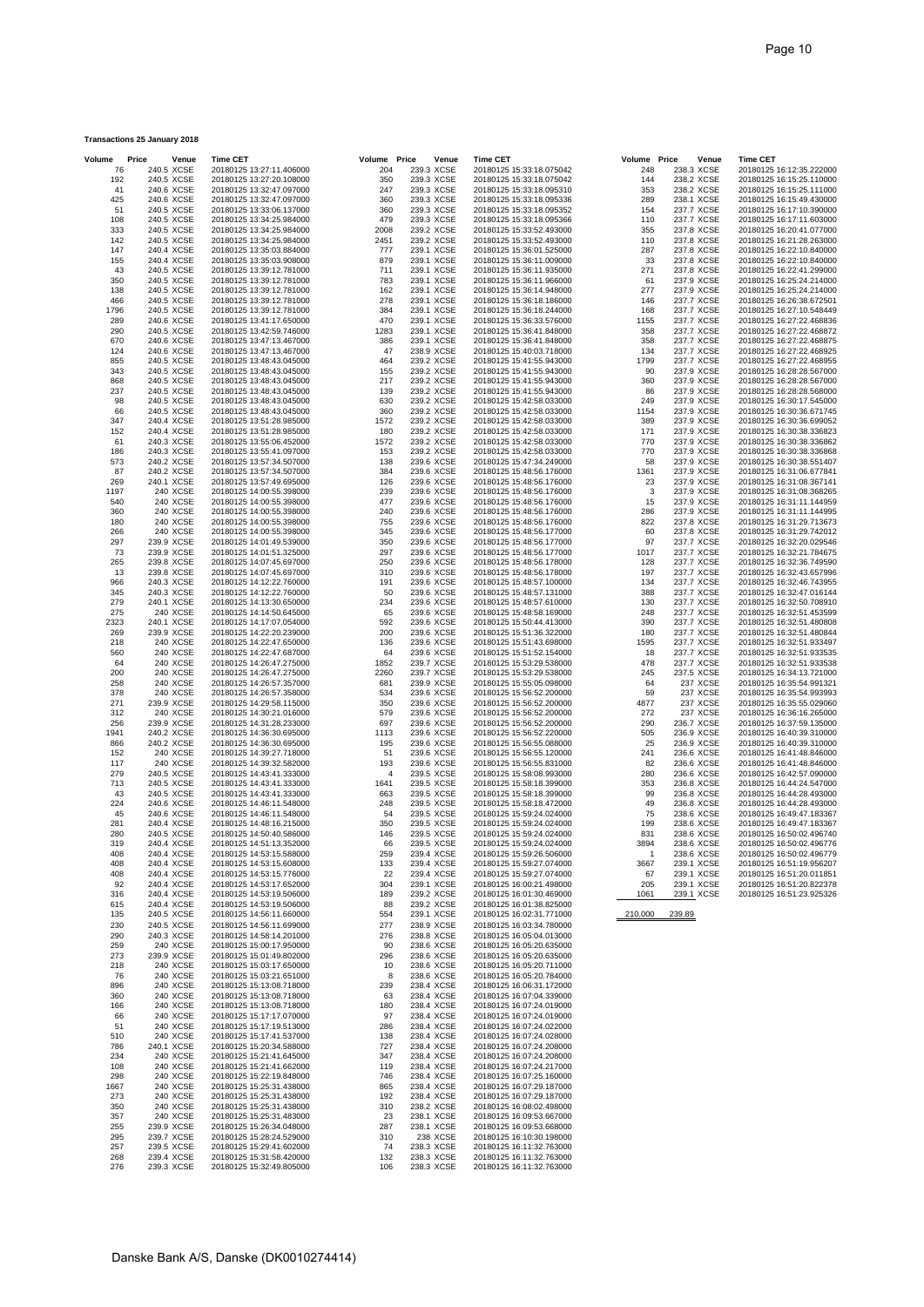**Transactions 25 January 2018**

| Volume | Price | Venue | Time CET |
|---|---|---|---|
| 76 | 240.5 | XCSE | 20180125 13:27:11.406000 |
| 192 | 240.5 | XCSE | 20180125 13:27:20.108000 |
| 41 | 240.6 | XCSE | 20180125 13:32:47.097000 |
| 425 | 240.6 | XCSE | 20180125 13:32:47.097000 |
| 51 | 240.5 | XCSE | 20180125 13:33:06.137000 |
| 108 | 240.5 | XCSE | 20180125 13:34:25.984000 |
| 333 | 240.5 | XCSE | 20180125 13:34:25.984000 |
| 142 | 240.5 | XCSE | 20180125 13:34:25.984000 |
| 147 | 240.4 | XCSE | 20180125 13:35:03.884000 |
| 155 | 240.4 | XCSE | 20180125 13:35:03.908000 |
| 43 | 240.5 | XCSE | 20180125 13:39:12.781000 |
| 350 | 240.5 | XCSE | 20180125 13:39:12.781000 |
| 138 | 240.5 | XCSE | 20180125 13:39:12.781000 |
| 466 | 240.5 | XCSE | 20180125 13:39:12.781000 |
| 1796 | 240.5 | XCSE | 20180125 13:39:12.781000 |
| 289 | 240.6 | XCSE | 20180125 13:41:17.650000 |
| 290 | 240.5 | XCSE | 20180125 13:42:59.746000 |
| 670 | 240.6 | XCSE | 20180125 13:47:13.467000 |
| 124 | 240.6 | XCSE | 20180125 13:47:13.467000 |
| 855 | 240.5 | XCSE | 20180125 13:48:43.045000 |
| 343 | 240.5 | XCSE | 20180125 13:48:43.045000 |
| 868 | 240.5 | XCSE | 20180125 13:48:43.045000 |
| 237 | 240.5 | XCSE | 20180125 13:48:43.045000 |
| 98 | 240.5 | XCSE | 20180125 13:48:43.045000 |
| 66 | 240.5 | XCSE | 20180125 13:48:43.045000 |
| 347 | 240.4 | XCSE | 20180125 13:51:28.985000 |
| 152 | 240.4 | XCSE | 20180125 13:51:28.985000 |
| 61 | 240.3 | XCSE | 20180125 13:55:06.452000 |
| 186 | 240.3 | XCSE | 20180125 13:55:41.097000 |
| 573 | 240.2 | XCSE | 20180125 13:57:34.507000 |
| 87 | 240.2 | XCSE | 20180125 13:57:34.507000 |
| 269 | 240.1 | XCSE | 20180125 13:57:49.695000 |
| 1197 | 240 | XCSE | 20180125 14:00:55.398000 |
| 540 | 240 | XCSE | 20180125 14:00:55.398000 |
| 360 | 240 | XCSE | 20180125 14:00:55.398000 |
| 180 | 240 | XCSE | 20180125 14:00:55.398000 |
| 266 | 240 | XCSE | 20180125 14:00:55.398000 |
| 297 | 239.9 | XCSE | 20180125 14:01:49.539000 |
| 73 | 239.9 | XCSE | 20180125 14:01:51.325000 |
| 265 | 239.8 | XCSE | 20180125 14:07:45.697000 |
| 13 | 239.8 | XCSE | 20180125 14:07:45.697000 |
| 966 | 240.3 | XCSE | 20180125 14:12:22.760000 |
| 345 | 240.3 | XCSE | 20180125 14:12:22.760000 |
| 279 | 240.1 | XCSE | 20180125 14:13:30.650000 |
| 275 | 240 | XCSE | 20180125 14:14:50.645000 |
| 2323 | 240.1 | XCSE | 20180125 14:17:07.054000 |
| 269 | 239.9 | XCSE | 20180125 14:22:20.239000 |
| 218 | 240 | XCSE | 20180125 14:22:47.650000 |
| 560 | 240 | XCSE | 20180125 14:22:47.687000 |
| 64 | 240 | XCSE | 20180125 14:26:47.275000 |
| 200 | 240 | XCSE | 20180125 14:26:47.275000 |
| 258 | 240 | XCSE | 20180125 14:26:57.357000 |
| 378 | 240 | XCSE | 20180125 14:26:57.358000 |
| 271 | 239.9 | XCSE | 20180125 14:29:58.115000 |
| 312 | 240 | XCSE | 20180125 14:30:21.016000 |
| 256 | 239.9 | XCSE | 20180125 14:31:28.233000 |
| 1941 | 240.2 | XCSE | 20180125 14:36:30.695000 |
| 866 | 240.2 | XCSE | 20180125 14:36:30.695000 |
| 152 | 240 | XCSE | 20180125 14:39:27.718000 |
| 117 | 240 | XCSE | 20180125 14:39:32.582000 |
| 279 | 240.5 | XCSE | 20180125 14:43:41.333000 |
| 713 | 240.5 | XCSE | 20180125 14:43:41.333000 |
| 43 | 240.5 | XCSE | 20180125 14:43:41.333000 |
| 224 | 240.6 | XCSE | 20180125 14:46:11.548000 |
| 45 | 240.6 | XCSE | 20180125 14:46:11.548000 |
| 281 | 240.4 | XCSE | 20180125 14:48:16.215000 |
| 280 | 240.5 | XCSE | 20180125 14:50:40.586000 |
| 319 | 240.4 | XCSE | 20180125 14:51:13.352000 |
| 408 | 240.4 | XCSE | 20180125 14:53:15.588000 |
| 408 | 240.4 | XCSE | 20180125 14:53:15.608000 |
| 408 | 240.4 | XCSE | 20180125 14:53:15.776000 |
| 92 | 240.4 | XCSE | 20180125 14:53:17.652000 |
| 316 | 240.4 | XCSE | 20180125 14:53:19.506000 |
| 615 | 240.4 | XCSE | 20180125 14:53:19.506000 |
| 135 | 240.5 | XCSE | 20180125 14:56:11.660000 |
| 230 | 240.5 | XCSE | 20180125 14:56:11.699000 |
| 290 | 240.3 | XCSE | 20180125 14:58:14.201000 |
| 259 | 240 | XCSE | 20180125 15:00:17.950000 |
| 273 | 239.9 | XCSE | 20180125 15:01:49.802000 |
| 218 | 240 | XCSE | 20180125 15:03:17.650000 |
| 76 | 240 | XCSE | 20180125 15:03:21.651000 |
| 896 | 240 | XCSE | 20180125 15:13:08.718000 |
| 360 | 240 | XCSE | 20180125 15:13:08.718000 |
| 166 | 240 | XCSE | 20180125 15:13:08.718000 |
| 66 | 240 | XCSE | 20180125 15:17:17.070000 |
| 51 | 240 | XCSE | 20180125 15:17:19.513000 |
| 510 | 240 | XCSE | 20180125 15:17:41.537000 |
| 786 | 240.1 | XCSE | 20180125 15:20:34.588000 |
| 234 | 240 | XCSE | 20180125 15:21:41.645000 |
| 108 | 240 | XCSE | 20180125 15:21:41.662000 |
| 298 | 240 | XCSE | 20180125 15:22:19.848000 |
| 1667 | 240 | XCSE | 20180125 15:25:31.438000 |
| 273 | 240 | XCSE | 20180125 15:25:31.438000 |
| 350 | 240 | XCSE | 20180125 15:25:31.438000 |
| 357 | 240 | XCSE | 20180125 15:25:31.483000 |
| 255 | 239.9 | XCSE | 20180125 15:26:34.048000 |
| 295 | 239.7 | XCSE | 20180125 15:28:24.529000 |
| 257 | 239.5 | XCSE | 20180125 15:29:41.602000 |
| 268 | 239.4 | XCSE | 20180125 15:31:58.420000 |
| 276 | 239.3 | XCSE | 20180125 15:32:49.805000 |
| 204 | 239.3 | XCSE | 20180125 15:33:18.075042 |
| 350 | 239.3 | XCSE | 20180125 15:33:18.075042 |
| 247 | 239.3 | XCSE | 20180125 15:33:18.095310 |
| 360 | 239.3 | XCSE | 20180125 15:33:18.095336 |
| 360 | 239.3 | XCSE | 20180125 15:33:18.095352 |
| 479 | 239.3 | XCSE | 20180125 15:33:18.095366 |
| 2008 | 239.2 | XCSE | 20180125 15:33:52.493000 |
| 2451 | 239.2 | XCSE | 20180125 15:33:52.493000 |
| 777 | 239.1 | XCSE | 20180125 15:36:01.525000 |
| 879 | 239.1 | XCSE | 20180125 15:36:11.009000 |
| 711 | 239.1 | XCSE | 20180125 15:36:11.935000 |
| 783 | 239.1 | XCSE | 20180125 15:36:11.966000 |
| 162 | 239.1 | XCSE | 20180125 15:36:14.948000 |
| 278 | 239.1 | XCSE | 20180125 15:36:18.186000 |
| 384 | 239.1 | XCSE | 20180125 15:36:18.244000 |
| 470 | 239.1 | XCSE | 20180125 15:36:33.576000 |
| 1283 | 239.1 | XCSE | 20180125 15:36:41.848000 |
| 386 | 239.1 | XCSE | 20180125 15:36:41.848000 |
| 47 | 238.9 | XCSE | 20180125 15:40:03.718000 |
| 464 | 239.2 | XCSE | 20180125 15:41:55.943000 |
| 155 | 239.2 | XCSE | 20180125 15:41:55.943000 |
| 217 | 239.2 | XCSE | 20180125 15:41:55.943000 |
| 139 | 239.2 | XCSE | 20180125 15:41:55.943000 |
| 630 | 239.2 | XCSE | 20180125 15:42:58.033000 |
| 360 | 239.2 | XCSE | 20180125 15:42:58.033000 |
| 1572 | 239.2 | XCSE | 20180125 15:42:58.033000 |
| 180 | 239.2 | XCSE | 20180125 15:42:58.033000 |
| 1572 | 239.2 | XCSE | 20180125 15:42:58.033000 |
| 153 | 239.2 | XCSE | 20180125 15:42:58.033000 |
| 138 | 239.6 | XCSE | 20180125 15:47:34.249000 |
| 384 | 239.6 | XCSE | 20180125 15:48:56.176000 |
| 126 | 239.6 | XCSE | 20180125 15:48:56.176000 |
| 239 | 239.6 | XCSE | 20180125 15:48:56.176000 |
| 477 | 239.6 | XCSE | 20180125 15:48:56.176000 |
| 240 | 239.6 | XCSE | 20180125 15:48:56.176000 |
| 755 | 239.6 | XCSE | 20180125 15:48:56.176000 |
| 345 | 239.6 | XCSE | 20180125 15:48:56.177000 |
| 350 | 239.6 | XCSE | 20180125 15:48:56.177000 |
| 297 | 239.6 | XCSE | 20180125 15:48:56.177000 |
| 250 | 239.6 | XCSE | 20180125 15:48:56.178000 |
| 310 | 239.6 | XCSE | 20180125 15:48:56.178000 |
| 191 | 239.6 | XCSE | 20180125 15:48:57.100000 |
| 50 | 239.6 | XCSE | 20180125 15:48:57.131000 |
| 234 | 239.6 | XCSE | 20180125 15:48:57.610000 |
| 65 | 239.6 | XCSE | 20180125 15:48:58.169000 |
| 592 | 239.6 | XCSE | 20180125 15:50:44.413000 |
| 200 | 239.6 | XCSE | 20180125 15:51:36.322000 |
| 136 | 239.6 | XCSE | 20180125 15:51:43.698000 |
| 64 | 239.6 | XCSE | 20180125 15:51:52.154000 |
| 1852 | 239.7 | XCSE | 20180125 15:53:29.538000 |
| 2260 | 239.7 | XCSE | 20180125 15:53:29.538000 |
| 681 | 239.9 | XCSE | 20180125 15:55:05.098000 |
| 534 | 239.6 | XCSE | 20180125 15:56:52.200000 |
| 350 | 239.6 | XCSE | 20180125 15:56:52.200000 |
| 579 | 239.6 | XCSE | 20180125 15:56:52.200000 |
| 697 | 239.6 | XCSE | 20180125 15:56:52.200000 |
| 1113 | 239.6 | XCSE | 20180125 15:56:52.220000 |
| 195 | 239.6 | XCSE | 20180125 15:56:55.088000 |
| 51 | 239.6 | XCSE | 20180125 15:56:55.120000 |
| 193 | 239.6 | XCSE | 20180125 15:56:55.831000 |
| 4 | 239.5 | XCSE | 20180125 15:58:08.993000 |
| 1641 | 239.5 | XCSE | 20180125 15:58:18.399000 |
| 663 | 239.5 | XCSE | 20180125 15:58:18.399000 |
| 248 | 239.5 | XCSE | 20180125 15:58:18.472000 |
| 54 | 239.5 | XCSE | 20180125 15:59:24.024000 |
| 350 | 239.5 | XCSE | 20180125 15:59:24.024000 |
| 146 | 239.5 | XCSE | 20180125 15:59:24.024000 |
| 66 | 239.5 | XCSE | 20180125 15:59:24.024000 |
| 259 | 239.4 | XCSE | 20180125 15:59:26.506000 |
| 133 | 239.4 | XCSE | 20180125 15:59:27.074000 |
| 22 | 239.4 | XCSE | 20180125 15:59:27.074000 |
| 304 | 239.1 | XCSE | 20180125 16:00:21.498000 |
| 189 | 239.2 | XCSE | 20180125 16:01:30.469000 |
| 88 | 239.2 | XCSE | 20180125 16:01:38.825000 |
| 554 | 239.1 | XCSE | 20180125 16:02:31.771000 |
| 277 | 238.9 | XCSE | 20180125 16:03:34.780000 |
| 276 | 238.8 | XCSE | 20180125 16:05:04.013000 |
| 90 | 238.6 | XCSE | 20180125 16:05:20.635000 |
| 296 | 238.6 | XCSE | 20180125 16:05:20.635000 |
| 10 | 238.6 | XCSE | 20180125 16:05:20.711000 |
| 8 | 238.6 | XCSE | 20180125 16:05:20.784000 |
| 239 | 238.4 | XCSE | 20180125 16:06:31.172000 |
| 63 | 238.4 | XCSE | 20180125 16:07:04.339000 |
| 180 | 238.4 | XCSE | 20180125 16:07:24.019000 |
| 97 | 238.4 | XCSE | 20180125 16:07:24.019000 |
| 286 | 238.4 | XCSE | 20180125 16:07:24.022000 |
| 138 | 238.4 | XCSE | 20180125 16:07:24.028000 |
| 727 | 238.4 | XCSE | 20180125 16:07:24.208000 |
| 347 | 238.4 | XCSE | 20180125 16:07:24.208000 |
| 119 | 238.4 | XCSE | 20180125 16:07:24.217000 |
| 746 | 238.4 | XCSE | 20180125 16:07:25.160000 |
| 865 | 238.4 | XCSE | 20180125 16:07:29.187000 |
| 192 | 238.4 | XCSE | 20180125 16:07:29.187000 |
| 310 | 238.2 | XCSE | 20180125 16:08:02.498000 |
| 23 | 238.1 | XCSE | 20180125 16:09:53.667000 |
| 287 | 238.1 | XCSE | 20180125 16:09:53.668000 |
| 310 | 238 | XCSE | 20180125 16:10:30.198000 |
| 74 | 238.3 | XCSE | 20180125 16:11:32.763000 |
| 132 | 238.3 | XCSE | 20180125 16:11:32.763000 |
| 106 | 238.3 | XCSE | 20180125 16:11:32.763000 |
| 248 | 238.3 | XCSE | 20180125 16:12:35.222000 |
| 144 | 238.2 | XCSE | 20180125 16:15:25.110000 |
| 353 | 238.2 | XCSE | 20180125 16:15:25.111000 |
| 289 | 238.1 | XCSE | 20180125 16:15:49.430000 |
| 154 | 237.7 | XCSE | 20180125 16:17:10.390000 |
| 110 | 237.7 | XCSE | 20180125 16:17:11.603000 |
| 355 | 237.8 | XCSE | 20180125 16:20:41.077000 |
| 110 | 237.8 | XCSE | 20180125 16:21:28.263000 |
| 287 | 237.8 | XCSE | 20180125 16:22:10.840000 |
| 33 | 237.8 | XCSE | 20180125 16:22:10.840000 |
| 271 | 237.8 | XCSE | 20180125 16:22:41.299000 |
| 61 | 237.9 | XCSE | 20180125 16:25:24.214000 |
| 277 | 237.9 | XCSE | 20180125 16:25:24.214000 |
| 146 | 237.7 | XCSE | 20180125 16:26:38.672501 |
| 168 | 237.7 | XCSE | 20180125 16:27:10.548449 |
| 1155 | 237.7 | XCSE | 20180125 16:27:22.468836 |
| 358 | 237.7 | XCSE | 20180125 16:27:22.468872 |
| 358 | 237.7 | XCSE | 20180125 16:27:22.468875 |
| 134 | 237.7 | XCSE | 20180125 16:27:22.468925 |
| 1799 | 237.7 | XCSE | 20180125 16:27:22.468955 |
| 90 | 237.9 | XCSE | 20180125 16:28:28.567000 |
| 360 | 237.9 | XCSE | 20180125 16:28:28.567000 |
| 86 | 237.9 | XCSE | 20180125 16:28:28.568000 |
| 249 | 237.9 | XCSE | 20180125 16:30:17.545000 |
| 1154 | 237.9 | XCSE | 20180125 16:30:36.671745 |
| 389 | 237.9 | XCSE | 20180125 16:30:36.699052 |
| 171 | 237.9 | XCSE | 20180125 16:30:38.336823 |
| 770 | 237.9 | XCSE | 20180125 16:30:38.336862 |
| 770 | 237.9 | XCSE | 20180125 16:30:38.336868 |
| 58 | 237.9 | XCSE | 20180125 16:30:38.551407 |
| 1361 | 237.9 | XCSE | 20180125 16:31:06.677841 |
| 23 | 237.9 | XCSE | 20180125 16:31:08.367141 |
| 3 | 237.9 | XCSE | 20180125 16:31:08.368265 |
| 15 | 237.9 | XCSE | 20180125 16:31:11.144959 |
| 286 | 237.9 | XCSE | 20180125 16:31:11.144995 |
| 822 | 237.8 | XCSE | 20180125 16:31:29.713673 |
| 60 | 237.8 | XCSE | 20180125 16:31:29.742012 |
| 97 | 237.7 | XCSE | 20180125 16:32:20.029546 |
| 1017 | 237.7 | XCSE | 20180125 16:32:21.784675 |
| 128 | 237.7 | XCSE | 20180125 16:32:36.749590 |
| 197 | 237.7 | XCSE | 20180125 16:32:43.657996 |
| 134 | 237.7 | XCSE | 20180125 16:32:46.743955 |
| 388 | 237.7 | XCSE | 20180125 16:32:47.016144 |
| 130 | 237.7 | XCSE | 20180125 16:32:50.708910 |
| 248 | 237.7 | XCSE | 20180125 16:32:51.453599 |
| 390 | 237.7 | XCSE | 20180125 16:32:51.480808 |
| 180 | 237.7 | XCSE | 20180125 16:32:51.480844 |
| 1595 | 237.7 | XCSE | 20180125 16:32:51.933497 |
| 18 | 237.7 | XCSE | 20180125 16:32:51.933535 |
| 478 | 237.7 | XCSE | 20180125 16:32:51.933538 |
| 245 | 237.5 | XCSE | 20180125 16:34:13.721000 |
| 64 | 237 | XCSE | 20180125 16:35:54.991321 |
| 59 | 237 | XCSE | 20180125 16:35:54.993993 |
| 4877 | 237 | XCSE | 20180125 16:35:55.029060 |
| 272 | 237 | XCSE | 20180125 16:36:16.265000 |
| 290 | 236.7 | XCSE | 20180125 16:37:59.135000 |
| 505 | 236.9 | XCSE | 20180125 16:40:39.310000 |
| 25 | 236.9 | XCSE | 20180125 16:40:39.310000 |
| 241 | 236.6 | XCSE | 20180125 16:41:48.846000 |
| 82 | 236.6 | XCSE | 20180125 16:41:48.846000 |
| 280 | 236.6 | XCSE | 20180125 16:42:57.090000 |
| 353 | 236.8 | XCSE | 20180125 16:44:24.547000 |
| 99 | 236.8 | XCSE | 20180125 16:44:28.493000 |
| 49 | 236.8 | XCSE | 20180125 16:44:28.493000 |
| 75 | 238.6 | XCSE | 20180125 16:49:47.183367 |
| 199 | 238.6 | XCSE | 20180125 16:49:47.183367 |
| 831 | 238.6 | XCSE | 20180125 16:50:02.496740 |
| 3894 | 238.6 | XCSE | 20180125 16:50:02.496776 |
| 1 | 238.6 | XCSE | 20180125 16:50:02.496779 |
| 3667 | 239.1 | XCSE | 20180125 16:51:19.956207 |
| 67 | 239.1 | XCSE | 20180125 16:51:20.011851 |
| 205 | 239.1 | XCSE | 20180125 16:51:20.822378 |
| 1061 | 239.1 | XCSE | 20180125 16:51:23.925326 |
| 210,000 | 239.89 | | |

Danske Bank A/S, Danske (DK0010274414)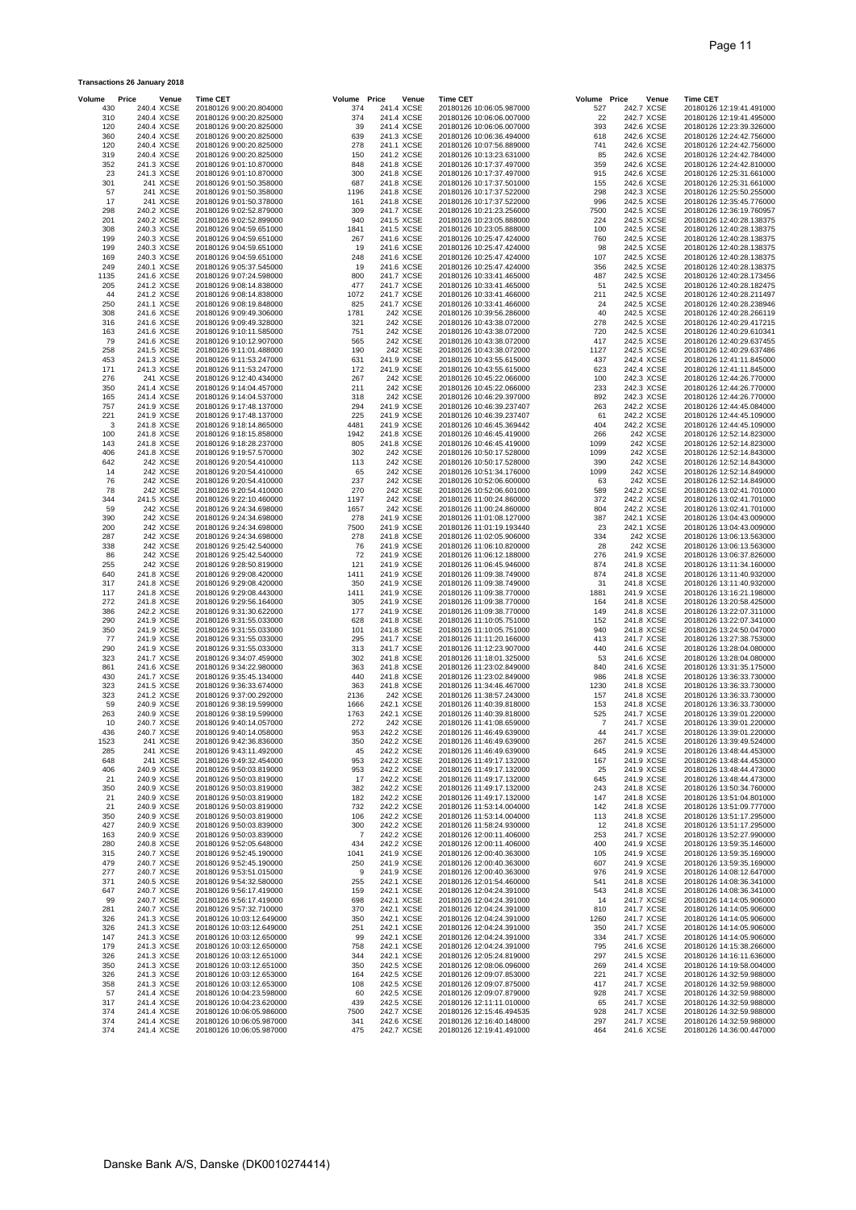**Transactions 26 January 2018**

| Volume | Price | Venue | Time CET |
|---|---|---|---|
| 430 | 240.4 | XCSE | 20180126 9:00:20.804000 |
| 310 | 240.4 | XCSE | 20180126 9:00:20.825000 |
| 120 | 240.4 | XCSE | 20180126 9:00:20.825000 |
| 360 | 240.4 | XCSE | 20180126 9:00:20.825000 |
| 120 | 240.4 | XCSE | 20180126 9:00:20.825000 |
| 319 | 240.4 | XCSE | 20180126 9:00:20.825000 |
| 352 | 241.3 | XCSE | 20180126 9:01:10.870000 |
| 23 | 241.3 | XCSE | 20180126 9:01:10.870000 |
| 301 | 241 | XCSE | 20180126 9:01:50.358000 |
| 57 | 241 | XCSE | 20180126 9:01:50.358000 |
| 17 | 241 | XCSE | 20180126 9:01:50.378000 |
| 298 | 240.2 | XCSE | 20180126 9:02:52.879000 |
| 201 | 240.2 | XCSE | 20180126 9:02:52.899000 |
| 308 | 240.3 | XCSE | 20180126 9:04:59.651000 |
| 199 | 240.3 | XCSE | 20180126 9:04:59.651000 |
| 199 | 240.3 | XCSE | 20180126 9:04:59.651000 |
| 169 | 240.3 | XCSE | 20180126 9:04:59.651000 |
| 249 | 240.1 | XCSE | 20180126 9:05:37.545000 |
| 1135 | 241.6 | XCSE | 20180126 9:07:24.598000 |
| 205 | 241.2 | XCSE | 20180126 9:08:14.838000 |
| 44 | 241.2 | XCSE | 20180126 9:08:14.838000 |
| 250 | 241.1 | XCSE | 20180126 9:08:19.848000 |
| 308 | 241.6 | XCSE | 20180126 9:09:49.306000 |
| 316 | 241.6 | XCSE | 20180126 9:09:49.328000 |
| 163 | 241.6 | XCSE | 20180126 9:10:11.585000 |
| 79 | 241.6 | XCSE | 20180126 9:10:12.907000 |
| 258 | 241.5 | XCSE | 20180126 9:11:01.488000 |
| 453 | 241.3 | XCSE | 20180126 9:11:53.247000 |
| 171 | 241.3 | XCSE | 20180126 9:11:53.247000 |
| 276 | 241 | XCSE | 20180126 9:12:40.434000 |
| 350 | 241.4 | XCSE | 20180126 9:14:04.457000 |
| 165 | 241.4 | XCSE | 20180126 9:14:04.537000 |
| 757 | 241.9 | XCSE | 20180126 9:17:48.137000 |
| 221 | 241.9 | XCSE | 20180126 9:17:48.137000 |
| 3 | 241.8 | XCSE | 20180126 9:18:14.865000 |
| 100 | 241.8 | XCSE | 20180126 9:18:15.858000 |
| 143 | 241.8 | XCSE | 20180126 9:18:28.237000 |
| 406 | 241.8 | XCSE | 20180126 9:19:57.570000 |
| 642 | 242 | XCSE | 20180126 9:20:54.410000 |
| 14 | 242 | XCSE | 20180126 9:20:54.410000 |
| 76 | 242 | XCSE | 20180126 9:20:54.410000 |
| 78 | 242 | XCSE | 20180126 9:20:54.410000 |
| 344 | 241.5 | XCSE | 20180126 9:22:10.460000 |
| 59 | 242 | XCSE | 20180126 9:24:34.698000 |
| 390 | 242 | XCSE | 20180126 9:24:34.698000 |
| 200 | 242 | XCSE | 20180126 9:24:34.698000 |
| 287 | 242 | XCSE | 20180126 9:24:34.698000 |
| 338 | 242 | XCSE | 20180126 9:25:42.540000 |
| 86 | 242 | XCSE | 20180126 9:25:42.540000 |
| 255 | 242 | XCSE | 20180126 9:28:50.819000 |
| 640 | 241.8 | XCSE | 20180126 9:29:08.420000 |
| 317 | 241.8 | XCSE | 20180126 9:29:08.420000 |
| 117 | 241.8 | XCSE | 20180126 9:29:08.443000 |
| 272 | 241.8 | XCSE | 20180126 9:29:56.164000 |
| 386 | 242.2 | XCSE | 20180126 9:31:30.622000 |
| 290 | 241.9 | XCSE | 20180126 9:31:55.033000 |
| 350 | 241.9 | XCSE | 20180126 9:31:55.033000 |
| 77 | 241.9 | XCSE | 20180126 9:31:55.033000 |
| 290 | 241.9 | XCSE | 20180126 9:31:55.033000 |
| 323 | 241.7 | XCSE | 20180126 9:34:07.459000 |
| 861 | 241.6 | XCSE | 20180126 9:34:22.980000 |
| 430 | 241.7 | XCSE | 20180126 9:35:45.134000 |
| 323 | 241.5 | XCSE | 20180126 9:36:33.674000 |
| 323 | 241.2 | XCSE | 20180126 9:37:00.292000 |
| 59 | 240.9 | XCSE | 20180126 9:38:19.599000 |
| 263 | 240.9 | XCSE | 20180126 9:38:19.599000 |
| 10 | 240.7 | XCSE | 20180126 9:40:14.057000 |
| 436 | 240.7 | XCSE | 20180126 9:40:14.058000 |
| 1523 | 241 | XCSE | 20180126 9:42:36.836000 |
| 285 | 241 | XCSE | 20180126 9:43:11.492000 |
| 648 | 241 | XCSE | 20180126 9:49:32.454000 |
| 406 | 240.9 | XCSE | 20180126 9:50:03.819000 |
| 21 | 240.9 | XCSE | 20180126 9:50:03.819000 |
| 350 | 240.9 | XCSE | 20180126 9:50:03.819000 |
| 21 | 240.9 | XCSE | 20180126 9:50:03.819000 |
| 21 | 240.9 | XCSE | 20180126 9:50:03.819000 |
| 350 | 240.9 | XCSE | 20180126 9:50:03.819000 |
| 427 | 240.9 | XCSE | 20180126 9:50:03.839000 |
| 163 | 240.9 | XCSE | 20180126 9:50:03.839000 |
| 280 | 240.8 | XCSE | 20180126 9:52:05.648000 |
| 315 | 240.7 | XCSE | 20180126 9:52:45.190000 |
| 479 | 240.7 | XCSE | 20180126 9:52:45.190000 |
| 277 | 240.7 | XCSE | 20180126 9:53:51.015000 |
| 371 | 240.5 | XCSE | 20180126 9:54:32.580000 |
| 647 | 240.7 | XCSE | 20180126 9:56:17.419000 |
| 99 | 240.7 | XCSE | 20180126 9:56:17.419000 |
| 281 | 240.7 | XCSE | 20180126 9:57:32.710000 |
| 326 | 241.3 | XCSE | 20180126 10:03:12.649000 |
| 326 | 241.3 | XCSE | 20180126 10:03:12.649000 |
| 147 | 241.3 | XCSE | 20180126 10:03:12.650000 |
| 179 | 241.3 | XCSE | 20180126 10:03:12.650000 |
| 326 | 241.3 | XCSE | 20180126 10:03:12.651000 |
| 350 | 241.3 | XCSE | 20180126 10:03:12.651000 |
| 326 | 241.3 | XCSE | 20180126 10:03:12.653000 |
| 358 | 241.3 | XCSE | 20180126 10:03:12.653000 |
| 57 | 241.4 | XCSE | 20180126 10:04:23.598000 |
| 317 | 241.4 | XCSE | 20180126 10:04:23.620000 |
| 374 | 241.4 | XCSE | 20180126 10:06:05.986000 |
| 374 | 241.4 | XCSE | 20180126 10:06:05.987000 |
| 374 | 241.4 | XCSE | 20180126 10:06:05.987000 |
| 374 | 241.4 | XCSE | 20180126 10:06:05.987000 |
| 374 | 241.4 | XCSE | 20180126 10:06:06.007000 |
| 39 | 241.4 | XCSE | 20180126 10:06:06.007000 |
| 639 | 241.3 | XCSE | 20180126 10:06:36.494000 |
| 278 | 241.1 | XCSE | 20180126 10:07:56.889000 |
| 150 | 241.2 | XCSE | 20180126 10:13:23.631000 |
| 848 | 241.8 | XCSE | 20180126 10:17:37.497000 |
| 300 | 241.8 | XCSE | 20180126 10:17:37.497000 |
| 687 | 241.8 | XCSE | 20180126 10:17:37.501000 |
| 1196 | 241.8 | XCSE | 20180126 10:17:37.522000 |
| 161 | 241.8 | XCSE | 20180126 10:17:37.522000 |
| 309 | 241.7 | XCSE | 20180126 10:21:23.256000 |
| 940 | 241.5 | XCSE | 20180126 10:23:05.888000 |
| 1841 | 241.5 | XCSE | 20180126 10:23:05.888000 |
| 267 | 241.6 | XCSE | 20180126 10:25:47.424000 |
| 19 | 241.6 | XCSE | 20180126 10:25:47.424000 |
| 248 | 241.6 | XCSE | 20180126 10:25:47.424000 |
| 19 | 241.6 | XCSE | 20180126 10:25:47.424000 |
| 800 | 241.7 | XCSE | 20180126 10:33:41.465000 |
| 477 | 241.7 | XCSE | 20180126 10:33:41.465000 |
| 1072 | 241.7 | XCSE | 20180126 10:33:41.466000 |
| 825 | 241.7 | XCSE | 20180126 10:33:41.466000 |
| 1781 | 242 | XCSE | 20180126 10:39:56.286000 |
| 321 | 242 | XCSE | 20180126 10:43:38.072000 |
| 751 | 242 | XCSE | 20180126 10:43:38.072000 |
| 565 | 242 | XCSE | 20180126 10:43:38.072000 |
| 190 | 242 | XCSE | 20180126 10:43:38.072000 |
| 631 | 241.9 | XCSE | 20180126 10:43:55.615000 |
| 172 | 241.9 | XCSE | 20180126 10:43:55.615000 |
| 267 | 242 | XCSE | 20180126 10:45:22.066000 |
| 211 | 242 | XCSE | 20180126 10:45:22.066000 |
| 318 | 242 | XCSE | 20180126 10:46:29.397000 |
| 294 | 241.9 | XCSE | 20180126 10:46:39.237407 |
| 225 | 241.9 | XCSE | 20180126 10:46:39.237407 |
| 4481 | 241.9 | XCSE | 20180126 10:46:45.369442 |
| 1942 | 241.8 | XCSE | 20180126 10:46:45.419000 |
| 805 | 241.8 | XCSE | 20180126 10:46:45.419000 |
| 302 | 242 | XCSE | 20180126 10:50:17.528000 |
| 113 | 242 | XCSE | 20180126 10:50:17.528000 |
| 65 | 242 | XCSE | 20180126 10:51:34.176000 |
| 237 | 242 | XCSE | 20180126 10:52:06.600000 |
| 270 | 242 | XCSE | 20180126 10:52:06.601000 |
| 1197 | 242 | XCSE | 20180126 11:00:24.860000 |
| 1657 | 242 | XCSE | 20180126 11:00:24.860000 |
| 278 | 241.9 | XCSE | 20180126 11:01:08.127000 |
| 7500 | 241.9 | XCSE | 20180126 11:01:19.193440 |
| 278 | 241.8 | XCSE | 20180126 11:02:05.906000 |
| 76 | 241.9 | XCSE | 20180126 11:06:10.820000 |
| 72 | 241.9 | XCSE | 20180126 11:06:12.188000 |
| 121 | 241.9 | XCSE | 20180126 11:06:45.946000 |
| 1411 | 241.9 | XCSE | 20180126 11:09:38.749000 |
| 350 | 241.9 | XCSE | 20180126 11:09:38.749000 |
| 1411 | 241.9 | XCSE | 20180126 11:09:38.770000 |
| 305 | 241.9 | XCSE | 20180126 11:09:38.770000 |
| 177 | 241.9 | XCSE | 20180126 11:09:38.770000 |
| 628 | 241.8 | XCSE | 20180126 11:10:05.751000 |
| 101 | 241.8 | XCSE | 20180126 11:10:05.751000 |
| 295 | 241.7 | XCSE | 20180126 11:11:20.166000 |
| 313 | 241.7 | XCSE | 20180126 11:12:23.907000 |
| 302 | 241.8 | XCSE | 20180126 11:18:01.325000 |
| 363 | 241.8 | XCSE | 20180126 11:23:02.849000 |
| 440 | 241.8 | XCSE | 20180126 11:23:02.849000 |
| 363 | 241.8 | XCSE | 20180126 11:34:46.467000 |
| 2136 | 242 | XCSE | 20180126 11:38:57.243000 |
| 1666 | 242.1 | XCSE | 20180126 11:40:39.818000 |
| 1763 | 242.1 | XCSE | 20180126 11:40:39.818000 |
| 272 | 242 | XCSE | 20180126 11:41:08.659000 |
| 953 | 242.2 | XCSE | 20180126 11:46:49.639000 |
| 350 | 242.2 | XCSE | 20180126 11:46:49.639000 |
| 45 | 242.2 | XCSE | 20180126 11:46:49.639000 |
| 953 | 242.2 | XCSE | 20180126 11:49:17.132000 |
| 953 | 242.2 | XCSE | 20180126 11:49:17.132000 |
| 17 | 242.2 | XCSE | 20180126 11:49:17.132000 |
| 382 | 242.2 | XCSE | 20180126 11:49:17.132000 |
| 182 | 242.2 | XCSE | 20180126 11:49:17.132000 |
| 732 | 242.2 | XCSE | 20180126 11:53:14.004000 |
| 106 | 242.2 | XCSE | 20180126 11:53:14.004000 |
| 300 | 242.2 | XCSE | 20180126 11:58:24.930000 |
| 7 | 242.2 | XCSE | 20180126 12:00:11.406000 |
| 434 | 242.2 | XCSE | 20180126 12:00:11.406000 |
| 1041 | 241.9 | XCSE | 20180126 12:00:40.363000 |
| 250 | 241.9 | XCSE | 20180126 12:00:40.363000 |
| 9 | 241.9 | XCSE | 20180126 12:00:40.363000 |
| 255 | 242.1 | XCSE | 20180126 12:01:54.460000 |
| 159 | 242.1 | XCSE | 20180126 12:04:24.391000 |
| 698 | 242.1 | XCSE | 20180126 12:04:24.391000 |
| 370 | 242.1 | XCSE | 20180126 12:04:24.391000 |
| 350 | 242.1 | XCSE | 20180126 12:04:24.391000 |
| 251 | 242.1 | XCSE | 20180126 12:04:24.391000 |
| 99 | 242.1 | XCSE | 20180126 12:04:24.391000 |
| 758 | 242.1 | XCSE | 20180126 12:04:24.391000 |
| 344 | 242.1 | XCSE | 20180126 12:05:24.819000 |
| 350 | 242.5 | XCSE | 20180126 12:08:06.096000 |
| 164 | 242.5 | XCSE | 20180126 12:09:07.853000 |
| 108 | 242.5 | XCSE | 20180126 12:09:07.875000 |
| 60 | 242.5 | XCSE | 20180126 12:09:07.879000 |
| 439 | 242.5 | XCSE | 20180126 12:11:11.010000 |
| 7500 | 242.7 | XCSE | 20180126 12:15:46.494535 |
| 341 | 242.6 | XCSE | 20180126 12:16:40.148000 |
| 475 | 242.7 | XCSE | 20180126 12:19:41.491000 |
| 527 | 242.7 | XCSE | 20180126 12:19:41.491000 |
| 22 | 242.7 | XCSE | 20180126 12:19:41.495000 |
| 393 | 242.6 | XCSE | 20180126 12:23:39.326000 |
| 618 | 242.6 | XCSE | 20180126 12:24:42.756000 |
| 741 | 242.6 | XCSE | 20180126 12:24:42.756000 |
| 85 | 242.6 | XCSE | 20180126 12:24:42.784000 |
| 359 | 242.6 | XCSE | 20180126 12:24:42.810000 |
| 915 | 242.6 | XCSE | 20180126 12:25:31.661000 |
| 155 | 242.6 | XCSE | 20180126 12:25:31.661000 |
| 298 | 242.3 | XCSE | 20180126 12:25:50.255000 |
| 996 | 242.5 | XCSE | 20180126 12:35:45.776000 |
| 7500 | 242.5 | XCSE | 20180126 12:36:19.760957 |
| 224 | 242.5 | XCSE | 20180126 12:40:28.138375 |
| 100 | 242.5 | XCSE | 20180126 12:40:28.138375 |
| 760 | 242.5 | XCSE | 20180126 12:40:28.138375 |
| 98 | 242.5 | XCSE | 20180126 12:40:28.138375 |
| 107 | 242.5 | XCSE | 20180126 12:40:28.138375 |
| 356 | 242.5 | XCSE | 20180126 12:40:28.138375 |
| 487 | 242.5 | XCSE | 20180126 12:40:28.173456 |
| 51 | 242.5 | XCSE | 20180126 12:40:28.182475 |
| 211 | 242.5 | XCSE | 20180126 12:40:28.211497 |
| 24 | 242.5 | XCSE | 20180126 12:40:28.238946 |
| 40 | 242.5 | XCSE | 20180126 12:40:28.266119 |
| 278 | 242.5 | XCSE | 20180126 12:40:29.417215 |
| 720 | 242.5 | XCSE | 20180126 12:40:29.610341 |
| 417 | 242.5 | XCSE | 20180126 12:40:29.637455 |
| 1127 | 242.5 | XCSE | 20180126 12:40:29.637486 |
| 437 | 242.4 | XCSE | 20180126 12:41:11.845000 |
| 623 | 242.4 | XCSE | 20180126 12:41:11.845000 |
| 100 | 242.3 | XCSE | 20180126 12:44:26.770000 |
| 233 | 242.3 | XCSE | 20180126 12:44:26.770000 |
| 892 | 242.3 | XCSE | 20180126 12:44:26.770000 |
| 263 | 242.2 | XCSE | 20180126 12:44:45.084000 |
| 61 | 242.2 | XCSE | 20180126 12:44:45.109000 |
| 404 | 242.2 | XCSE | 20180126 12:44:45.109000 |
| 266 | 242 | XCSE | 20180126 12:52:14.823000 |
| 1099 | 242 | XCSE | 20180126 12:52:14.823000 |
| 1099 | 242 | XCSE | 20180126 12:52:14.843000 |
| 390 | 242 | XCSE | 20180126 12:52:14.843000 |
| 1099 | 242 | XCSE | 20180126 12:52:14.849000 |
| 63 | 242 | XCSE | 20180126 12:52:14.849000 |
| 589 | 242.2 | XCSE | 20180126 13:02:41.701000 |
| 372 | 242.2 | XCSE | 20180126 13:02:41.701000 |
| 804 | 242.2 | XCSE | 20180126 13:02:41.701000 |
| 387 | 242.1 | XCSE | 20180126 13:04:43.009000 |
| 23 | 242.1 | XCSE | 20180126 13:04:43.009000 |
| 334 | 242 | XCSE | 20180126 13:06:13.563000 |
| 28 | 242 | XCSE | 20180126 13:06:13.563000 |
| 276 | 241.9 | XCSE | 20180126 13:06:37.826000 |
| 874 | 241.8 | XCSE | 20180126 13:11:34.160000 |
| 874 | 241.8 | XCSE | 20180126 13:11:40.932000 |
| 31 | 241.8 | XCSE | 20180126 13:11:40.932000 |
| 1881 | 241.9 | XCSE | 20180126 13:16:21.198000 |
| 164 | 241.8 | XCSE | 20180126 13:20:58.425000 |
| 149 | 241.8 | XCSE | 20180126 13:22:07.311000 |
| 152 | 241.8 | XCSE | 20180126 13:22:07.341000 |
| 940 | 241.8 | XCSE | 20180126 13:24:50.047000 |
| 413 | 241.7 | XCSE | 20180126 13:27:38.753000 |
| 440 | 241.6 | XCSE | 20180126 13:28:04.080000 |
| 53 | 241.6 | XCSE | 20180126 13:28:04.080000 |
| 840 | 241.6 | XCSE | 20180126 13:31:35.175000 |
| 986 | 241.8 | XCSE | 20180126 13:36:33.730000 |
| 1230 | 241.8 | XCSE | 20180126 13:36:33.730000 |
| 157 | 241.8 | XCSE | 20180126 13:36:33.730000 |
| 153 | 241.8 | XCSE | 20180126 13:36:33.730000 |
| 525 | 241.7 | XCSE | 20180126 13:39:01.220000 |
| 7 | 241.7 | XCSE | 20180126 13:39:01.220000 |
| 44 | 241.7 | XCSE | 20180126 13:39:01.220000 |
| 267 | 241.5 | XCSE | 20180126 13:39:49.524000 |
| 645 | 241.9 | XCSE | 20180126 13:48:44.453000 |
| 167 | 241.9 | XCSE | 20180126 13:48:44.453000 |
| 25 | 241.9 | XCSE | 20180126 13:48:44.473000 |
| 645 | 241.9 | XCSE | 20180126 13:48:44.473000 |
| 243 | 241.8 | XCSE | 20180126 13:50:34.760000 |
| 147 | 241.8 | XCSE | 20180126 13:51:04.801000 |
| 142 | 241.8 | XCSE | 20180126 13:51:09.777000 |
| 113 | 241.8 | XCSE | 20180126 13:51:17.295000 |
| 12 | 241.8 | XCSE | 20180126 13:51:17.295000 |
| 253 | 241.7 | XCSE | 20180126 13:52:27.990000 |
| 400 | 241.9 | XCSE | 20180126 13:59:35.146000 |
| 105 | 241.9 | XCSE | 20180126 13:59:35.169000 |
| 607 | 241.9 | XCSE | 20180126 13:59:35.169000 |
| 976 | 241.9 | XCSE | 20180126 14:08:12.647000 |
| 541 | 241.8 | XCSE | 20180126 14:08:36.341000 |
| 543 | 241.8 | XCSE | 20180126 14:08:36.341000 |
| 14 | 241.7 | XCSE | 20180126 14:14:05.906000 |
| 810 | 241.7 | XCSE | 20180126 14:14:05.906000 |
| 1260 | 241.7 | XCSE | 20180126 14:14:05.906000 |
| 350 | 241.7 | XCSE | 20180126 14:14:05.906000 |
| 334 | 241.7 | XCSE | 20180126 14:14:05.906000 |
| 795 | 241.6 | XCSE | 20180126 14:15:38.266000 |
| 297 | 241.5 | XCSE | 20180126 14:16:11.636000 |
| 269 | 241.4 | XCSE | 20180126 14:19:58.004000 |
| 221 | 241.7 | XCSE | 20180126 14:32:59.988000 |
| 417 | 241.7 | XCSE | 20180126 14:32:59.988000 |
| 928 | 241.7 | XCSE | 20180126 14:32:59.988000 |
| 65 | 241.7 | XCSE | 20180126 14:32:59.988000 |
| 928 | 241.7 | XCSE | 20180126 14:32:59.988000 |
| 297 | 241.7 | XCSE | 20180126 14:32:59.988000 |
| 464 | 241.6 | XCSE | 20180126 14:36:00.447000 |

Danske Bank A/S, Danske (DK0010274414)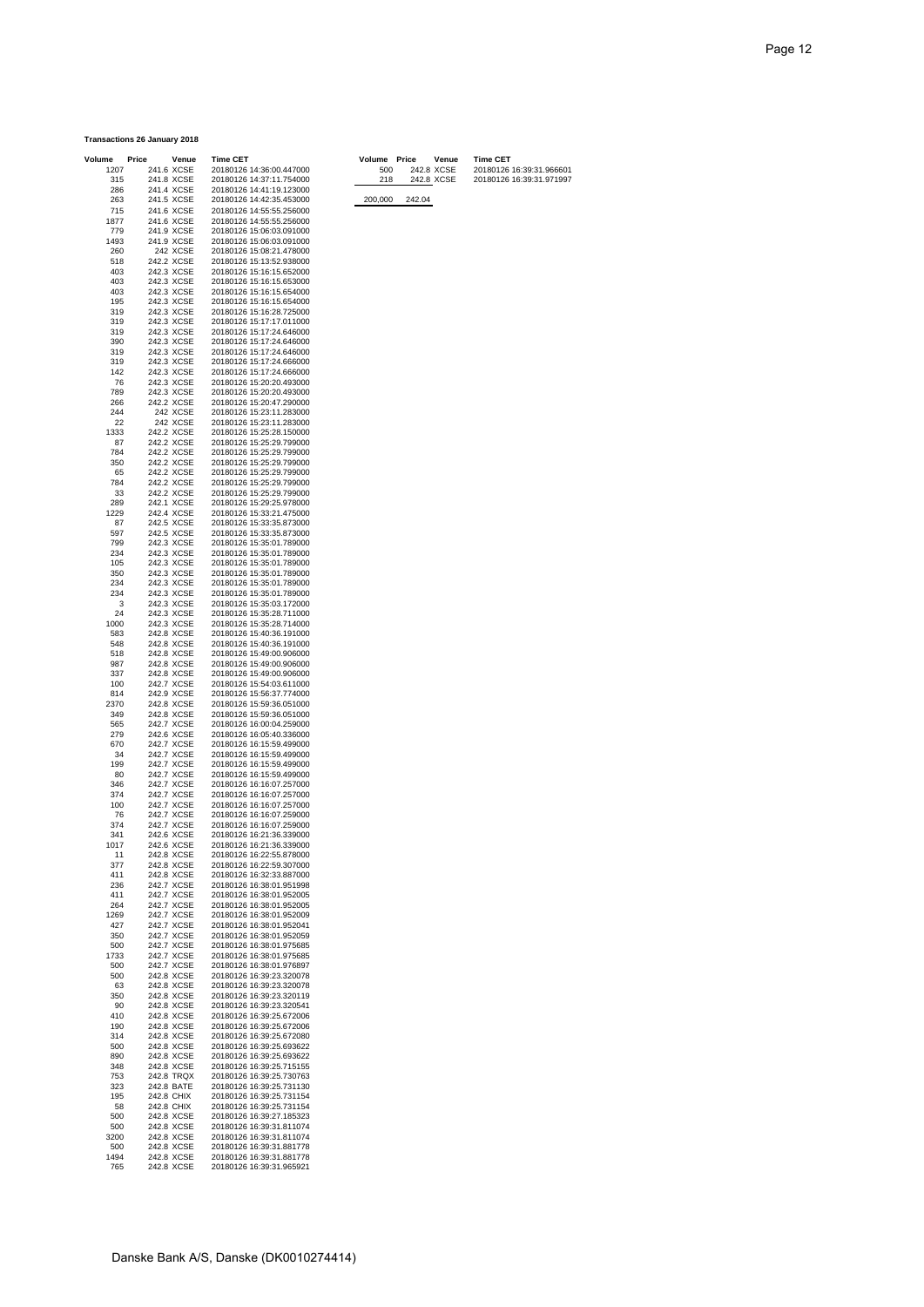**Transactions 26 January 2018**

| Volume | Price | Venue | Time CET |
|---|---|---|---|
| 1207 | 241.6 | XCSE | 20180126 14:36:00.447000 |
| 315 | 241.8 | XCSE | 20180126 14:37:11.754000 |
| 286 | 241.4 | XCSE | 20180126 14:41:19.123000 |
| 263 | 241.5 | XCSE | 20180126 14:42:35.453000 |
| 715 | 241.6 | XCSE | 20180126 14:55:55.256000 |
| 1877 | 241.6 | XCSE | 20180126 14:55:55.256000 |
| 779 | 241.9 | XCSE | 20180126 15:06:03.091000 |
| 1493 | 241.9 | XCSE | 20180126 15:06:03.091000 |
| 260 | 242 | XCSE | 20180126 15:08:21.478000 |
| 518 | 242.2 | XCSE | 20180126 15:13:52.938000 |
| 403 | 242.3 | XCSE | 20180126 15:16:15.652000 |
| 403 | 242.3 | XCSE | 20180126 15:16:15.653000 |
| 403 | 242.3 | XCSE | 20180126 15:16:15.654000 |
| 195 | 242.3 | XCSE | 20180126 15:16:15.654000 |
| 319 | 242.3 | XCSE | 20180126 15:16:28.725000 |
| 319 | 242.3 | XCSE | 20180126 15:17:17.011000 |
| 319 | 242.3 | XCSE | 20180126 15:17:24.646000 |
| 390 | 242.3 | XCSE | 20180126 15:17:24.646000 |
| 319 | 242.3 | XCSE | 20180126 15:17:24.646000 |
| 319 | 242.3 | XCSE | 20180126 15:17:24.666000 |
| 142 | 242.3 | XCSE | 20180126 15:17:24.666000 |
| 76 | 242.3 | XCSE | 20180126 15:20:20.493000 |
| 789 | 242.3 | XCSE | 20180126 15:20:20.493000 |
| 266 | 242.2 | XCSE | 20180126 15:20:47.290000 |
| 244 | 242 | XCSE | 20180126 15:23:11.283000 |
| 22 | 242 | XCSE | 20180126 15:23:11.283000 |
| 1333 | 242.2 | XCSE | 20180126 15:25:28.150000 |
| 87 | 242.2 | XCSE | 20180126 15:25:29.799000 |
| 784 | 242.2 | XCSE | 20180126 15:25:29.799000 |
| 350 | 242.2 | XCSE | 20180126 15:25:29.799000 |
| 65 | 242.2 | XCSE | 20180126 15:25:29.799000 |
| 784 | 242.2 | XCSE | 20180126 15:25:29.799000 |
| 33 | 242.2 | XCSE | 20180126 15:25:29.799000 |
| 289 | 242.1 | XCSE | 20180126 15:29:25.978000 |
| 1229 | 242.4 | XCSE | 20180126 15:33:21.475000 |
| 87 | 242.5 | XCSE | 20180126 15:33:35.873000 |
| 597 | 242.5 | XCSE | 20180126 15:33:35.873000 |
| 799 | 242.3 | XCSE | 20180126 15:35:01.789000 |
| 234 | 242.3 | XCSE | 20180126 15:35:01.789000 |
| 105 | 242.3 | XCSE | 20180126 15:35:01.789000 |
| 350 | 242.3 | XCSE | 20180126 15:35:01.789000 |
| 234 | 242.3 | XCSE | 20180126 15:35:01.789000 |
| 234 | 242.3 | XCSE | 20180126 15:35:01.789000 |
| 3 | 242.3 | XCSE | 20180126 15:35:03.172000 |
| 24 | 242.3 | XCSE | 20180126 15:35:28.711000 |
| 1000 | 242.3 | XCSE | 20180126 15:35:28.714000 |
| 583 | 242.8 | XCSE | 20180126 15:40:36.191000 |
| 548 | 242.8 | XCSE | 20180126 15:40:36.191000 |
| 518 | 242.8 | XCSE | 20180126 15:49:00.906000 |
| 987 | 242.8 | XCSE | 20180126 15:49:00.906000 |
| 337 | 242.8 | XCSE | 20180126 15:49:00.906000 |
| 100 | 242.7 | XCSE | 20180126 15:54:03.611000 |
| 814 | 242.9 | XCSE | 20180126 15:56:37.774000 |
| 2370 | 242.8 | XCSE | 20180126 15:59:36.051000 |
| 349 | 242.8 | XCSE | 20180126 15:59:36.051000 |
| 565 | 242.7 | XCSE | 20180126 16:00:04.259000 |
| 279 | 242.6 | XCSE | 20180126 16:05:40.336000 |
| 670 | 242.7 | XCSE | 20180126 16:15:59.499000 |
| 34 | 242.7 | XCSE | 20180126 16:15:59.499000 |
| 199 | 242.7 | XCSE | 20180126 16:15:59.499000 |
| 80 | 242.7 | XCSE | 20180126 16:15:59.499000 |
| 346 | 242.7 | XCSE | 20180126 16:16:07.257000 |
| 374 | 242.7 | XCSE | 20180126 16:16:07.257000 |
| 100 | 242.7 | XCSE | 20180126 16:16:07.257000 |
| 76 | 242.7 | XCSE | 20180126 16:16:07.259000 |
| 374 | 242.7 | XCSE | 20180126 16:16:07.259000 |
| 341 | 242.6 | XCSE | 20180126 16:21:36.339000 |
| 1017 | 242.6 | XCSE | 20180126 16:21:36.339000 |
| 11 | 242.8 | XCSE | 20180126 16:22:55.878000 |
| 377 | 242.8 | XCSE | 20180126 16:22:59.307000 |
| 411 | 242.8 | XCSE | 20180126 16:32:33.887000 |
| 236 | 242.7 | XCSE | 20180126 16:38:01.951998 |
| 411 | 242.7 | XCSE | 20180126 16:38:01.952005 |
| 264 | 242.7 | XCSE | 20180126 16:38:01.952005 |
| 1269 | 242.7 | XCSE | 20180126 16:38:01.952009 |
| 427 | 242.7 | XCSE | 20180126 16:38:01.952041 |
| 350 | 242.7 | XCSE | 20180126 16:38:01.952059 |
| 500 | 242.7 | XCSE | 20180126 16:38:01.975685 |
| 1733 | 242.7 | XCSE | 20180126 16:38:01.975685 |
| 500 | 242.7 | XCSE | 20180126 16:38:01.976897 |
| 500 | 242.8 | XCSE | 20180126 16:39:23.320078 |
| 63 | 242.8 | XCSE | 20180126 16:39:23.320078 |
| 350 | 242.8 | XCSE | 20180126 16:39:23.320119 |
| 90 | 242.8 | XCSE | 20180126 16:39:23.320541 |
| 410 | 242.8 | XCSE | 20180126 16:39:25.672006 |
| 190 | 242.8 | XCSE | 20180126 16:39:25.672006 |
| 314 | 242.8 | XCSE | 20180126 16:39:25.672080 |
| 500 | 242.8 | XCSE | 20180126 16:39:25.693622 |
| 890 | 242.8 | XCSE | 20180126 16:39:25.693622 |
| 348 | 242.8 | XCSE | 20180126 16:39:25.715155 |
| 753 | 242.8 | TRQX | 20180126 16:39:25.730763 |
| 323 | 242.8 | BATE | 20180126 16:39:25.731130 |
| 195 | 242.8 | CHIX | 20180126 16:39:25.731154 |
| 58 | 242.8 | CHIX | 20180126 16:39:25.731154 |
| 500 | 242.8 | XCSE | 20180126 16:39:27.185323 |
| 500 | 242.8 | XCSE | 20180126 16:39:31.811074 |
| 3200 | 242.8 | XCSE | 20180126 16:39:31.811074 |
| 500 | 242.8 | XCSE | 20180126 16:39:31.881778 |
| 1494 | 242.8 | XCSE | 20180126 16:39:31.881778 |
| 765 | 242.8 | XCSE | 20180126 16:39:31.965921 |
| 500 | 242.8 | XCSE | 20180126 16:39:31.966601 |
| 218 | 242.8 | XCSE | 20180126 16:39:31.971997 |
| 200,000 | 242.04 | | |

Danske Bank A/S, Danske (DK0010274414)